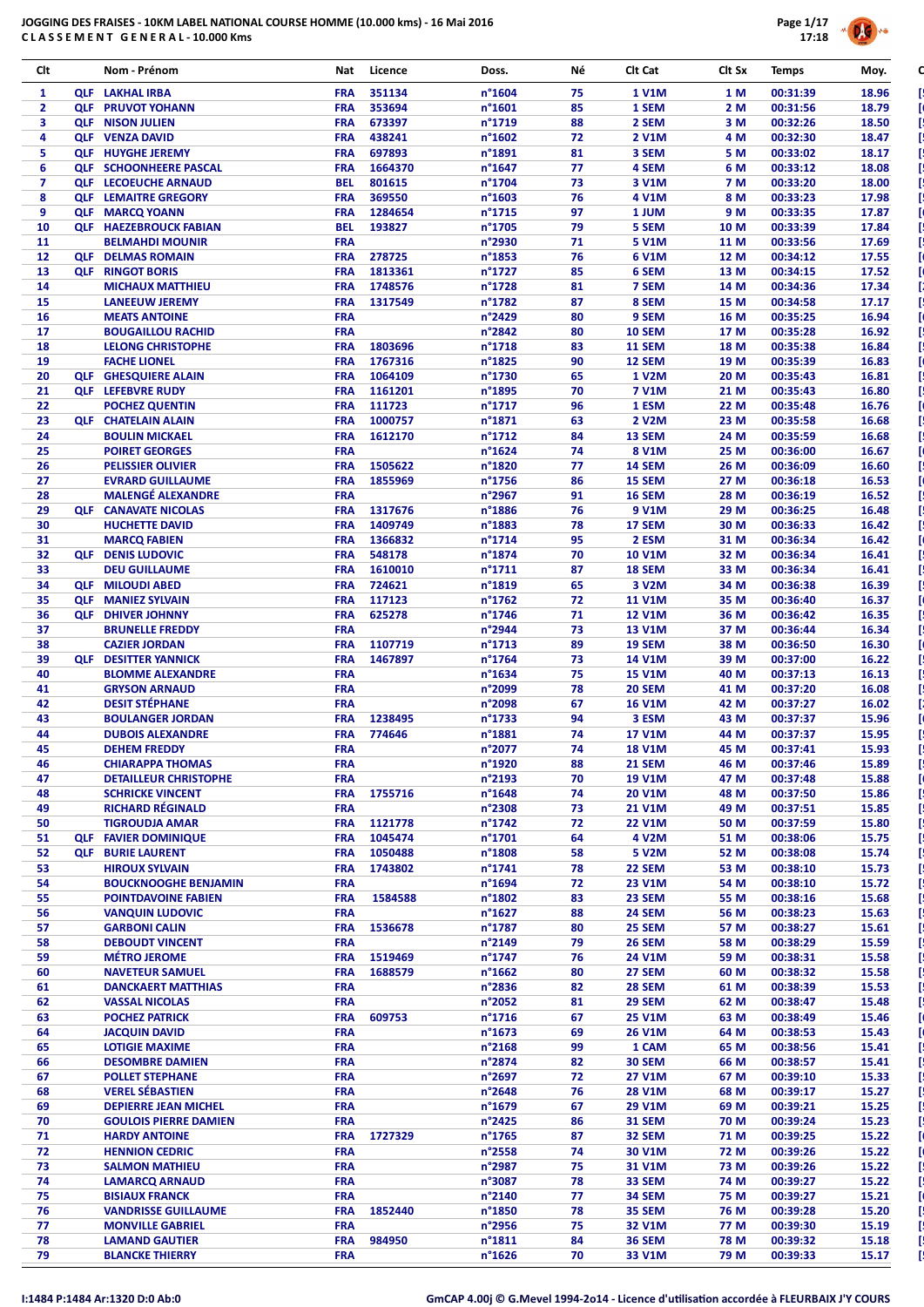**JOGGING DES FRAISES - 10KM LABEL NATIONAL COURSE HOMME (10.000 kms) - 16 Mai 2016**

**C L A S S E M E N T G E N E R A L - 10.000 Kms**

| Clt | | Nom - Prénom | Nat | Licence | Doss. | Né | Clt Cat | Clt Sx | Temps | Moy. |
|---|---|---|---|---|---|---|---|---|---|---|
| 1 | QLF | LAKHAL IRBA | FRA | 351134 | n°1604 | 75 | 1 V1M | 1 M | 00:31:39 | 18.96 |
| 2 | QLF | PRUVOT YOHANN | FRA | 353694 | n°1601 | 85 | 1 SEM | 2 M | 00:31:56 | 18.79 |
| 3 | QLF | NISON JULIEN | FRA | 673397 | n°1719 | 88 | 2 SEM | 3 M | 00:32:26 | 18.50 |
| 4 | QLF | VENZA DAVID | FRA | 438241 | n°1602 | 72 | 2 V1M | 4 M | 00:32:30 | 18.47 |
| 5 | QLF | HUYGHE JEREMY | FRA | 697893 | n°1891 | 81 | 3 SEM | 5 M | 00:33:02 | 18.17 |
| 6 | QLF | SCHOONHEERE PASCAL | FRA | 1664370 | n°1647 | 77 | 4 SEM | 6 M | 00:33:12 | 18.08 |
| 7 | QLF | LECOEUCHE ARNAUD | BEL | 801615 | n°1704 | 73 | 3 V1M | 7 M | 00:33:20 | 18.00 |
| 8 | QLF | LEMAITRE GREGORY | FRA | 369550 | n°1603 | 76 | 4 V1M | 8 M | 00:33:23 | 17.98 |
| 9 | QLF | MARCQ YOANN | FRA | 1284654 | n°1715 | 97 | 1 JUM | 9 M | 00:33:35 | 17.87 |
| 10 | QLF | HAEZEBROUCK FABIAN | BEL | 193827 | n°1705 | 79 | 5 SEM | 10 M | 00:33:39 | 17.84 |
| 11 | | BELMAHDI MOUNIR | FRA | | n°2930 | 71 | 5 V1M | 11 M | 00:33:56 | 17.69 |
| 12 | QLF | DELMAS ROMAIN | FRA | 278725 | n°1853 | 76 | 6 V1M | 12 M | 00:34:12 | 17.55 |
| 13 | QLF | RINGOT BORIS | FRA | 1813361 | n°1727 | 85 | 6 SEM | 13 M | 00:34:15 | 17.52 |
| 14 | | MICHAUX MATTHIEU | FRA | 1748576 | n°1728 | 81 | 7 SEM | 14 M | 00:34:36 | 17.34 |
| 15 | | LANEEUW JEREMY | FRA | 1317549 | n°1782 | 87 | 8 SEM | 15 M | 00:34:58 | 17.17 |
| 16 | | MEATS ANTOINE | FRA | | n°2429 | 80 | 9 SEM | 16 M | 00:35:25 | 16.94 |
| 17 | | BOUGAILLOU RACHID | FRA | | n°2842 | 80 | 10 SEM | 17 M | 00:35:28 | 16.92 |
| 18 | | LELONG CHRISTOPHE | FRA | 1803696 | n°1718 | 83 | 11 SEM | 18 M | 00:35:38 | 16.84 |
| 19 | | FACHE LIONEL | FRA | 1767316 | n°1825 | 90 | 12 SEM | 19 M | 00:35:39 | 16.83 |
| 20 | QLF | GHESQUIERE ALAIN | FRA | 1064109 | n°1730 | 65 | 1 V2M | 20 M | 00:35:43 | 16.81 |
| 21 | QLF | LEFEBVRE RUDY | FRA | 1161201 | n°1895 | 70 | 7 V1M | 21 M | 00:35:43 | 16.80 |
| 22 | | POCHEZ QUENTIN | FRA | 111723 | n°1717 | 96 | 1 ESM | 22 M | 00:35:48 | 16.76 |
| 23 | QLF | CHATELAIN ALAIN | FRA | 1000757 | n°1871 | 63 | 2 V2M | 23 M | 00:35:58 | 16.68 |
| 24 | | BOULIN MICKAEL | FRA | 1612170 | n°1712 | 84 | 13 SEM | 24 M | 00:35:59 | 16.68 |
| 25 | | POIRET GEORGES | FRA | | n°1624 | 74 | 8 V1M | 25 M | 00:36:00 | 16.67 |
| 26 | | PELISSIER OLIVIER | FRA | 1505622 | n°1820 | 77 | 14 SEM | 26 M | 00:36:09 | 16.60 |
| 27 | | EVRARD GUILLAUME | FRA | 1855969 | n°1756 | 86 | 15 SEM | 27 M | 00:36:18 | 16.53 |
| 28 | | MALENGÉ ALEXANDRE | FRA | | n°2967 | 91 | 16 SEM | 28 M | 00:36:19 | 16.52 |
| 29 | QLF | CANAVATE NICOLAS | FRA | 1317676 | n°1886 | 76 | 9 V1M | 29 M | 00:36:25 | 16.48 |
| 30 | | HUCHETTE DAVID | FRA | 1409749 | n°1883 | 78 | 17 SEM | 30 M | 00:36:33 | 16.42 |
| 31 | | MARCQ FABIEN | FRA | 1366832 | n°1714 | 95 | 2 ESM | 31 M | 00:36:34 | 16.42 |
| 32 | QLF | DENIS LUDOVIC | FRA | 548178 | n°1874 | 70 | 10 V1M | 32 M | 00:36:34 | 16.41 |
| 33 | | DEU GUILLAUME | FRA | 1610010 | n°1711 | 87 | 18 SEM | 33 M | 00:36:34 | 16.41 |
| 34 | QLF | MILOUDI ABED | FRA | 724621 | n°1819 | 65 | 3 V2M | 34 M | 00:36:38 | 16.39 |
| 35 | QLF | MANIEZ SYLVAIN | FRA | 117123 | n°1762 | 72 | 11 V1M | 35 M | 00:36:40 | 16.37 |
| 36 | QLF | DHIVER JOHNNY | FRA | 625278 | n°1746 | 71 | 12 V1M | 36 M | 00:36:42 | 16.35 |
| 37 | | BRUNELLE FREDDY | FRA | | n°2944 | 73 | 13 V1M | 37 M | 00:36:44 | 16.34 |
| 38 | | CAZIER JORDAN | FRA | 1107719 | n°1713 | 89 | 19 SEM | 38 M | 00:36:50 | 16.30 |
| 39 | QLF | DESITTER YANNICK | FRA | 1467897 | n°1764 | 73 | 14 V1M | 39 M | 00:37:00 | 16.22 |
| 40 | | BLOMME ALEXANDRE | FRA | | n°1634 | 75 | 15 V1M | 40 M | 00:37:13 | 16.13 |
| 41 | | GRYSON ARNAUD | FRA | | n°2099 | 78 | 20 SEM | 41 M | 00:37:20 | 16.08 |
| 42 | | DESIT STÉPHANE | FRA | | n°2098 | 67 | 16 V1M | 42 M | 00:37:27 | 16.02 |
| 43 | | BOULANGER JORDAN | FRA | 1238495 | n°1733 | 94 | 3 ESM | 43 M | 00:37:37 | 15.96 |
| 44 | | DUBOIS ALEXANDRE | FRA | 774646 | n°1881 | 74 | 17 V1M | 44 M | 00:37:37 | 15.95 |
| 45 | | DEHEM FREDDY | FRA | | n°2077 | 74 | 18 V1M | 45 M | 00:37:41 | 15.93 |
| 46 | | CHIARAPPA THOMAS | FRA | | n°1920 | 88 | 21 SEM | 46 M | 00:37:46 | 15.89 |
| 47 | | DETAILLEUR CHRISTOPHE | FRA | | n°2193 | 70 | 19 V1M | 47 M | 00:37:48 | 15.88 |
| 48 | | SCHRICKE VINCENT | FRA | 1755716 | n°1648 | 74 | 20 V1M | 48 M | 00:37:50 | 15.86 |
| 49 | | RICHARD RÉGINALD | FRA | | n°2308 | 73 | 21 V1M | 49 M | 00:37:51 | 15.85 |
| 50 | | TIGROUDJA AMAR | FRA | 1121778 | n°1742 | 72 | 22 V1M | 50 M | 00:37:59 | 15.80 |
| 51 | QLF | FAVIER DOMINIQUE | FRA | 1045474 | n°1701 | 64 | 4 V2M | 51 M | 00:38:06 | 15.75 |
| 52 | QLF | BURIE LAURENT | FRA | 1050488 | n°1808 | 58 | 5 V2M | 52 M | 00:38:08 | 15.74 |
| 53 | | HIROUX SYLVAIN | FRA | 1743802 | n°1741 | 78 | 22 SEM | 53 M | 00:38:10 | 15.73 |
| 54 | | BOUCKNOOGHE BENJAMIN | FRA | | n°1694 | 72 | 23 V1M | 54 M | 00:38:10 | 15.72 |
| 55 | | POINTDAVOINE FABIEN | FRA | 1584588 | n°1802 | 83 | 23 SEM | 55 M | 00:38:16 | 15.68 |
| 56 | | VANQUIN LUDOVIC | FRA | | n°1627 | 88 | 24 SEM | 56 M | 00:38:23 | 15.63 |
| 57 | | GARBONI CALIN | FRA | 1536678 | n°1787 | 80 | 25 SEM | 57 M | 00:38:27 | 15.61 |
| 58 | | DEBOUDT VINCENT | FRA | | n°2149 | 79 | 26 SEM | 58 M | 00:38:29 | 15.59 |
| 59 | | MÉTRO JEROME | FRA | 1519469 | n°1747 | 76 | 24 V1M | 59 M | 00:38:31 | 15.58 |
| 60 | | NAVETEUR SAMUEL | FRA | 1688579 | n°1662 | 80 | 27 SEM | 60 M | 00:38:32 | 15.58 |
| 61 | | DANCKAERT MATTHIAS | FRA | | n°2836 | 82 | 28 SEM | 61 M | 00:38:39 | 15.53 |
| 62 | | VASSAL NICOLAS | FRA | | n°2052 | 81 | 29 SEM | 62 M | 00:38:47 | 15.48 |
| 63 | | POCHEZ PATRICK | FRA | 609753 | n°1716 | 67 | 25 V1M | 63 M | 00:38:49 | 15.46 |
| 64 | | JACQUIN DAVID | FRA | | n°1673 | 69 | 26 V1M | 64 M | 00:38:53 | 15.43 |
| 65 | | LOTIGIE MAXIME | FRA | | n°2168 | 99 | 1 CAM | 65 M | 00:38:56 | 15.41 |
| 66 | | DESOMBRE DAMIEN | FRA | | n°2874 | 82 | 30 SEM | 66 M | 00:38:57 | 15.41 |
| 67 | | POLLET STEPHANE | FRA | | n°2697 | 72 | 27 V1M | 67 M | 00:39:10 | 15.33 |
| 68 | | VEREL SÉBASTIEN | FRA | | n°2648 | 76 | 28 V1M | 68 M | 00:39:17 | 15.27 |
| 69 | | DEPIERRE JEAN MICHEL | FRA | | n°1679 | 67 | 29 V1M | 69 M | 00:39:21 | 15.25 |
| 70 | | GOULOIS PIERRE DAMIEN | FRA | | n°2425 | 86 | 31 SEM | 70 M | 00:39:24 | 15.23 |
| 71 | | HARDY ANTOINE | FRA | 1727329 | n°1765 | 87 | 32 SEM | 71 M | 00:39:25 | 15.22 |
| 72 | | HENNION CEDRIC | FRA | | n°2558 | 74 | 30 V1M | 72 M | 00:39:26 | 15.22 |
| 73 | | SALMON MATHIEU | FRA | | n°2987 | 75 | 31 V1M | 73 M | 00:39:26 | 15.22 |
| 74 | | LAMARCQ ARNAUD | FRA | | n°3087 | 78 | 33 SEM | 74 M | 00:39:27 | 15.22 |
| 75 | | BISIAUX FRANCK | FRA | | n°2140 | 77 | 34 SEM | 75 M | 00:39:27 | 15.21 |
| 76 | | VANDRISSE GUILLAUME | FRA | 1852440 | n°1850 | 78 | 35 SEM | 76 M | 00:39:28 | 15.20 |
| 77 | | MONVILLE GABRIEL | FRA | | n°2956 | 75 | 32 V1M | 77 M | 00:39:30 | 15.19 |
| 78 | | LAMAND GAUTIER | FRA | 984950 | n°1811 | 84 | 36 SEM | 78 M | 00:39:32 | 15.18 |
| 79 | | BLANCKE THIERRY | FRA | | n°1626 | 70 | 33 V1M | 79 M | 00:39:33 | 15.17 |

I:1484 P:1484 Ar:1320 D:0 Ab:0

GmCAP 4.00j © G.Mevel 1994-2o14 - Licence d'utilisation accordée à FLEURBAIX J'Y COURS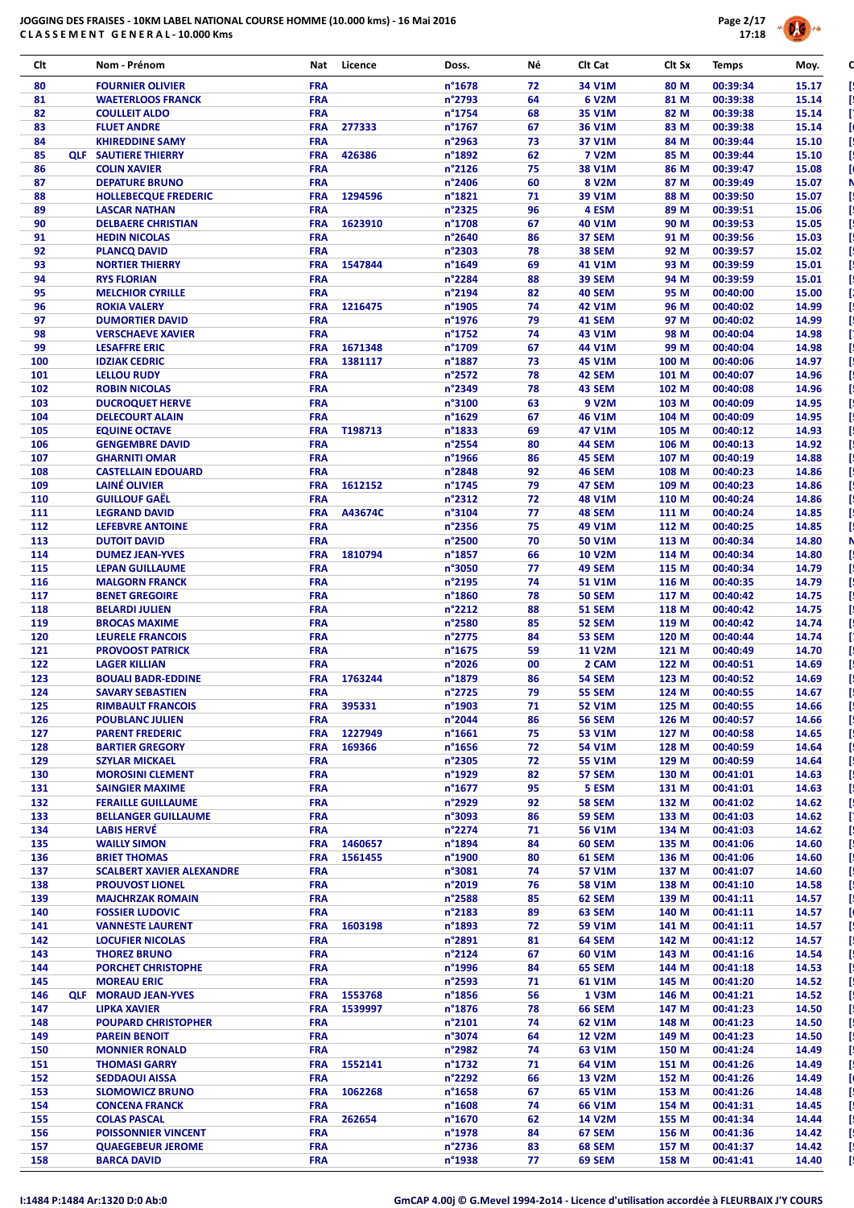# JOGGING DES FRAISES - 10KM LABEL NATIONAL COURSE HOMME (10.000 kms) - 16 Mai 2016

## CLASSEMENT GENERAL - 10.000 Kms

| Clt | | Nom - Prénom | Nat | Licence | Doss. | Né | Clt Cat | Clt Sx | Temps | Moy. |
|---|---|---|---|---|---|---|---|---|---|---|
| 80 | | FOURNIER OLIVIER | FRA | | n°1678 | 72 | 34 V1M | 80 M | 00:39:34 | 15.17 |
| 81 | | WAETERLOOS FRANCK | FRA | | n°2793 | 64 | 6 V2M | 81 M | 00:39:38 | 15.14 |
| 82 | | COULLEIT ALDO | FRA | | n°1754 | 68 | 35 V1M | 82 M | 00:39:38 | 15.14 |
| 83 | | FLUET ANDRE | FRA | 277333 | n°1767 | 67 | 36 V1M | 83 M | 00:39:38 | 15.14 |
| 84 | | KHIREDDINE SAMY | FRA | | n°2963 | 73 | 37 V1M | 84 M | 00:39:44 | 15.10 |
| 85 | QLF | SAUTIERE THIERRY | FRA | 426386 | n°1892 | 62 | 7 V2M | 85 M | 00:39:44 | 15.10 |
| 86 | | COLIN XAVIER | FRA | | n°2126 | 75 | 38 V1M | 86 M | 00:39:47 | 15.08 |
| 87 | | DEPATURE BRUNO | FRA | | n°2406 | 60 | 8 V2M | 87 M | 00:39:49 | 15.07 |
| 88 | | HOLLEBECQUE FREDERIC | FRA | 1294596 | n°1821 | 71 | 39 V1M | 88 M | 00:39:50 | 15.07 |
| 89 | | LASCAR NATHAN | FRA | | n°2325 | 96 | 4 ESM | 89 M | 00:39:51 | 15.06 |
| 90 | | DELBAERE CHRISTIAN | FRA | 1623910 | n°1708 | 67 | 40 V1M | 90 M | 00:39:53 | 15.05 |
| 91 | | HEDIN NICOLAS | FRA | | n°2640 | 86 | 37 SEM | 91 M | 00:39:56 | 15.03 |
| 92 | | PLANCQ DAVID | FRA | | n°2303 | 78 | 38 SEM | 92 M | 00:39:57 | 15.02 |
| 93 | | NORTIER THIERRY | FRA | 1547844 | n°1649 | 69 | 41 V1M | 93 M | 00:39:59 | 15.01 |
| 94 | | RYS FLORIAN | FRA | | n°2284 | 88 | 39 SEM | 94 M | 00:39:59 | 15.01 |
| 95 | | MELCHIOR CYRILLE | FRA | | n°2194 | 82 | 40 SEM | 95 M | 00:40:00 | 15.00 |
| 96 | | ROKIA VALERY | FRA | 1216475 | n°1905 | 74 | 42 V1M | 96 M | 00:40:02 | 14.99 |
| 97 | | DUMORTIER DAVID | FRA | | n°1976 | 79 | 41 SEM | 97 M | 00:40:02 | 14.99 |
| 98 | | VERSCHAEVE XAVIER | FRA | | n°1752 | 74 | 43 V1M | 98 M | 00:40:04 | 14.98 |
| 99 | | LESAFFRE ERIC | FRA | 1671348 | n°1709 | 67 | 44 V1M | 99 M | 00:40:04 | 14.98 |
| 100 | | IDZIAK CEDRIC | FRA | 1381117 | n°1887 | 73 | 45 V1M | 100 M | 00:40:06 | 14.97 |
| 101 | | LELLOU RUDY | FRA | | n°2572 | 78 | 42 SEM | 101 M | 00:40:07 | 14.96 |
| 102 | | ROBIN NICOLAS | FRA | | n°2349 | 78 | 43 SEM | 102 M | 00:40:08 | 14.96 |
| 103 | | DUCROQUET HERVE | FRA | | n°3100 | 63 | 9 V2M | 103 M | 00:40:09 | 14.95 |
| 104 | | DELECOURT ALAIN | FRA | | n°1629 | 67 | 46 V1M | 104 M | 00:40:09 | 14.95 |
| 105 | | EQUINE OCTAVE | FRA | T198713 | n°1833 | 69 | 47 V1M | 105 M | 00:40:12 | 14.93 |
| 106 | | GENGEMBRE DAVID | FRA | | n°2554 | 80 | 44 SEM | 106 M | 00:40:13 | 14.92 |
| 107 | | GHARNITI OMAR | FRA | | n°1966 | 86 | 45 SEM | 107 M | 00:40:19 | 14.88 |
| 108 | | CASTELLAIN EDOUARD | FRA | | n°2848 | 92 | 46 SEM | 108 M | 00:40:23 | 14.86 |
| 109 | | LAINÉ OLIVIER | FRA | 1612152 | n°1745 | 79 | 47 SEM | 109 M | 00:40:23 | 14.86 |
| 110 | | GUILLOUF GAËL | FRA | | n°2312 | 72 | 48 V1M | 110 M | 00:40:24 | 14.86 |
| 111 | | LEGRAND DAVID | FRA | A43674C | n°3104 | 77 | 48 SEM | 111 M | 00:40:24 | 14.85 |
| 112 | | LEFEBVRE ANTOINE | FRA | | n°2356 | 75 | 49 V1M | 112 M | 00:40:25 | 14.85 |
| 113 | | DUTOIT DAVID | FRA | | n°2500 | 70 | 50 V1M | 113 M | 00:40:34 | 14.80 |
| 114 | | DUMEZ JEAN-YVES | FRA | 1810794 | n°1857 | 66 | 10 V2M | 114 M | 00:40:34 | 14.80 |
| 115 | | LEPAN GUILLAUME | FRA | | n°3050 | 77 | 49 SEM | 115 M | 00:40:34 | 14.79 |
| 116 | | MALGORN FRANCK | FRA | | n°2195 | 74 | 51 V1M | 116 M | 00:40:35 | 14.79 |
| 117 | | BENET GREGOIRE | FRA | | n°1860 | 78 | 50 SEM | 117 M | 00:40:42 | 14.75 |
| 118 | | BELARDI JULIEN | FRA | | n°2212 | 88 | 51 SEM | 118 M | 00:40:42 | 14.75 |
| 119 | | BROCAS MAXIME | FRA | | n°2580 | 85 | 52 SEM | 119 M | 00:40:42 | 14.74 |
| 120 | | LEURELE FRANCOIS | FRA | | n°2775 | 84 | 53 SEM | 120 M | 00:40:44 | 14.74 |
| 121 | | PROVOOST PATRICK | FRA | | n°1675 | 59 | 11 V2M | 121 M | 00:40:49 | 14.70 |
| 122 | | LAGER KILLIAN | FRA | | n°2026 | 00 | 2 CAM | 122 M | 00:40:51 | 14.69 |
| 123 | | BOUALI BADR-EDDINE | FRA | 1763244 | n°1879 | 86 | 54 SEM | 123 M | 00:40:52 | 14.69 |
| 124 | | SAVARY SEBASTIEN | FRA | | n°2725 | 79 | 55 SEM | 124 M | 00:40:55 | 14.67 |
| 125 | | RIMBAULT FRANCOIS | FRA | 395331 | n°1903 | 71 | 52 V1M | 125 M | 00:40:55 | 14.66 |
| 126 | | POUBLANC JULIEN | FRA | | n°2044 | 86 | 56 SEM | 126 M | 00:40:57 | 14.66 |
| 127 | | PARENT FREDERIC | FRA | 1227949 | n°1661 | 75 | 53 V1M | 127 M | 00:40:58 | 14.65 |
| 128 | | BARTIER GREGORY | FRA | 169366 | n°1656 | 72 | 54 V1M | 128 M | 00:40:59 | 14.64 |
| 129 | | SZYLAR MICKAEL | FRA | | n°2305 | 72 | 55 V1M | 129 M | 00:40:59 | 14.64 |
| 130 | | MOROSINI CLEMENT | FRA | | n°1929 | 82 | 57 SEM | 130 M | 00:41:01 | 14.63 |
| 131 | | SAINGIER MAXIME | FRA | | n°1677 | 95 | 5 ESM | 131 M | 00:41:01 | 14.63 |
| 132 | | FERAILLE GUILLAUME | FRA | | n°2929 | 92 | 58 SEM | 132 M | 00:41:02 | 14.62 |
| 133 | | BELLANGER GUILLAUME | FRA | | n°3093 | 86 | 59 SEM | 133 M | 00:41:03 | 14.62 |
| 134 | | LABIS HERVÉ | FRA | | n°2274 | 71 | 56 V1M | 134 M | 00:41:03 | 14.62 |
| 135 | | WAILLY SIMON | FRA | 1460657 | n°1894 | 84 | 60 SEM | 135 M | 00:41:06 | 14.60 |
| 136 | | BRIET THOMAS | FRA | 1561455 | n°1900 | 80 | 61 SEM | 136 M | 00:41:06 | 14.60 |
| 137 | | SCALBERT XAVIER ALEXANDRE | FRA | | n°3081 | 74 | 57 V1M | 137 M | 00:41:07 | 14.60 |
| 138 | | PROUVOST LIONEL | FRA | | n°2019 | 76 | 58 V1M | 138 M | 00:41:10 | 14.58 |
| 139 | | MAJCHRZAK ROMAIN | FRA | | n°2588 | 85 | 62 SEM | 139 M | 00:41:11 | 14.57 |
| 140 | | FOSSIER LUDOVIC | FRA | | n°2183 | 89 | 63 SEM | 140 M | 00:41:11 | 14.57 |
| 141 | | VANNESTE LAURENT | FRA | 1603198 | n°1893 | 72 | 59 V1M | 141 M | 00:41:11 | 14.57 |
| 142 | | LOCUFIER NICOLAS | FRA | | n°2891 | 81 | 64 SEM | 142 M | 00:41:12 | 14.57 |
| 143 | | THOREZ BRUNO | FRA | | n°2124 | 67 | 60 V1M | 143 M | 00:41:16 | 14.54 |
| 144 | | PORCHET CHRISTOPHE | FRA | | n°1996 | 84 | 65 SEM | 144 M | 00:41:18 | 14.53 |
| 145 | | MOREAU ERIC | FRA | | n°2593 | 71 | 61 V1M | 145 M | 00:41:20 | 14.52 |
| 146 | QLF | MORAUD JEAN-YVES | FRA | 1553768 | n°1856 | 56 | 1 V3M | 146 M | 00:41:21 | 14.52 |
| 147 | | LIPKA XAVIER | FRA | 1539997 | n°1876 | 78 | 66 SEM | 147 M | 00:41:23 | 14.50 |
| 148 | | POUPARD CHRISTOPHER | FRA | | n°2101 | 74 | 62 V1M | 148 M | 00:41:23 | 14.50 |
| 149 | | PAREIN BENOIT | FRA | | n°3074 | 64 | 12 V2M | 149 M | 00:41:23 | 14.50 |
| 150 | | MONNIER RONALD | FRA | | n°2982 | 74 | 63 V1M | 150 M | 00:41:24 | 14.49 |
| 151 | | THOMASI GARRY | FRA | 1552141 | n°1732 | 71 | 64 V1M | 151 M | 00:41:26 | 14.49 |
| 152 | | SEDDAOUI AISSA | FRA | | n°2292 | 66 | 13 V2M | 152 M | 00:41:26 | 14.49 |
| 153 | | SLOMOWICZ BRUNO | FRA | 1062268 | n°1658 | 67 | 65 V1M | 153 M | 00:41:26 | 14.48 |
| 154 | | CONCENA FRANCK | FRA | | n°1608 | 74 | 66 V1M | 154 M | 00:41:31 | 14.45 |
| 155 | | COLAS PASCAL | FRA | 262654 | n°1670 | 62 | 14 V2M | 155 M | 00:41:34 | 14.44 |
| 156 | | POISSONNIER VINCENT | FRA | | n°1978 | 84 | 67 SEM | 156 M | 00:41:36 | 14.42 |
| 157 | | QUAEGEBEUR JEROME | FRA | | n°2736 | 83 | 68 SEM | 157 M | 00:41:37 | 14.42 |
| 158 | | BARCA DAVID | FRA | | n°1938 | 77 | 69 SEM | 158 M | 00:41:41 | 14.40 |

I:1484 P:1484 Ar:1320 D:0 Ab:0

GmCAP 4.00j © G.Mevel 1994-2014 - Licence d'utilisation accordée à FLEURBAIX J'Y COURS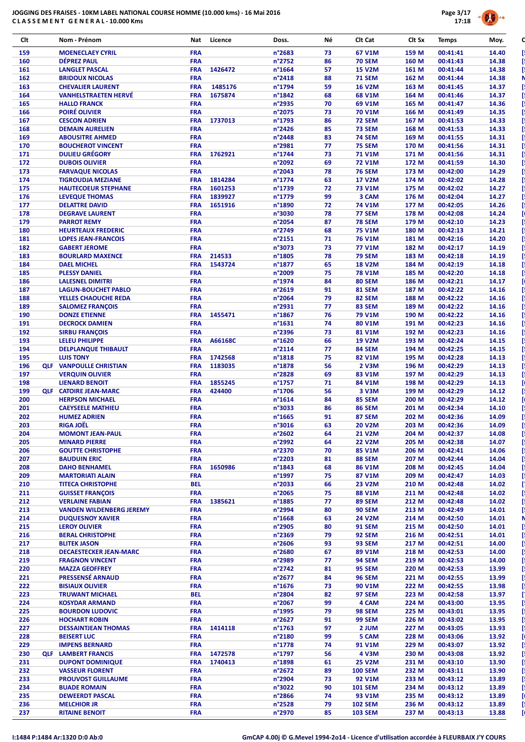# JOGGING DES FRAISES - 10KM LABEL NATIONAL COURSE HOMME (10.000 kms) - 16 Mai 2016

CLASSEMENT GENERAL - 10.000 Kms

| Clt | | Nom - Prénom | Nat | Licence | Doss. | Né | Clt Cat | Clt Sx | Temps | Moy. |
|---|---|---|---|---|---|---|---|---|---|---|
| 159 | | MOENECLAEY CYRIL | FRA | | n°2683 | 73 | 67 V1M | 159 M | 00:41:41 | 14.40 |
| 160 | | DÉPREZ PAUL | FRA | | n°2752 | 86 | 70 SEM | 160 M | 00:41:43 | 14.38 |
| 161 | | LANGLET PASCAL | FRA | 1426472 | n°1664 | 57 | 15 V2M | 161 M | 00:41:44 | 14.38 |
| 162 | | BRIDOUX NICOLAS | FRA | | n°2418 | 88 | 71 SEM | 162 M | 00:41:44 | 14.38 |
| 163 | | CHEVALIER LAURENT | FRA | 1485176 | n°1794 | 59 | 16 V2M | 163 M | 00:41:45 | 14.37 |
| 164 | | VANHELSTRAETEN HERVÉ | FRA | 1675874 | n°1842 | 68 | 68 V1M | 164 M | 00:41:46 | 14.37 |
| 165 | | HALLO FRANCK | FRA | | n°2935 | 70 | 69 V1M | 165 M | 00:41:47 | 14.36 |
| 166 | | POIRÉ OLIVIER | FRA | | n°2075 | 73 | 70 V1M | 166 M | 00:41:49 | 14.35 |
| 167 | | CESCON ADRIEN | FRA | 1737013 | n°1793 | 86 | 72 SEM | 167 M | 00:41:53 | 14.33 |
| 168 | | DEMAIN AURELIEN | FRA | | n°2426 | 85 | 73 SEM | 168 M | 00:41:53 | 14.33 |
| 169 | | ABOUSITRE AHMED | FRA | | n°2448 | 83 | 74 SEM | 169 M | 00:41:55 | 14.31 |
| 170 | | BOUCHEROT VINCENT | FRA | | n°2981 | 77 | 75 SEM | 170 M | 00:41:56 | 14.31 |
| 171 | | DULIEU GRÉGORY | FRA | 1762921 | n°1744 | 73 | 71 V1M | 171 M | 00:41:56 | 14.31 |
| 172 | | DUBOIS OLIVIER | FRA | | n°2092 | 69 | 72 V1M | 172 M | 00:41:59 | 14.30 |
| 173 | | FARVAQUE NICOLAS | FRA | | n°2043 | 78 | 76 SEM | 173 M | 00:42:00 | 14.29 |
| 174 | | TIGROUDJA MEZIANE | FRA | 1814284 | n°1774 | 63 | 17 V2M | 174 M | 00:42:02 | 14.28 |
| 175 | | HAUTECOEUR STEPHANE | FRA | 1601253 | n°1739 | 72 | 73 V1M | 175 M | 00:42:02 | 14.27 |
| 176 | | LEVEQUE THOMAS | FRA | 1839927 | n°1779 | 99 | 3 CAM | 176 M | 00:42:04 | 14.27 |
| 177 | | DELATTRE DAVID | FRA | 1651916 | n°1890 | 72 | 74 V1M | 177 M | 00:42:05 | 14.26 |
| 178 | | DEGRAVE LAURENT | FRA | | n°3030 | 78 | 77 SEM | 178 M | 00:42:08 | 14.24 |
| 179 | | PARROT REMY | FRA | | n°2054 | 87 | 78 SEM | 179 M | 00:42:10 | 14.23 |
| 180 | | HEURTEAUX FREDERIC | FRA | | n°2749 | 68 | 75 V1M | 180 M | 00:42:13 | 14.21 |
| 181 | | LOPES JEAN-FRANCOIS | FRA | | n°2151 | 71 | 76 V1M | 181 M | 00:42:16 | 14.20 |
| 182 | | GABERT JEROME | FRA | | n°3073 | 73 | 77 V1M | 182 M | 00:42:17 | 14.19 |
| 183 | | BOURLARD MAXENCE | FRA | 214533 | n°1805 | 78 | 79 SEM | 183 M | 00:42:18 | 14.19 |
| 184 | | DAEL MICHEL | FRA | 1543724 | n°1877 | 65 | 18 V2M | 184 M | 00:42:19 | 14.18 |
| 185 | | PLESSY DANIEL | FRA | | n°2009 | 75 | 78 V1M | 185 M | 00:42:20 | 14.18 |
| 186 | | LALESNEL DIMITRI | FRA | | n°1974 | 84 | 80 SEM | 186 M | 00:42:21 | 14.17 |
| 187 | | LAGUN-BOUCHET PABLO | FRA | | n°2619 | 91 | 81 SEM | 187 M | 00:42:22 | 14.16 |
| 188 | | YELLES CHAOUCHE REDA | FRA | | n°2064 | 79 | 82 SEM | 188 M | 00:42:22 | 14.16 |
| 189 | | SALOMEZ FRANÇOIS | FRA | | n°2931 | 77 | 83 SEM | 189 M | 00:42:22 | 14.16 |
| 190 | | DONZE ETIENNE | FRA | 1455471 | n°1867 | 76 | 79 V1M | 190 M | 00:42:22 | 14.16 |
| 191 | | DECROCK DAMIEN | FRA | | n°1631 | 74 | 80 V1M | 191 M | 00:42:23 | 14.16 |
| 192 | | SIRBU FRANÇOIS | FRA | | n°2396 | 73 | 81 V1M | 192 M | 00:42:23 | 14.16 |
| 193 | | LELEU PHILIPPE | FRA | A66168C | n°1620 | 66 | 19 V2M | 193 M | 00:42:24 | 14.15 |
| 194 | | DELPLANQUE THIBAULT | FRA | | n°2114 | 77 | 84 SEM | 194 M | 00:42:25 | 14.15 |
| 195 | | LUIS TONY | FRA | 1742568 | n°1818 | 75 | 82 V1M | 195 M | 00:42:28 | 14.13 |
| 196 | QLF | VANPOULLE CHRISTIAN | FRA | 1183035 | n°1878 | 56 | 2 V3M | 196 M | 00:42:29 | 14.13 |
| 197 | | VERQUIN OLIVIER | FRA | | n°2828 | 69 | 83 V1M | 197 M | 00:42:29 | 14.13 |
| 198 | | LIENARD BENOIT | FRA | 1855245 | n°1757 | 71 | 84 V1M | 198 M | 00:42:29 | 14.13 |
| 199 | QLF | CATOIRE JEAN-MARC | FRA | 424400 | n°1706 | 56 | 3 V3M | 199 M | 00:42:29 | 14.12 |
| 200 | | HERPSON MICHAEL | FRA | | n°1614 | 84 | 85 SEM | 200 M | 00:42:29 | 14.12 |
| 201 | | CAEYSEELE MATHIEU | FRA | | n°3033 | 86 | 86 SEM | 201 M | 00:42:34 | 14.10 |
| 202 | | HUMEZ ADRIEN | FRA | | n°1665 | 91 | 87 SEM | 202 M | 00:42:36 | 14.09 |
| 203 | | RIGA JOËL | FRA | | n°3016 | 63 | 20 V2M | 203 M | 00:42:36 | 14.09 |
| 204 | | MOMONT JEAN-PAUL | FRA | | n°2602 | 64 | 21 V2M | 204 M | 00:42:37 | 14.08 |
| 205 | | MINARD PIERRE | FRA | | n°2992 | 64 | 22 V2M | 205 M | 00:42:38 | 14.07 |
| 206 | | GOUTTE CHRISTOPHE | FRA | | n°2370 | 70 | 85 V1M | 206 M | 00:42:41 | 14.06 |
| 207 | | BAUDUIN ERIC | FRA | | n°2203 | 81 | 88 SEM | 207 M | 00:42:44 | 14.04 |
| 208 | | DAHO BENHAMEL | FRA | 1650986 | n°1843 | 68 | 86 V1M | 208 M | 00:42:45 | 14.04 |
| 209 | | MARTORIATI ALAIN | FRA | | n°1997 | 75 | 87 V1M | 209 M | 00:42:47 | 14.03 |
| 210 | | TITECA CHRISTOPHE | BEL | | n°2033 | 66 | 23 V2M | 210 M | 00:42:48 | 14.02 |
| 211 | | GUISSET FRANÇOIS | FRA | | n°2065 | 75 | 88 V1M | 211 M | 00:42:48 | 14.02 |
| 212 | | VERLAINE FABIAN | FRA | 1385621 | n°1885 | 77 | 89 SEM | 212 M | 00:42:48 | 14.02 |
| 213 | | VANDEN WILDENBERG JEREMY | FRA | | n°2994 | 80 | 90 SEM | 213 M | 00:42:49 | 14.01 |
| 214 | | DUQUESNOY XAVIER | FRA | | n°1668 | 63 | 24 V2M | 214 M | 00:42:50 | 14.01 |
| 215 | | LEROY OLIVIER | FRA | | n°2905 | 80 | 91 SEM | 215 M | 00:42:50 | 14.01 |
| 216 | | BERAL CHRISTOPHE | FRA | | n°2369 | 79 | 92 SEM | 216 M | 00:42:51 | 14.01 |
| 217 | | BLITEK JASON | FRA | | n°2606 | 93 | 93 SEM | 217 M | 00:42:51 | 14.00 |
| 218 | | DECAESTECKER JEAN-MARC | FRA | | n°2680 | 67 | 89 V1M | 218 M | 00:42:53 | 14.00 |
| 219 | | FRAGNON VINCENT | FRA | | n°2989 | 77 | 94 SEM | 219 M | 00:42:53 | 14.00 |
| 220 | | MAZZA GEOFFREY | FRA | | n°2742 | 81 | 95 SEM | 220 M | 00:42:53 | 13.99 |
| 221 | | PRESSENSÉ ARNAUD | FRA | | n°2677 | 84 | 96 SEM | 221 M | 00:42:55 | 13.99 |
| 222 | | BISIAUX OLIVIER | FRA | | n°1676 | 73 | 90 V1M | 222 M | 00:42:55 | 13.98 |
| 223 | | TRUWANT MICHAEL | BEL | | n°2804 | 82 | 97 SEM | 223 M | 00:42:58 | 13.97 |
| 224 | | KOSYDAR ARMAND | FRA | | n°2067 | 99 | 4 CAM | 224 M | 00:43:00 | 13.95 |
| 225 | | BOURDON LUDOVIC | FRA | | n°1995 | 79 | 98 SEM | 225 M | 00:43:01 | 13.95 |
| 226 | | HOCHART ROBIN | FRA | | n°2627 | 91 | 99 SEM | 226 M | 00:43:02 | 13.95 |
| 227 | | DESSAINTJEAN THOMAS | FRA | 1414118 | n°1763 | 97 | 2 JUM | 227 M | 00:43:05 | 13.93 |
| 228 | | BEISERT LUC | FRA | | n°2180 | 99 | 5 CAM | 228 M | 00:43:06 | 13.92 |
| 229 | | IMPENS BERNARD | FRA | | n°1778 | 74 | 91 V1M | 229 M | 00:43:07 | 13.92 |
| 230 | QLF | LAMBERT FRANCIS | FRA | 1472578 | n°1797 | 56 | 4 V3M | 230 M | 00:43:08 | 13.92 |
| 231 | | DUPONT DOMINIQUE | FRA | 1740413 | n°1898 | 61 | 25 V2M | 231 M | 00:43:10 | 13.90 |
| 232 | | VASSEUR FLORENT | FRA | | n°2672 | 89 | 100 SEM | 232 M | 00:43:11 | 13.90 |
| 233 | | PROUVOST GUILLAUME | FRA | | n°2904 | 73 | 92 V1M | 233 M | 00:43:12 | 13.89 |
| 234 | | BUADE ROMAIN | FRA | | n°3022 | 90 | 101 SEM | 234 M | 00:43:12 | 13.89 |
| 235 | | DEWEERDT PASCAL | FRA | | n°2866 | 74 | 93 V1M | 235 M | 00:43:12 | 13.89 |
| 236 | | MELCHIOR JR | FRA | | n°2528 | 79 | 102 SEM | 236 M | 00:43:12 | 13.89 |
| 237 | | RITAINE BENOIT | FRA | | n°2970 | 85 | 103 SEM | 237 M | 00:43:13 | 13.88 |

I:1484 P:1484 Ar:1320 D:0 Ab:0

GmCAP 4.00j © G.Mevel 1994-2o14 - Licence d'utilisation accordée à FLEURBAIX J'Y COURS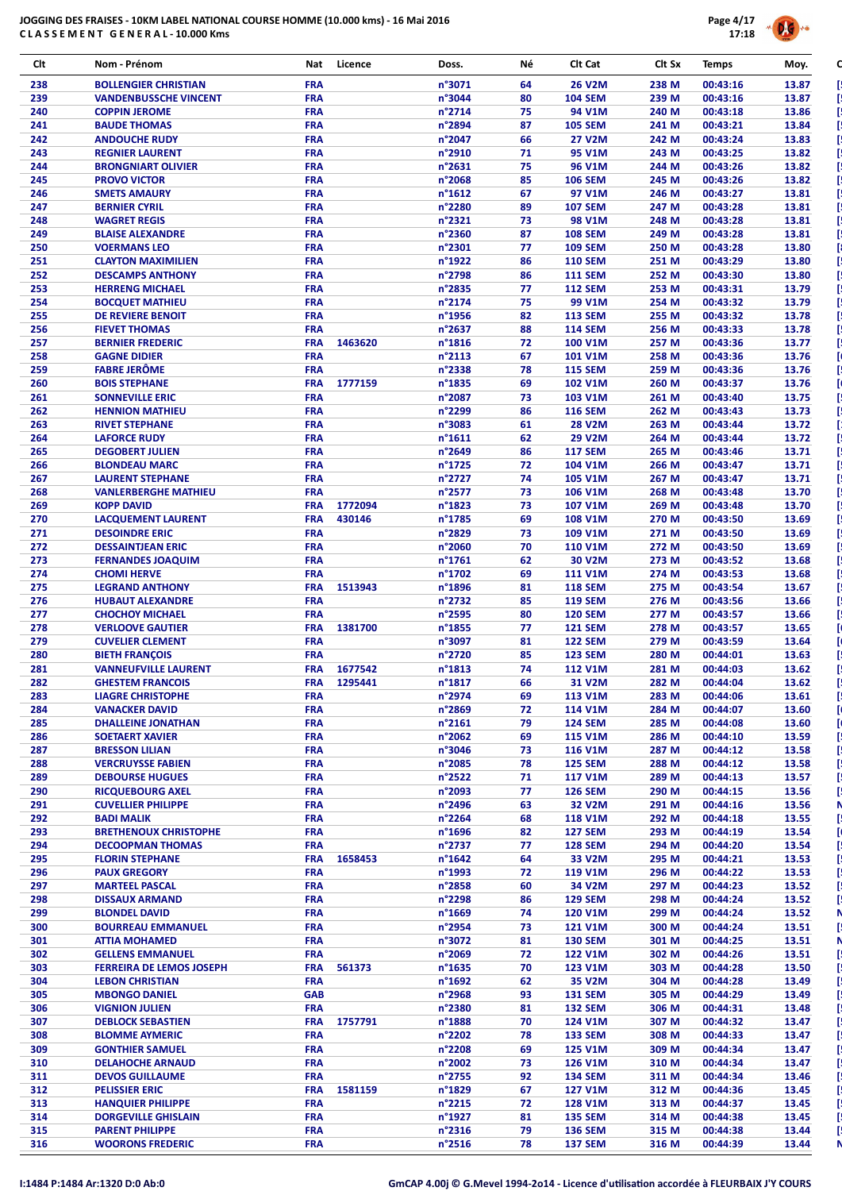JOGGING DES FRAISES - 10KM LABEL NATIONAL COURSE HOMME (10.000 kms) - 16 Mai 2016
CLASSEMENT GENERAL - 10.000 Kms

| Clt | Nom - Prénom | Nat | Licence | Doss. | Né | Clt Cat | Clt Sx | Temps | Moy. |
|---|---|---|---|---|---|---|---|---|---|
| 238 | BOLLENGIER CHRISTIAN | FRA | | n°3071 | 64 | 26 V2M | 238 M | 00:43:16 | 13.87 |
| 239 | VANDENBUSSCHE VINCENT | FRA | | n°3044 | 80 | 104 SEM | 239 M | 00:43:16 | 13.87 |
| 240 | COPPIN JEROME | FRA | | n°2714 | 75 | 94 V1M | 240 M | 00:43:18 | 13.86 |
| 241 | BAUDE THOMAS | FRA | | n°2894 | 87 | 105 SEM | 241 M | 00:43:21 | 13.84 |
| 242 | ANDOUCHE RUDY | FRA | | n°2047 | 66 | 27 V2M | 242 M | 00:43:24 | 13.83 |
| 243 | REGNIER LAURENT | FRA | | n°2910 | 71 | 95 V1M | 243 M | 00:43:25 | 13.82 |
| 244 | BRONGNIART OLIVIER | FRA | | n°2631 | 75 | 96 V1M | 244 M | 00:43:26 | 13.82 |
| 245 | PROVO VICTOR | FRA | | n°2068 | 85 | 106 SEM | 245 M | 00:43:26 | 13.82 |
| 246 | SMETS AMAURY | FRA | | n°1612 | 67 | 97 V1M | 246 M | 00:43:27 | 13.81 |
| 247 | BERNIER CYRIL | FRA | | n°2280 | 89 | 107 SEM | 247 M | 00:43:28 | 13.81 |
| 248 | WAGRET REGIS | FRA | | n°2321 | 73 | 98 V1M | 248 M | 00:43:28 | 13.81 |
| 249 | BLAISE ALEXANDRE | FRA | | n°2360 | 87 | 108 SEM | 249 M | 00:43:28 | 13.81 |
| 250 | VOERMANS LEO | FRA | | n°2301 | 77 | 109 SEM | 250 M | 00:43:28 | 13.80 |
| 251 | CLAYTON MAXIMILIEN | FRA | | n°1922 | 86 | 110 SEM | 251 M | 00:43:29 | 13.80 |
| 252 | DESCAMPS ANTHONY | FRA | | n°2798 | 86 | 111 SEM | 252 M | 00:43:30 | 13.80 |
| 253 | HERRENG MICHAEL | FRA | | n°2835 | 77 | 112 SEM | 253 M | 00:43:31 | 13.79 |
| 254 | BOCQUET MATHIEU | FRA | | n°2174 | 75 | 99 V1M | 254 M | 00:43:32 | 13.79 |
| 255 | DE REVIERE BENOIT | FRA | | n°1956 | 82 | 113 SEM | 255 M | 00:43:32 | 13.78 |
| 256 | FIEVET THOMAS | FRA | | n°2637 | 88 | 114 SEM | 256 M | 00:43:33 | 13.78 |
| 257 | BERNIER FREDERIC | FRA | 1463620 | n°1816 | 72 | 100 V1M | 257 M | 00:43:36 | 13.77 |
| 258 | GAGNE DIDIER | FRA | | n°2113 | 67 | 101 V1M | 258 M | 00:43:36 | 13.76 |
| 259 | FABRE JERÔME | FRA | | n°2338 | 78 | 115 SEM | 259 M | 00:43:36 | 13.76 |
| 260 | BOIS STEPHANE | FRA | 1777159 | n°1835 | 69 | 102 V1M | 260 M | 00:43:37 | 13.76 |
| 261 | SONNEVILLE ERIC | FRA | | n°2087 | 73 | 103 V1M | 261 M | 00:43:40 | 13.75 |
| 262 | HENNION MATHIEU | FRA | | n°2299 | 86 | 116 SEM | 262 M | 00:43:43 | 13.73 |
| 263 | RIVET STEPHANE | FRA | | n°3083 | 61 | 28 V2M | 263 M | 00:43:44 | 13.72 |
| 264 | LAFORCE RUDY | FRA | | n°1611 | 62 | 29 V2M | 264 M | 00:43:44 | 13.72 |
| 265 | DEGOBERT JULIEN | FRA | | n°2649 | 86 | 117 SEM | 265 M | 00:43:46 | 13.71 |
| 266 | BLONDEAU MARC | FRA | | n°1725 | 72 | 104 V1M | 266 M | 00:43:47 | 13.71 |
| 267 | LAURENT STEPHANE | FRA | | n°2727 | 74 | 105 V1M | 267 M | 00:43:47 | 13.71 |
| 268 | VANLERBERGHE MATHIEU | FRA | | n°2577 | 73 | 106 V1M | 268 M | 00:43:48 | 13.70 |
| 269 | KOPP DAVID | FRA | 1772094 | n°1823 | 73 | 107 V1M | 269 M | 00:43:48 | 13.70 |
| 270 | LACQUEMENT LAURENT | FRA | 430146 | n°1785 | 69 | 108 V1M | 270 M | 00:43:50 | 13.69 |
| 271 | DESOINDRE ERIC | FRA | | n°2829 | 73 | 109 V1M | 271 M | 00:43:50 | 13.69 |
| 272 | DESSAINTJEAN ERIC | FRA | | n°2060 | 70 | 110 V1M | 272 M | 00:43:50 | 13.69 |
| 273 | FERNANDES JOAQUIM | FRA | | n°1761 | 62 | 30 V2M | 273 M | 00:43:52 | 13.68 |
| 274 | CHOMI HERVE | FRA | | n°1702 | 69 | 111 V1M | 274 M | 00:43:53 | 13.68 |
| 275 | LEGRAND ANTHONY | FRA | 1513943 | n°1896 | 81 | 118 SEM | 275 M | 00:43:54 | 13.67 |
| 276 | HUBAUT ALEXANDRE | FRA | | n°2732 | 85 | 119 SEM | 276 M | 00:43:56 | 13.66 |
| 277 | CHOCHOY MICHAEL | FRA | | n°2595 | 80 | 120 SEM | 277 M | 00:43:57 | 13.66 |
| 278 | VERLOOVE GAUTIER | FRA | 1381700 | n°1855 | 77 | 121 SEM | 278 M | 00:43:57 | 13.65 |
| 279 | CUVELIER CLEMENT | FRA | | n°3097 | 81 | 122 SEM | 279 M | 00:43:59 | 13.64 |
| 280 | BIETH FRANÇOIS | FRA | | n°2720 | 85 | 123 SEM | 280 M | 00:44:01 | 13.63 |
| 281 | VANNEUFVILLE LAURENT | FRA | 1677542 | n°1813 | 74 | 112 V1M | 281 M | 00:44:03 | 13.62 |
| 282 | GHESTEM FRANCOIS | FRA | 1295441 | n°1817 | 66 | 31 V2M | 282 M | 00:44:04 | 13.62 |
| 283 | LIAGRE CHRISTOPHE | FRA | | n°2974 | 69 | 113 V1M | 283 M | 00:44:06 | 13.61 |
| 284 | VANACKER DAVID | FRA | | n°2869 | 72 | 114 V1M | 284 M | 00:44:07 | 13.60 |
| 285 | DHALLEINE JONATHAN | FRA | | n°2161 | 79 | 124 SEM | 285 M | 00:44:08 | 13.60 |
| 286 | SOETAERT XAVIER | FRA | | n°2062 | 69 | 115 V1M | 286 M | 00:44:10 | 13.59 |
| 287 | BRESSON LILIAN | FRA | | n°3046 | 73 | 116 V1M | 287 M | 00:44:12 | 13.58 |
| 288 | VERCRUYSSE FABIEN | FRA | | n°2085 | 78 | 125 SEM | 288 M | 00:44:12 | 13.58 |
| 289 | DEBOURSE HUGUES | FRA | | n°2522 | 71 | 117 V1M | 289 M | 00:44:13 | 13.57 |
| 290 | RICQUEBOURG AXEL | FRA | | n°2093 | 77 | 126 SEM | 290 M | 00:44:15 | 13.56 |
| 291 | CUVELIER PHILIPPE | FRA | | n°2496 | 63 | 32 V2M | 291 M | 00:44:16 | 13.56 |
| 292 | BADI MALIK | FRA | | n°2264 | 68 | 118 V1M | 292 M | 00:44:18 | 13.55 |
| 293 | BRETHENOUX CHRISTOPHE | FRA | | n°1696 | 82 | 127 SEM | 293 M | 00:44:19 | 13.54 |
| 294 | DECOOPMAN THOMAS | FRA | | n°2737 | 77 | 128 SEM | 294 M | 00:44:20 | 13.54 |
| 295 | FLORIN STEPHANE | FRA | 1658453 | n°1642 | 64 | 33 V2M | 295 M | 00:44:21 | 13.53 |
| 296 | PAUX GREGORY | FRA | | n°1993 | 72 | 119 V1M | 296 M | 00:44:22 | 13.53 |
| 297 | MARTEEL PASCAL | FRA | | n°2858 | 60 | 34 V2M | 297 M | 00:44:23 | 13.52 |
| 298 | DISSAUX ARMAND | FRA | | n°2298 | 86 | 129 SEM | 298 M | 00:44:24 | 13.52 |
| 299 | BLONDEL DAVID | FRA | | n°1669 | 74 | 120 V1M | 299 M | 00:44:24 | 13.52 |
| 300 | BOURREAU EMMANUEL | FRA | | n°2954 | 73 | 121 V1M | 300 M | 00:44:24 | 13.51 |
| 301 | ATTIA MOHAMED | FRA | | n°3072 | 81 | 130 SEM | 301 M | 00:44:25 | 13.51 |
| 302 | GELLENS EMMANUEL | FRA | | n°2069 | 72 | 122 V1M | 302 M | 00:44:26 | 13.51 |
| 303 | FERREIRA DE LEMOS JOSEPH | FRA | 561373 | n°1635 | 70 | 123 V1M | 303 M | 00:44:28 | 13.50 |
| 304 | LEBON CHRISTIAN | FRA | | n°1692 | 62 | 35 V2M | 304 M | 00:44:28 | 13.49 |
| 305 | MBONGO DANIEL | GAB | | n°2968 | 93 | 131 SEM | 305 M | 00:44:29 | 13.49 |
| 306 | VIGNION JULIEN | FRA | | n°2380 | 81 | 132 SEM | 306 M | 00:44:31 | 13.48 |
| 307 | DEBLOCK SEBASTIEN | FRA | 1757791 | n°1888 | 70 | 124 V1M | 307 M | 00:44:32 | 13.47 |
| 308 | BLOMME AYMERIC | FRA | | n°2202 | 78 | 133 SEM | 308 M | 00:44:33 | 13.47 |
| 309 | GONTHIER SAMUEL | FRA | | n°2208 | 69 | 125 V1M | 309 M | 00:44:34 | 13.47 |
| 310 | DELAHOCHE ARNAUD | FRA | | n°2002 | 73 | 126 V1M | 310 M | 00:44:34 | 13.47 |
| 311 | DEVOS GUILLAUME | FRA | | n°2755 | 92 | 134 SEM | 311 M | 00:44:34 | 13.46 |
| 312 | PELISSIER ERIC | FRA | 1581159 | n°1829 | 67 | 127 V1M | 312 M | 00:44:36 | 13.45 |
| 313 | HANQUIER PHILIPPE | FRA | | n°2215 | 72 | 128 V1M | 313 M | 00:44:37 | 13.45 |
| 314 | DORGEVILLE GHISLAIN | FRA | | n°1927 | 81 | 135 SEM | 314 M | 00:44:38 | 13.45 |
| 315 | PARENT PHILIPPE | FRA | | n°2316 | 79 | 136 SEM | 315 M | 00:44:38 | 13.44 |
| 316 | WOORONS FREDERIC | FRA | | n°2516 | 78 | 137 SEM | 316 M | 00:44:39 | 13.44 |

I:1484 P:1484 Ar:1320 D:0 Ab:0

GmCAP 4.00j © G.Mevel 1994-2014 - Licence d'utilisation accordée à FLEURBAIX J'Y COURS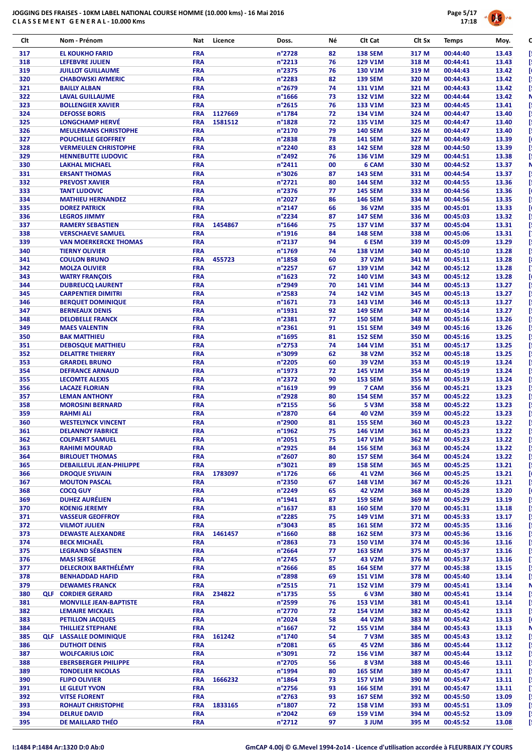# JOGGING DES FRAISES - 10KM LABEL NATIONAL COURSE HOMME (10.000 kms) - 16 Mai 2016

CLASSEMENT GENERAL - 10.000 Kms

| Clt | | Nom - Prénom | Nat | Licence | Doss. | Né | Clt Cat | Clt Sx | Temps | Moy. |
|---|---|---|---|---|---|---|---|---|---|---|
| 317 | | EL KOUKHO FARID | FRA | | n°2728 | 82 | 138 SEM | 317 M | 00:44:40 | 13.43 |
| 318 | | LEFEBVRE JULIEN | FRA | | n°2213 | 76 | 129 V1M | 318 M | 00:44:41 | 13.43 |
| 319 | | JUILLOT GUILLAUME | FRA | | n°2375 | 76 | 130 V1M | 319 M | 00:44:43 | 13.42 |
| 320 | | CHABOWSKI AYMERIC | FRA | | n°2283 | 82 | 139 SEM | 320 M | 00:44:43 | 13.42 |
| 321 | | BAILLY ALBAN | FRA | | n°2679 | 74 | 131 V1M | 321 M | 00:44:43 | 13.42 |
| 322 | | LAVAL GUILLAUME | FRA | | n°1666 | 73 | 132 V1M | 322 M | 00:44:44 | 13.42 |
| 323 | | BOLLENGIER XAVIER | FRA | | n°2615 | 76 | 133 V1M | 323 M | 00:44:45 | 13.41 |
| 324 | | DEFOSSE BORIS | FRA | 1127669 | n°1784 | 72 | 134 V1M | 324 M | 00:44:47 | 13.40 |
| 325 | | LONGCHAMP HERVÉ | FRA | 1581512 | n°1828 | 72 | 135 V1M | 325 M | 00:44:47 | 13.40 |
| 326 | | MEULEMANS CHRISTOPHE | FRA | | n°2170 | 79 | 140 SEM | 326 M | 00:44:47 | 13.40 |
| 327 | | POUCHELLE GEOFFREY | FRA | | n°2838 | 78 | 141 SEM | 327 M | 00:44:49 | 13.39 |
| 328 | | VERMEULEN CHRISTOPHE | FRA | | n°2240 | 83 | 142 SEM | 328 M | 00:44:50 | 13.39 |
| 329 | | HENNEBUTTE LUDOVIC | FRA | | n°2492 | 76 | 136 V1M | 329 M | 00:44:51 | 13.38 |
| 330 | | LAKHAL MICHAEL | FRA | | n°2411 | 00 | 6 CAM | 330 M | 00:44:52 | 13.37 |
| 331 | | ERSANT THOMAS | FRA | | n°3026 | 87 | 143 SEM | 331 M | 00:44:54 | 13.37 |
| 332 | | PREVOST XAVIER | FRA | | n°2721 | 80 | 144 SEM | 332 M | 00:44:55 | 13.36 |
| 333 | | TANT LUDOVIC | FRA | | n°2376 | 77 | 145 SEM | 333 M | 00:44:56 | 13.36 |
| 334 | | MATHIEU HERNANDEZ | FRA | | n°2027 | 86 | 146 SEM | 334 M | 00:44:56 | 13.35 |
| 335 | | DOREZ PATRICK | FRA | | n°2147 | 66 | 36 V2M | 335 M | 00:45:01 | 13.33 |
| 336 | | LEGROS JIMMY | FRA | | n°2234 | 87 | 147 SEM | 336 M | 00:45:03 | 13.32 |
| 337 | | RAMERY SEBASTIEN | FRA | 1454867 | n°1646 | 75 | 137 V1M | 337 M | 00:45:04 | 13.31 |
| 338 | | VERSCHAEVE SAMUEL | FRA | | n°1916 | 84 | 148 SEM | 338 M | 00:45:06 | 13.31 |
| 339 | | VAN MOERKERCKE THOMAS | FRA | | n°2137 | 94 | 6 ESM | 339 M | 00:45:09 | 13.29 |
| 340 | | TIERNY OLIVIER | FRA | | n°1769 | 74 | 138 V1M | 340 M | 00:45:10 | 13.28 |
| 341 | | COULON BRUNO | FRA | 455723 | n°1858 | 60 | 37 V2M | 341 M | 00:45:11 | 13.28 |
| 342 | | MOLZA OLIVIER | FRA | | n°2257 | 67 | 139 V1M | 342 M | 00:45:12 | 13.28 |
| 343 | | WATRY FRANÇOIS | FRA | | n°1623 | 72 | 140 V1M | 343 M | 00:45:12 | 13.28 |
| 344 | | DUBREUCQ LAURENT | FRA | | n°2949 | 70 | 141 V1M | 344 M | 00:45:13 | 13.27 |
| 345 | | CARPENTIER DIMITRI | FRA | | n°2583 | 74 | 142 V1M | 345 M | 00:45:13 | 13.27 |
| 346 | | BERQUET DOMINIQUE | FRA | | n°1671 | 73 | 143 V1M | 346 M | 00:45:13 | 13.27 |
| 347 | | BERNEAUX DENIS | FRA | | n°1931 | 92 | 149 SEM | 347 M | 00:45:14 | 13.27 |
| 348 | | DELOBELLE FRANCK | FRA | | n°2381 | 77 | 150 SEM | 348 M | 00:45:16 | 13.26 |
| 349 | | MAES VALENTIN | FRA | | n°2361 | 91 | 151 SEM | 349 M | 00:45:16 | 13.26 |
| 350 | | BAK MATTHIEU | FRA | | n°1695 | 81 | 152 SEM | 350 M | 00:45:16 | 13.25 |
| 351 | | DEBOSQUE MATTHIEU | FRA | | n°2753 | 74 | 144 V1M | 351 M | 00:45:17 | 13.25 |
| 352 | | DELATTRE THIERRY | FRA | | n°3099 | 62 | 38 V2M | 352 M | 00:45:18 | 13.25 |
| 353 | | GRARDEL BRUNO | FRA | | n°2205 | 60 | 39 V2M | 353 M | 00:45:19 | 13.24 |
| 354 | | DEFRANCE ARNAUD | FRA | | n°1973 | 72 | 145 V1M | 354 M | 00:45:19 | 13.24 |
| 355 | | LECOMTE ALEXIS | FRA | | n°2372 | 90 | 153 SEM | 355 M | 00:45:19 | 13.24 |
| 356 | | LACAZE FLORIAN | FRA | | n°1619 | 99 | 7 CAM | 356 M | 00:45:21 | 13.23 |
| 357 | | LEMAN ANTHONY | FRA | | n°2928 | 80 | 154 SEM | 357 M | 00:45:22 | 13.23 |
| 358 | | MOROSINI BERNARD | FRA | | n°2155 | 56 | 5 V3M | 358 M | 00:45:22 | 13.23 |
| 359 | | RAHMI ALI | FRA | | n°2870 | 64 | 40 V2M | 359 M | 00:45:22 | 13.23 |
| 360 | | WESTELYNCK VINCENT | FRA | | n°2900 | 81 | 155 SEM | 360 M | 00:45:23 | 13.22 |
| 361 | | DELANNOY FABRICE | FRA | | n°1962 | 75 | 146 V1M | 361 M | 00:45:23 | 13.22 |
| 362 | | COLPAERT SAMUEL | FRA | | n°2051 | 75 | 147 V1M | 362 M | 00:45:23 | 13.22 |
| 363 | | RAHIMI MOURAD | FRA | | n°2925 | 84 | 156 SEM | 363 M | 00:45:24 | 13.22 |
| 364 | | BIRLOUET THOMAS | FRA | | n°2607 | 80 | 157 SEM | 364 M | 00:45:24 | 13.22 |
| 365 | | DEBAILLEUL JEAN-PHILIPPE | FRA | | n°3021 | 89 | 158 SEM | 365 M | 00:45:25 | 13.21 |
| 366 | | DROQUE SYLVAIN | FRA | 1783097 | n°1726 | 66 | 41 V2M | 366 M | 00:45:25 | 13.21 |
| 367 | | MOUTON PASCAL | FRA | | n°2350 | 67 | 148 V1M | 367 M | 00:45:26 | 13.21 |
| 368 | | COCQ GUY | FRA | | n°2249 | 65 | 42 V2M | 368 M | 00:45:28 | 13.20 |
| 369 | | DUHEZ AURÉLIEN | FRA | | n°1941 | 87 | 159 SEM | 369 M | 00:45:29 | 13.19 |
| 370 | | KOENIG JEREMY | FRA | | n°1637 | 83 | 160 SEM | 370 M | 00:45:31 | 13.18 |
| 371 | | VASSEUR GEOFFROY | FRA | | n°2285 | 75 | 149 V1M | 371 M | 00:45:33 | 13.17 |
| 372 | | VILMOT JULIEN | FRA | | n°3043 | 85 | 161 SEM | 372 M | 00:45:35 | 13.16 |
| 373 | | DEWASTE ALEXANDRE | FRA | 1461457 | n°1660 | 88 | 162 SEM | 373 M | 00:45:36 | 13.16 |
| 374 | | BECK MICHAËL | FRA | | n°2863 | 73 | 150 V1M | 374 M | 00:45:36 | 13.16 |
| 375 | | LEGRAND SÉBASTIEN | FRA | | n°2664 | 77 | 163 SEM | 375 M | 00:45:37 | 13.16 |
| 376 | | MASI SERGE | FRA | | n°2745 | 57 | 43 V2M | 376 M | 00:45:37 | 13.16 |
| 377 | | DELECROIX BARTHÉLÉMY | FRA | | n°2666 | 85 | 164 SEM | 377 M | 00:45:38 | 13.15 |
| 378 | | BENHADDAD HAFID | FRA | | n°2898 | 69 | 151 V1M | 378 M | 00:45:40 | 13.14 |
| 379 | | DEWAMES FRANCK | FRA | | n°2515 | 71 | 152 V1M | 379 M | 00:45:41 | 13.14 |
| 380 | QLF | CORDIER GERARD | FRA | 234822 | n°1735 | 55 | 6 V3M | 380 M | 00:45:41 | 13.14 |
| 381 | | MONVILLE JEAN-BAPTISTE | FRA | | n°2599 | 76 | 153 V1M | 381 M | 00:45:41 | 13.14 |
| 382 | | LEMAIRE MICKAEL | FRA | | n°2770 | 72 | 154 V1M | 382 M | 00:45:42 | 13.13 |
| 383 | | PETILLON JACQUES | FRA | | n°2024 | 58 | 44 V2M | 383 M | 00:45:42 | 13.13 |
| 384 | | THILLIEZ STEPHANE | FRA | | n°1667 | 72 | 155 V1M | 384 M | 00:45:43 | 13.13 |
| 385 | QLF | LASSALLE DOMINIQUE | FRA | 161242 | n°1740 | 54 | 7 V3M | 385 M | 00:45:43 | 13.12 |
| 386 | | DUTHOIT DENIS | FRA | | n°2081 | 65 | 45 V2M | 386 M | 00:45:44 | 13.12 |
| 387 | | WOLFCARIUS LOIC | FRA | | n°3091 | 72 | 156 V1M | 387 M | 00:45:44 | 13.12 |
| 388 | | EBERSBERGER PHILIPPE | FRA | | n°2705 | 56 | 8 V3M | 388 M | 00:45:46 | 13.11 |
| 389 | | TONDELIER NICOLAS | FRA | | n°1994 | 80 | 165 SEM | 389 M | 00:45:47 | 13.11 |
| 390 | | FLIPO OLIVIER | FRA | 1666232 | n°1864 | 73 | 157 V1M | 390 M | 00:45:47 | 13.11 |
| 391 | | LE GLEUT YVON | FRA | | n°2756 | 93 | 166 SEM | 391 M | 00:45:47 | 13.11 |
| 392 | | VITSE FLORENT | FRA | | n°2763 | 93 | 167 SEM | 392 M | 00:45:50 | 13.09 |
| 393 | | ROHAUT CHRISTOPHE | FRA | 1833165 | n°1807 | 72 | 158 V1M | 393 M | 00:45:51 | 13.09 |
| 394 | | DELRUE DAVID | FRA | | n°2042 | 69 | 159 V1M | 394 M | 00:45:52 | 13.09 |
| 395 | | DE MAILLARD THÉO | FRA | | n°2712 | 97 | 3 JUM | 395 M | 00:45:52 | 13.08 |

I:1484 P:1484 Ar:1320 D:0 Ab:0

GmCAP 4.00j © G.Mevel 1994-2014 - Licence d'utilisation accordée à FLEURBAIX J'Y COURS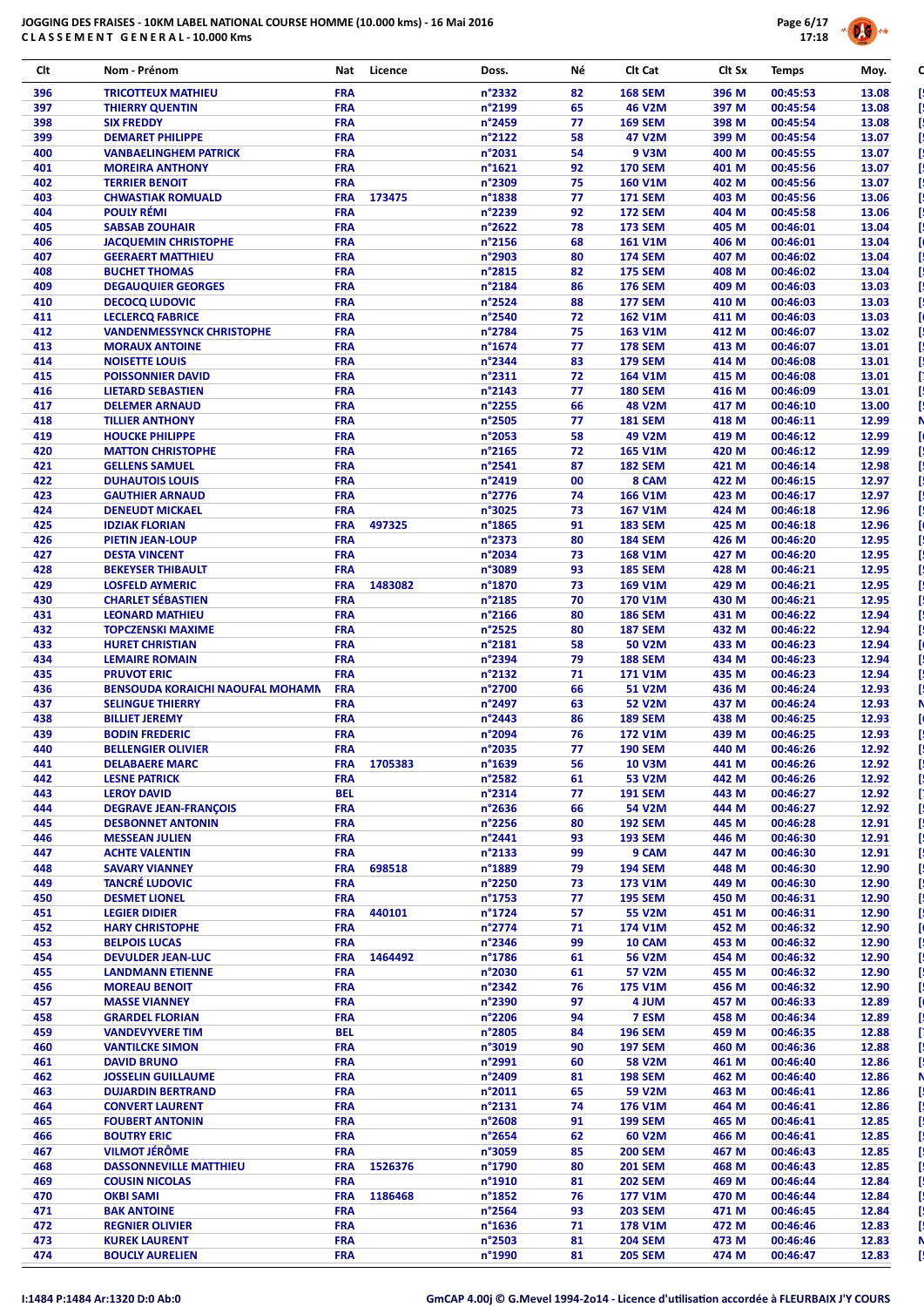JOGGING DES FRAISES - 10KM LABEL NATIONAL COURSE HOMME (10.000 kms) - 16 Mai 2016
CLASSEMENT GENERAL - 10.000 Kms

| Clt | Nom - Prénom | Nat | Licence | Doss. | Né | Clt Cat | Clt Sx | Temps | Moy. |
|---|---|---|---|---|---|---|---|---|---|
| 396 | TRICOTTEUX MATHIEU | FRA | | n°2332 | 82 | 168 SEM | 396 M | 00:45:53 | 13.08 |
| 397 | THIERRY QUENTIN | FRA | | n°2199 | 65 | 46 V2M | 397 M | 00:45:54 | 13.08 |
| 398 | SIX FREDDY | FRA | | n°2459 | 77 | 169 SEM | 398 M | 00:45:54 | 13.08 |
| 399 | DEMARET PHILIPPE | FRA | | n°2122 | 58 | 47 V2M | 399 M | 00:45:54 | 13.07 |
| 400 | VANBAELINGHEM PATRICK | FRA | | n°2031 | 54 | 9 V3M | 400 M | 00:45:55 | 13.07 |
| 401 | MOREIRA ANTHONY | FRA | | n°1621 | 92 | 170 SEM | 401 M | 00:45:56 | 13.07 |
| 402 | TERRIER BENOIT | FRA | | n°2309 | 75 | 160 V1M | 402 M | 00:45:56 | 13.07 |
| 403 | CHWASTIAK ROMUALD | FRA | 173475 | n°1838 | 77 | 171 SEM | 403 M | 00:45:56 | 13.06 |
| 404 | POULY RÉMI | FRA | | n°2239 | 92 | 172 SEM | 404 M | 00:45:58 | 13.06 |
| 405 | SABSAB ZOUHAIR | FRA | | n°2622 | 78 | 173 SEM | 405 M | 00:46:01 | 13.04 |
| 406 | JACQUEMIN CHRISTOPHE | FRA | | n°2156 | 68 | 161 V1M | 406 M | 00:46:01 | 13.04 |
| 407 | GEERAERT MATTHIEU | FRA | | n°2903 | 80 | 174 SEM | 407 M | 00:46:02 | 13.04 |
| 408 | BUCHET THOMAS | FRA | | n°2815 | 82 | 175 SEM | 408 M | 00:46:02 | 13.04 |
| 409 | DEGAUQUIER GEORGES | FRA | | n°2184 | 86 | 176 SEM | 409 M | 00:46:03 | 13.03 |
| 410 | DECOCQ LUDOVIC | FRA | | n°2524 | 88 | 177 SEM | 410 M | 00:46:03 | 13.03 |
| 411 | LECLERCQ FABRICE | FRA | | n°2540 | 72 | 162 V1M | 411 M | 00:46:03 | 13.03 |
| 412 | VANDENMESSYNCK CHRISTOPHE | FRA | | n°2784 | 75 | 163 V1M | 412 M | 00:46:07 | 13.02 |
| 413 | MORAUX ANTOINE | FRA | | n°1674 | 77 | 178 SEM | 413 M | 00:46:07 | 13.01 |
| 414 | NOISETTE LOUIS | FRA | | n°2344 | 83 | 179 SEM | 414 M | 00:46:08 | 13.01 |
| 415 | POISSONNIER DAVID | FRA | | n°2311 | 72 | 164 V1M | 415 M | 00:46:08 | 13.01 |
| 416 | LIETARD SEBASTIEN | FRA | | n°2143 | 77 | 180 SEM | 416 M | 00:46:09 | 13.01 |
| 417 | DELEMER ARNAUD | FRA | | n°2255 | 66 | 48 V2M | 417 M | 00:46:10 | 13.00 |
| 418 | TILLIER ANTHONY | FRA | | n°2505 | 77 | 181 SEM | 418 M | 00:46:11 | 12.99 |
| 419 | HOUCKE PHILIPPE | FRA | | n°2053 | 58 | 49 V2M | 419 M | 00:46:12 | 12.99 |
| 420 | MATTON CHRISTOPHE | FRA | | n°2165 | 72 | 165 V1M | 420 M | 00:46:12 | 12.99 |
| 421 | GELLENS SAMUEL | FRA | | n°2541 | 87 | 182 SEM | 421 M | 00:46:14 | 12.98 |
| 422 | DUHAUTOIS LOUIS | FRA | | n°2419 | 00 | 8 CAM | 422 M | 00:46:15 | 12.97 |
| 423 | GAUTHIER ARNAUD | FRA | | n°2776 | 74 | 166 V1M | 423 M | 00:46:17 | 12.97 |
| 424 | DENEUDT MICKAEL | FRA | | n°3025 | 73 | 167 V1M | 424 M | 00:46:18 | 12.96 |
| 425 | IDZIAK FLORIAN | FRA | 497325 | n°1865 | 91 | 183 SEM | 425 M | 00:46:18 | 12.96 |
| 426 | PIETIN JEAN-LOUP | FRA | | n°2373 | 80 | 184 SEM | 426 M | 00:46:20 | 12.95 |
| 427 | DESTA VINCENT | FRA | | n°2034 | 73 | 168 V1M | 427 M | 00:46:20 | 12.95 |
| 428 | BEKEYSER THIBAULT | FRA | | n°3089 | 93 | 185 SEM | 428 M | 00:46:21 | 12.95 |
| 429 | LOSFELD AYMERIC | FRA | 1483082 | n°1870 | 73 | 169 V1M | 429 M | 00:46:21 | 12.95 |
| 430 | CHARLET SÉBASTIEN | FRA | | n°2185 | 70 | 170 V1M | 430 M | 00:46:21 | 12.95 |
| 431 | LEONARD MATHIEU | FRA | | n°2166 | 80 | 186 SEM | 431 M | 00:46:22 | 12.94 |
| 432 | TOPCZENSKI MAXIME | FRA | | n°2525 | 80 | 187 SEM | 432 M | 00:46:22 | 12.94 |
| 433 | HURET CHRISTIAN | FRA | | n°2181 | 58 | 50 V2M | 433 M | 00:46:23 | 12.94 |
| 434 | LEMAIRE ROMAIN | FRA | | n°2394 | 79 | 188 SEM | 434 M | 00:46:23 | 12.94 |
| 435 | PRUVOT ERIC | FRA | | n°2132 | 71 | 171 V1M | 435 M | 00:46:23 | 12.94 |
| 436 | BENSOUDA KORAICHI NAOUFAL MOHAMM | FRA | | n°2700 | 66 | 51 V2M | 436 M | 00:46:24 | 12.93 |
| 437 | SELINGUE THIERRY | FRA | | n°2497 | 63 | 52 V2M | 437 M | 00:46:24 | 12.93 |
| 438 | BILLIET JEREMY | FRA | | n°2443 | 86 | 189 SEM | 438 M | 00:46:25 | 12.93 |
| 439 | BODIN FREDERIC | FRA | | n°2094 | 76 | 172 V1M | 439 M | 00:46:25 | 12.93 |
| 440 | BELLENGIER OLIVIER | FRA | | n°2035 | 77 | 190 SEM | 440 M | 00:46:26 | 12.92 |
| 441 | DELABAERE MARC | FRA | 1705383 | n°1639 | 56 | 10 V3M | 441 M | 00:46:26 | 12.92 |
| 442 | LESNE PATRICK | FRA | | n°2582 | 61 | 53 V2M | 442 M | 00:46:26 | 12.92 |
| 443 | LEROY DAVID | BEL | | n°2314 | 77 | 191 SEM | 443 M | 00:46:27 | 12.92 |
| 444 | DEGRAVE JEAN-FRANÇOIS | FRA | | n°2636 | 66 | 54 V2M | 444 M | 00:46:27 | 12.92 |
| 445 | DESBONNET ANTONIN | FRA | | n°2256 | 80 | 192 SEM | 445 M | 00:46:28 | 12.91 |
| 446 | MESSEAN JULIEN | FRA | | n°2441 | 93 | 193 SEM | 446 M | 00:46:30 | 12.91 |
| 447 | ACHTE VALENTIN | FRA | | n°2133 | 99 | 9 CAM | 447 M | 00:46:30 | 12.91 |
| 448 | SAVARY VIANNEY | FRA | 698518 | n°1889 | 79 | 194 SEM | 448 M | 00:46:30 | 12.90 |
| 449 | TANCRÉ LUDOVIC | FRA | | n°2250 | 73 | 173 V1M | 449 M | 00:46:30 | 12.90 |
| 450 | DESMET LIONEL | FRA | | n°1753 | 77 | 195 SEM | 450 M | 00:46:31 | 12.90 |
| 451 | LEGIER DIDIER | FRA | 440101 | n°1724 | 57 | 55 V2M | 451 M | 00:46:31 | 12.90 |
| 452 | HARY CHRISTOPHE | FRA | | n°2774 | 71 | 174 V1M | 452 M | 00:46:32 | 12.90 |
| 453 | BELPOIS LUCAS | FRA | | n°2346 | 99 | 10 CAM | 453 M | 00:46:32 | 12.90 |
| 454 | DEVULDER JEAN-LUC | FRA | 1464492 | n°1786 | 61 | 56 V2M | 454 M | 00:46:32 | 12.90 |
| 455 | LANDMANN ETIENNE | FRA | | n°2030 | 61 | 57 V2M | 455 M | 00:46:32 | 12.90 |
| 456 | MOREAU BENOIT | FRA | | n°2342 | 76 | 175 V1M | 456 M | 00:46:32 | 12.90 |
| 457 | MASSE VIANNEY | FRA | | n°2390 | 97 | 4 JUM | 457 M | 00:46:33 | 12.89 |
| 458 | GRARDEL FLORIAN | FRA | | n°2206 | 94 | 7 ESM | 458 M | 00:46:34 | 12.89 |
| 459 | VANDEVYVERE TIM | BEL | | n°2805 | 84 | 196 SEM | 459 M | 00:46:35 | 12.88 |
| 460 | VANTILCKE SIMON | FRA | | n°3019 | 90 | 197 SEM | 460 M | 00:46:36 | 12.88 |
| 461 | DAVID BRUNO | FRA | | n°2991 | 60 | 58 V2M | 461 M | 00:46:40 | 12.86 |
| 462 | JOSSELIN GUILLAUME | FRA | | n°2409 | 81 | 198 SEM | 462 M | 00:46:40 | 12.86 |
| 463 | DUJARDIN BERTRAND | FRA | | n°2011 | 65 | 59 V2M | 463 M | 00:46:41 | 12.86 |
| 464 | CONVERT LAURENT | FRA | | n°2131 | 74 | 176 V1M | 464 M | 00:46:41 | 12.86 |
| 465 | FOUBERT ANTONIN | FRA | | n°2608 | 91 | 199 SEM | 465 M | 00:46:41 | 12.85 |
| 466 | BOUTRY ERIC | FRA | | n°2654 | 62 | 60 V2M | 466 M | 00:46:41 | 12.85 |
| 467 | VILMOT JÉRÔME | FRA | | n°3059 | 85 | 200 SEM | 467 M | 00:46:43 | 12.85 |
| 468 | DASSONNEVILLE MATTHIEU | FRA | 1526376 | n°1790 | 80 | 201 SEM | 468 M | 00:46:43 | 12.85 |
| 469 | COUSIN NICOLAS | FRA | | n°1910 | 81 | 202 SEM | 469 M | 00:46:44 | 12.84 |
| 470 | OKBI SAMI | FRA | 1186468 | n°1852 | 76 | 177 V1M | 470 M | 00:46:44 | 12.84 |
| 471 | BAK ANTOINE | FRA | | n°2564 | 93 | 203 SEM | 471 M | 00:46:45 | 12.84 |
| 472 | REGNIER OLIVIER | FRA | | n°1636 | 71 | 178 V1M | 472 M | 00:46:46 | 12.83 |
| 473 | KUREK LAURENT | FRA | | n°2503 | 81 | 204 SEM | 473 M | 00:46:46 | 12.83 |
| 474 | BOUCLY AURELIEN | FRA | | n°1990 | 81 | 205 SEM | 474 M | 00:46:47 | 12.83 |

I:1484 P:1484 Ar:1320 D:0 Ab:0

GmCAP 4.00j © G.Mevel 1994-2o14 - Licence d'utilisation accordée à FLEURBAIX J'Y COURS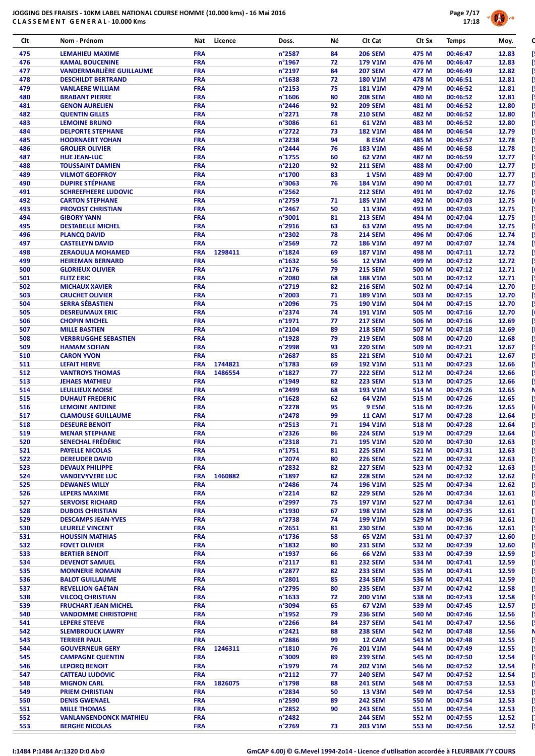# JOGGING DES FRAISES - 10KM LABEL NATIONAL COURSE HOMME (10.000 kms) - 16 Mai 2016

**CLASSEMENT GENERAL - 10.000 Kms**

| Clt | Nom - Prénom | Nat | Licence | Doss. | Né | Clt Cat | Clt Sx | Temps | Moy. |
|---|---|---|---|---|---|---|---|---|---|
| 475 | LEMAHIEU MAXIME | FRA | | n°2587 | 84 | 206 SEM | 475 M | 00:46:47 | 12.83 |
| 476 | KAMAL BOUCENINE | FRA | | n°1967 | 72 | 179 V1M | 476 M | 00:46:47 | 12.83 |
| 477 | VANDERMARLIÈRE GUILLAUME | FRA | | n°2197 | 84 | 207 SEM | 477 M | 00:46:49 | 12.82 |
| 478 | DESCHILDT BERTRAND | FRA | | n°1638 | 72 | 180 V1M | 478 M | 00:46:51 | 12.81 |
| 479 | VANLAERE WILLIAM | FRA | | n°2153 | 75 | 181 V1M | 479 M | 00:46:52 | 12.81 |
| 480 | BRABANT PIERRE | FRA | | n°1606 | 80 | 208 SEM | 480 M | 00:46:52 | 12.81 |
| 481 | GENON AURELIEN | FRA | | n°2446 | 92 | 209 SEM | 481 M | 00:46:52 | 12.80 |
| 482 | QUENTIN GILLES | FRA | | n°2271 | 78 | 210 SEM | 482 M | 00:46:52 | 12.80 |
| 483 | LEMOINE BRUNO | FRA | | n°3086 | 61 | 61 V2M | 483 M | 00:46:52 | 12.80 |
| 484 | DELPORTE STEPHANE | FRA | | n°2722 | 73 | 182 V1M | 484 M | 00:46:54 | 12.79 |
| 485 | HOORNAERT YOHAN | FRA | | n°2238 | 94 | 8 ESM | 485 M | 00:46:57 | 12.78 |
| 486 | GROLIER OLIVIER | FRA | | n°2444 | 76 | 183 V1M | 486 M | 00:46:58 | 12.78 |
| 487 | HUE JEAN-LUC | FRA | | n°1755 | 60 | 62 V2M | 487 M | 00:46:59 | 12.77 |
| 488 | TOUSSAINT DAMIEN | FRA | | n°2120 | 92 | 211 SEM | 488 M | 00:47:00 | 12.77 |
| 489 | VILMOT GEOFFROY | FRA | | n°1700 | 83 | 1 V5M | 489 M | 00:47:00 | 12.77 |
| 490 | DUPIRE STÉPHANE | FRA | | n°3063 | 76 | 184 V1M | 490 M | 00:47:01 | 12.77 |
| 491 | SCHREEFHEERE LUDOVIC | FRA | | n°2562 | | 212 SEM | 491 M | 00:47:02 | 12.76 |
| 492 | CARTON STEPHANE | FRA | | n°2759 | 71 | 185 V1M | 492 M | 00:47:03 | 12.75 |
| 493 | PROVOST CHRISTIAN | FRA | | n°2467 | 50 | 11 V3M | 493 M | 00:47:03 | 12.75 |
| 494 | GIBORY YANN | FRA | | n°3001 | 81 | 213 SEM | 494 M | 00:47:04 | 12.75 |
| 495 | DESTABELLE MICHEL | FRA | | n°2916 | 63 | 63 V2M | 495 M | 00:47:04 | 12.75 |
| 496 | PLANCQ DAVID | FRA | | n°2302 | 78 | 214 SEM | 496 M | 00:47:06 | 12.74 |
| 497 | CASTELEYN DAVID | FRA | | n°2569 | 72 | 186 V1M | 497 M | 00:47:07 | 12.74 |
| 498 | ZERAOULIA MOHAMED | FRA | 1298411 | n°1824 | 69 | 187 V1M | 498 M | 00:47:11 | 12.72 |
| 499 | HEIREMAN BERNARD | FRA | | n°1632 | 56 | 12 V3M | 499 M | 00:47:12 | 12.72 |
| 500 | GLORIEUX OLIVIER | FRA | | n°2176 | 79 | 215 SEM | 500 M | 00:47:12 | 12.71 |
| 501 | FLITZ ERIC | FRA | | n°2080 | 68 | 188 V1M | 501 M | 00:47:12 | 12.71 |
| 502 | MICHAUX XAVIER | FRA | | n°2719 | 82 | 216 SEM | 502 M | 00:47:14 | 12.70 |
| 503 | CRUCHET OLIVIER | FRA | | n°2003 | 71 | 189 V1M | 503 M | 00:47:15 | 12.70 |
| 504 | SERRA SÉBASTIEN | FRA | | n°2096 | 75 | 190 V1M | 504 M | 00:47:15 | 12.70 |
| 505 | DESREUMAUX ERIC | FRA | | n°2374 | 74 | 191 V1M | 505 M | 00:47:16 | 12.70 |
| 506 | CHOPIN MICHEL | FRA | | n°1971 | 77 | 217 SEM | 506 M | 00:47:16 | 12.69 |
| 507 | MILLE BASTIEN | FRA | | n°2104 | 89 | 218 SEM | 507 M | 00:47:18 | 12.69 |
| 508 | VERBRUGGHE SEBASTIEN | FRA | | n°1928 | 79 | 219 SEM | 508 M | 00:47:20 | 12.68 |
| 509 | HAMAM SOFIAN | FRA | | n°2998 | 93 | 220 SEM | 509 M | 00:47:21 | 12.67 |
| 510 | CARON YVON | FRA | | n°2687 | 85 | 221 SEM | 510 M | 00:47:21 | 12.67 |
| 511 | LEFAIT HERVE | FRA | 1744821 | n°1783 | 69 | 192 V1M | 511 M | 00:47:23 | 12.66 |
| 512 | VANTROYS THOMAS | FRA | 1486554 | n°1827 | 77 | 222 SEM | 512 M | 00:47:24 | 12.66 |
| 513 | JEHAES MATHIEU | FRA | | n°1949 | 82 | 223 SEM | 513 M | 00:47:25 | 12.66 |
| 514 | LEULLIEUX MOISE | FRA | | n°2499 | 68 | 193 V1M | 514 M | 00:47:26 | 12.65 |
| 515 | DUHAUT FREDERIC | FRA | | n°1628 | 62 | 64 V2M | 515 M | 00:47:26 | 12.65 |
| 516 | LEMOINE ANTOINE | FRA | | n°2278 | 95 | 9 ESM | 516 M | 00:47:26 | 12.65 |
| 517 | CLAMOUSE GUILLAUME | FRA | | n°2478 | 99 | 11 CAM | 517 M | 00:47:28 | 12.64 |
| 518 | DESEURE BENOIT | FRA | | n°2513 | 71 | 194 V1M | 518 M | 00:47:28 | 12.64 |
| 519 | MENAR STEPHANE | FRA | | n°2326 | 86 | 224 SEM | 519 M | 00:47:29 | 12.64 |
| 520 | SENECHAL FRÉDÉRIC | FRA | | n°2318 | 71 | 195 V1M | 520 M | 00:47:30 | 12.63 |
| 521 | PAYELLE NICOLAS | FRA | | n°1751 | 81 | 225 SEM | 521 M | 00:47:31 | 12.63 |
| 522 | DEREUDER DAVID | FRA | | n°2074 | 80 | 226 SEM | 522 M | 00:47:32 | 12.63 |
| 523 | DEVAUX PHILIPPE | FRA | | n°2832 | 82 | 227 SEM | 523 M | 00:47:32 | 12.63 |
| 524 | VANDEVYVERE LUC | FRA | 1460882 | n°1897 | 82 | 228 SEM | 524 M | 00:47:32 | 12.62 |
| 525 | DEWANES WILLY | FRA | | n°2486 | 74 | 196 V1M | 525 M | 00:47:34 | 12.62 |
| 526 | LEPERS MAXIME | FRA | | n°2214 | 82 | 229 SEM | 526 M | 00:47:34 | 12.61 |
| 527 | SERVOISE RICHARD | FRA | | n°2997 | 75 | 197 V1M | 527 M | 00:47:34 | 12.61 |
| 528 | DUBOIS CHRISTIAN | FRA | | n°1930 | 67 | 198 V1M | 528 M | 00:47:35 | 12.61 |
| 529 | DESCAMPS JEAN-YVES | FRA | | n°2738 | 74 | 199 V1M | 529 M | 00:47:36 | 12.61 |
| 530 | LEURELE VINCENT | FRA | | n°2651 | 81 | 230 SEM | 530 M | 00:47:36 | 12.61 |
| 531 | HOUSSIN MATHIAS | FRA | | n°1736 | 58 | 65 V2M | 531 M | 00:47:37 | 12.60 |
| 532 | FOVET OLIVIER | FRA | | n°1832 | 80 | 231 SEM | 532 M | 00:47:39 | 12.60 |
| 533 | BERTIER BENOIT | FRA | | n°1937 | 66 | 66 V2M | 533 M | 00:47:39 | 12.59 |
| 534 | DEVENOT SAMUEL | FRA | | n°2117 | 81 | 232 SEM | 534 M | 00:47:41 | 12.59 |
| 535 | MONNERIE ROMAIN | FRA | | n°2877 | 82 | 233 SEM | 535 M | 00:47:41 | 12.59 |
| 536 | BALOT GUILLAUME | FRA | | n°2801 | 85 | 234 SEM | 536 M | 00:47:41 | 12.59 |
| 537 | REVELLION GAÉTAN | FRA | | n°2795 | 80 | 235 SEM | 537 M | 00:47:42 | 12.58 |
| 538 | VILCOQ CHRISTIAN | FRA | | n°1633 | 72 | 200 V1M | 538 M | 00:47:43 | 12.58 |
| 539 | FRUCHART JEAN MICHEL | FRA | | n°3094 | 65 | 67 V2M | 539 M | 00:47:45 | 12.57 |
| 540 | VANDOMME CHRISTOPHE | FRA | | n°1952 | 79 | 236 SEM | 540 M | 00:47:46 | 12.56 |
| 541 | LEPERE STEEVE | FRA | | n°2266 | 84 | 237 SEM | 541 M | 00:47:47 | 12.56 |
| 542 | SLEMBROUCK LAWRY | FRA | | n°2421 | 88 | 238 SEM | 542 M | 00:47:48 | 12.56 |
| 543 | TERRIER PAUL | FRA | | n°2886 | 99 | 12 CAM | 543 M | 00:47:48 | 12.55 |
| 544 | GOUVERNEUR GERY | FRA | 1246311 | n°1810 | 76 | 201 V1M | 544 M | 00:47:49 | 12.55 |
| 545 | CAMPAGNE QUENTIN | FRA | | n°3009 | 89 | 239 SEM | 545 M | 00:47:50 | 12.54 |
| 546 | LEPORQ BENOIT | FRA | | n°1979 | 74 | 202 V1M | 546 M | 00:47:52 | 12.54 |
| 547 | CATTEAU LUDOVIC | FRA | | n°2112 | 77 | 240 SEM | 547 M | 00:47:52 | 12.54 |
| 548 | MIGNON CARL | FRA | 1826075 | n°1798 | 88 | 241 SEM | 548 M | 00:47:53 | 12.53 |
| 549 | PRIEM CHRISTIAN | FRA | | n°2834 | 50 | 13 V3M | 549 M | 00:47:54 | 12.53 |
| 550 | DENIS GWENAEL | FRA | | n°2590 | 89 | 242 SEM | 550 M | 00:47:54 | 12.53 |
| 551 | MILLE THOMAS | FRA | | n°2852 | 90 | 243 SEM | 551 M | 00:47:54 | 12.53 |
| 552 | VANLANGENDONCK MATHIEU | FRA | | n°2482 | | 244 SEM | 552 M | 00:47:55 | 12.52 |
| 553 | BERGHE NICOLAS | FRA | | n°2769 | 73 | 203 V1M | 553 M | 00:47:56 | 12.52 |

I:1484 P:1484 Ar:1320 D:0 Ab:0

GmCAP 4.00j © G.Mevel 1994-2014 - Licence d'utilisation accordée à FLEURBAIX J'Y COURS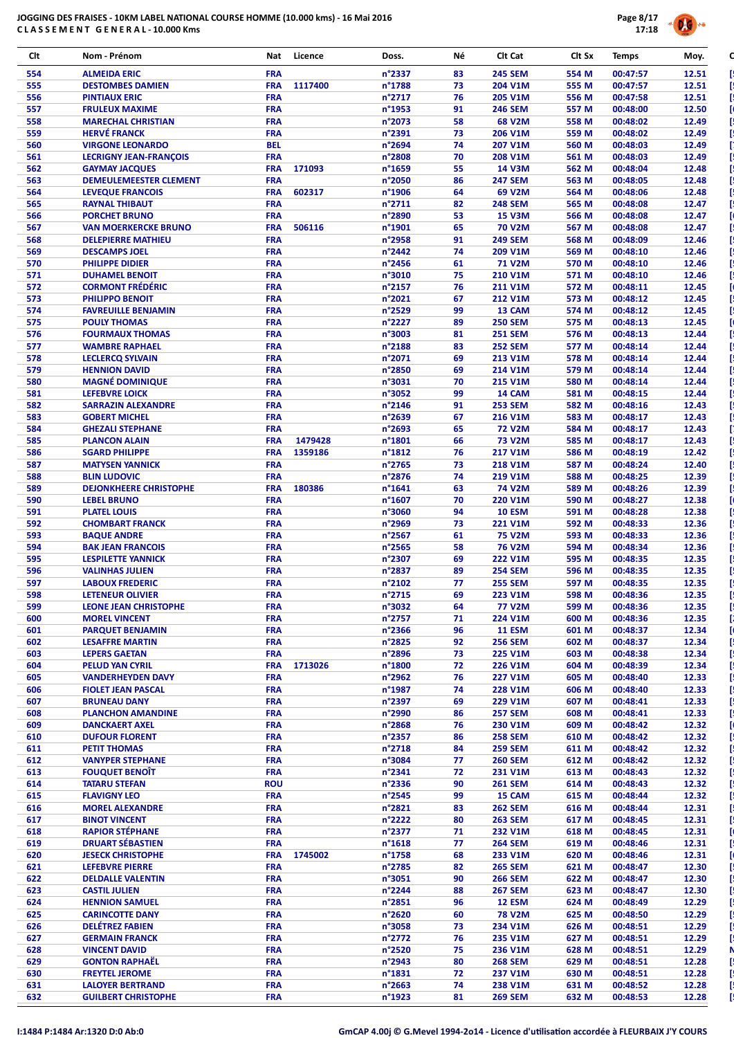JOGGING DES FRAISES - 10KM LABEL NATIONAL COURSE HOMME (10.000 kms) - 16 Mai 2016
CLASSEMENT GENERAL - 10.000 Kms

| Clt | Nom - Prénom | Nat | Licence | Doss. | Né | Clt Cat | Clt Sx | Temps | Moy. |
|---|---|---|---|---|---|---|---|---|---|
| 554 | ALMEIDA ERIC | FRA | | n°2337 | 83 | 245 SEM | 554 M | 00:47:57 | 12.51 |
| 555 | DESTOMBES DAMIEN | FRA | 1117400 | n°1788 | 73 | 204 V1M | 555 M | 00:47:57 | 12.51 |
| 556 | PINTIAUX ERIC | FRA | | n°2717 | 76 | 205 V1M | 556 M | 00:47:58 | 12.51 |
| 557 | FRULEUX MAXIME | FRA | | n°1953 | 91 | 246 SEM | 557 M | 00:48:00 | 12.50 |
| 558 | MARECHAL CHRISTIAN | FRA | | n°2073 | 58 | 68 V2M | 558 M | 00:48:02 | 12.49 |
| 559 | HERVÉ FRANCK | FRA | | n°2391 | 73 | 206 V1M | 559 M | 00:48:02 | 12.49 |
| 560 | VIRGONE LEONARDO | BEL | | n°2694 | 74 | 207 V1M | 560 M | 00:48:03 | 12.49 |
| 561 | LECRIGNY JEAN-FRANÇOIS | FRA | | n°2808 | 70 | 208 V1M | 561 M | 00:48:03 | 12.49 |
| 562 | GAYMAY JACQUES | FRA | 171093 | n°1659 | 55 | 14 V3M | 562 M | 00:48:04 | 12.48 |
| 563 | DEMEULEMEESTER CLEMENT | FRA | | n°2050 | 86 | 247 SEM | 563 M | 00:48:05 | 12.48 |
| 564 | LEVEQUE FRANCOIS | FRA | 602317 | n°1906 | 64 | 69 V2M | 564 M | 00:48:06 | 12.48 |
| 565 | RAYNAL THIBAUT | FRA | | n°2711 | 82 | 248 SEM | 565 M | 00:48:08 | 12.47 |
| 566 | PORCHET BRUNO | FRA | | n°2890 | 53 | 15 V3M | 566 M | 00:48:08 | 12.47 |
| 567 | VAN MOERKERCKE BRUNO | FRA | 506116 | n°1901 | 65 | 70 V2M | 567 M | 00:48:08 | 12.47 |
| 568 | DELEPIERRE MATHIEU | FRA | | n°2958 | 91 | 249 SEM | 568 M | 00:48:09 | 12.46 |
| 569 | DESCAMPS JOEL | FRA | | n°2442 | 74 | 209 V1M | 569 M | 00:48:10 | 12.46 |
| 570 | PHILIPPE DIDIER | FRA | | n°2456 | 61 | 71 V2M | 570 M | 00:48:10 | 12.46 |
| 571 | DUHAMEL BENOIT | FRA | | n°3010 | 75 | 210 V1M | 571 M | 00:48:10 | 12.46 |
| 572 | CORMONT FRÉDÉRIC | FRA | | n°2157 | 76 | 211 V1M | 572 M | 00:48:11 | 12.45 |
| 573 | PHILIPPO BENOIT | FRA | | n°2021 | 67 | 212 V1M | 573 M | 00:48:12 | 12.45 |
| 574 | FAVREUILLE BENJAMIN | FRA | | n°2529 | 99 | 13 CAM | 574 M | 00:48:12 | 12.45 |
| 575 | POULY THOMAS | FRA | | n°2227 | 89 | 250 SEM | 575 M | 00:48:13 | 12.45 |
| 576 | FOURMAUX THOMAS | FRA | | n°3003 | 81 | 251 SEM | 576 M | 00:48:13 | 12.44 |
| 577 | WAMBRE RAPHAEL | FRA | | n°2188 | 83 | 252 SEM | 577 M | 00:48:14 | 12.44 |
| 578 | LECLERCQ SYLVAIN | FRA | | n°2071 | 69 | 213 V1M | 578 M | 00:48:14 | 12.44 |
| 579 | HENNION DAVID | FRA | | n°2850 | 69 | 214 V1M | 579 M | 00:48:14 | 12.44 |
| 580 | MAGNÉ DOMINIQUE | FRA | | n°3031 | 70 | 215 V1M | 580 M | 00:48:14 | 12.44 |
| 581 | LEFEBVRE LOICK | FRA | | n°3052 | 99 | 14 CAM | 581 M | 00:48:15 | 12.44 |
| 582 | SARRAZIN ALEXANDRE | FRA | | n°2146 | 91 | 253 SEM | 582 M | 00:48:16 | 12.43 |
| 583 | GOBERT MICHEL | FRA | | n°2639 | 67 | 216 V1M | 583 M | 00:48:17 | 12.43 |
| 584 | GHEZALI STEPHANE | FRA | | n°2693 | 65 | 72 V2M | 584 M | 00:48:17 | 12.43 |
| 585 | PLANCON ALAIN | FRA | 1479428 | n°1801 | 66 | 73 V2M | 585 M | 00:48:17 | 12.43 |
| 586 | SGARD PHILIPPE | FRA | 1359186 | n°1812 | 76 | 217 V1M | 586 M | 00:48:19 | 12.42 |
| 587 | MATYSEN YANNICK | FRA | | n°2765 | 73 | 218 V1M | 587 M | 00:48:24 | 12.40 |
| 588 | BLIN LUDOVIC | FRA | | n°2876 | 74 | 219 V1M | 588 M | 00:48:25 | 12.39 |
| 589 | DEJONKHEERE CHRISTOPHE | FRA | 180386 | n°1641 | 63 | 74 V2M | 589 M | 00:48:26 | 12.39 |
| 590 | LEBEL BRUNO | FRA | | n°1607 | 70 | 220 V1M | 590 M | 00:48:27 | 12.38 |
| 591 | PLATEL LOUIS | FRA | | n°3060 | 94 | 10 ESM | 591 M | 00:48:28 | 12.38 |
| 592 | CHOMBART FRANCK | FRA | | n°2969 | 73 | 221 V1M | 592 M | 00:48:33 | 12.36 |
| 593 | BAQUE ANDRE | FRA | | n°2567 | 61 | 75 V2M | 593 M | 00:48:33 | 12.36 |
| 594 | BAK JEAN FRANCOIS | FRA | | n°2565 | 58 | 76 V2M | 594 M | 00:48:34 | 12.36 |
| 595 | LESPILETTE YANNICK | FRA | | n°2307 | 69 | 222 V1M | 595 M | 00:48:35 | 12.35 |
| 596 | VALINHAS JULIEN | FRA | | n°2837 | 89 | 254 SEM | 596 M | 00:48:35 | 12.35 |
| 597 | LABOUX FREDERIC | FRA | | n°2102 | 77 | 255 SEM | 597 M | 00:48:35 | 12.35 |
| 598 | LETENEUR OLIVIER | FRA | | n°2715 | 69 | 223 V1M | 598 M | 00:48:36 | 12.35 |
| 599 | LEONE JEAN CHRISTOPHE | FRA | | n°3032 | 64 | 77 V2M | 599 M | 00:48:36 | 12.35 |
| 600 | MOREL VINCENT | FRA | | n°2757 | 71 | 224 V1M | 600 M | 00:48:36 | 12.35 |
| 601 | PARQUET BENJAMIN | FRA | | n°2366 | 96 | 11 ESM | 601 M | 00:48:37 | 12.34 |
| 602 | LESAFFRE MARTIN | FRA | | n°2825 | 92 | 256 SEM | 602 M | 00:48:37 | 12.34 |
| 603 | LEPERS GAETAN | FRA | | n°2896 | 73 | 225 V1M | 603 M | 00:48:38 | 12.34 |
| 604 | PELUD YAN CYRIL | FRA | 1713026 | n°1800 | 72 | 226 V1M | 604 M | 00:48:39 | 12.34 |
| 605 | VANDERHEYDEN DAVY | FRA | | n°2962 | 76 | 227 V1M | 605 M | 00:48:40 | 12.33 |
| 606 | FIOLET JEAN PASCAL | FRA | | n°1987 | 74 | 228 V1M | 606 M | 00:48:40 | 12.33 |
| 607 | BRUNEAU DANY | FRA | | n°2397 | 69 | 229 V1M | 607 M | 00:48:41 | 12.33 |
| 608 | PLANCHON AMANDINE | FRA | | n°2990 | 86 | 257 SEM | 608 M | 00:48:41 | 12.33 |
| 609 | DANCKAERT AXEL | FRA | | n°2868 | 76 | 230 V1M | 609 M | 00:48:42 | 12.32 |
| 610 | DUFOUR FLORENT | FRA | | n°2357 | 86 | 258 SEM | 610 M | 00:48:42 | 12.32 |
| 611 | PETIT THOMAS | FRA | | n°2718 | 84 | 259 SEM | 611 M | 00:48:42 | 12.32 |
| 612 | VANYPER STEPHANE | FRA | | n°3084 | 77 | 260 SEM | 612 M | 00:48:42 | 12.32 |
| 613 | FOUQUET BENOÎT | FRA | | n°2341 | 72 | 231 V1M | 613 M | 00:48:43 | 12.32 |
| 614 | TATARU STEFAN | ROU | | n°2336 | 90 | 261 SEM | 614 M | 00:48:43 | 12.32 |
| 615 | FLAVIGNY LEO | FRA | | n°2545 | 99 | 15 CAM | 615 M | 00:48:44 | 12.32 |
| 616 | MOREL ALEXANDRE | FRA | | n°2821 | 83 | 262 SEM | 616 M | 00:48:44 | 12.31 |
| 617 | BINOT VINCENT | FRA | | n°2222 | 80 | 263 SEM | 617 M | 00:48:45 | 12.31 |
| 618 | RAPIOR STÉPHANE | FRA | | n°2377 | 71 | 232 V1M | 618 M | 00:48:45 | 12.31 |
| 619 | DRUART SÉBASTIEN | FRA | | n°1618 | 77 | 264 SEM | 619 M | 00:48:46 | 12.31 |
| 620 | JESECK CHRISTOPHE | FRA | 1745002 | n°1758 | 68 | 233 V1M | 620 M | 00:48:46 | 12.31 |
| 621 | LEFEBVRE PIERRE | FRA | | n°2785 | 82 | 265 SEM | 621 M | 00:48:47 | 12.30 |
| 622 | DELDALLE VALENTIN | FRA | | n°3051 | 90 | 266 SEM | 622 M | 00:48:47 | 12.30 |
| 623 | CASTIL JULIEN | FRA | | n°2244 | 88 | 267 SEM | 623 M | 00:48:47 | 12.30 |
| 624 | HENNION SAMUEL | FRA | | n°2851 | 96 | 12 ESM | 624 M | 00:48:49 | 12.29 |
| 625 | CARINCOTTE DANY | FRA | | n°2620 | 60 | 78 V2M | 625 M | 00:48:50 | 12.29 |
| 626 | DELÉTREZ FABIEN | FRA | | n°3058 | 73 | 234 V1M | 626 M | 00:48:51 | 12.29 |
| 627 | GERMAIN FRANCK | FRA | | n°2772 | 76 | 235 V1M | 627 M | 00:48:51 | 12.29 |
| 628 | VINCENT DAVID | FRA | | n°2520 | 75 | 236 V1M | 628 M | 00:48:51 | 12.29 |
| 629 | GONTON RAPHAËL | FRA | | n°2943 | 80 | 268 SEM | 629 M | 00:48:51 | 12.28 |
| 630 | FREYTEL JEROME | FRA | | n°1831 | 72 | 237 V1M | 630 M | 00:48:51 | 12.28 |
| 631 | LALOYER BERTRAND | FRA | | n°2663 | 74 | 238 V1M | 631 M | 00:48:52 | 12.28 |
| 632 | GUILBERT CHRISTOPHE | FRA | | n°1923 | 81 | 269 SEM | 632 M | 00:48:53 | 12.28 |

I:1484 P:1484 Ar:1320 D:0 Ab:0

GmCAP 4.00j © G.Mevel 1994-2014 - Licence d'utilisation accordée à FLEURBAIX J'Y COURS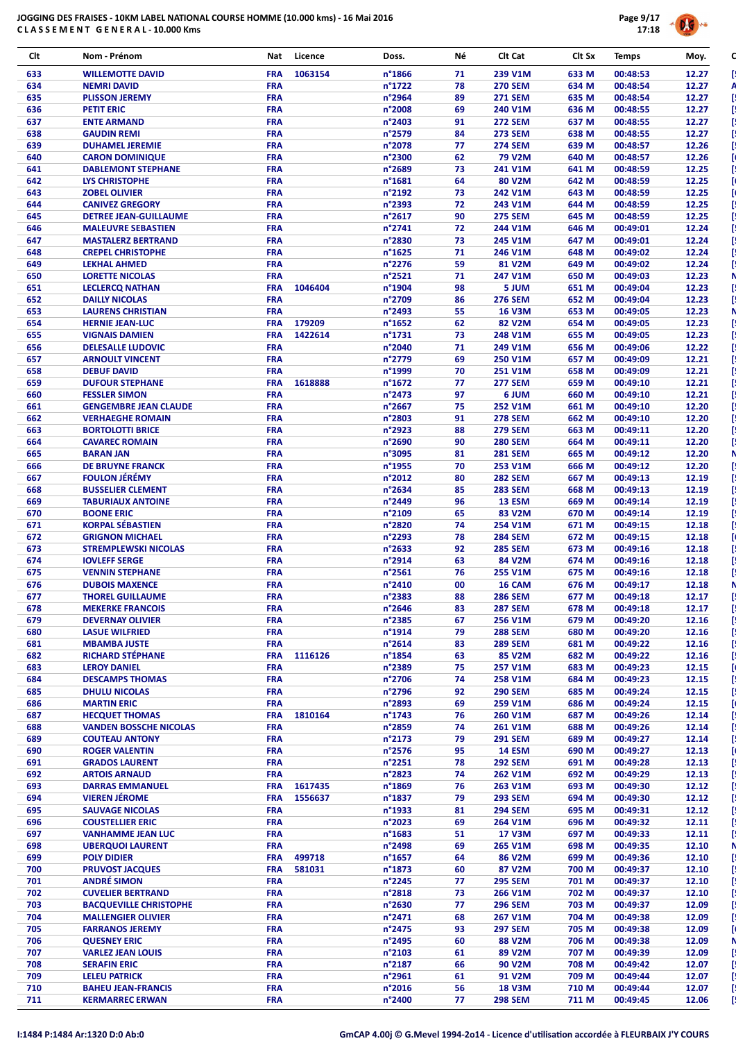# JOGGING DES FRAISES - 10KM LABEL NATIONAL COURSE HOMME (10.000 kms) - 16 Mai 2016

**C L A S S E M E N T   G E N E R A L - 10.000 Kms**

| Clt | Nom - Prénom | Nat | Licence | Doss. | Né | Clt Cat | Clt Sx | Temps | Moy. |
|---|---|---|---|---|---|---|---|---|---|
| 633 | WILLEMOTTE DAVID | FRA | 1063154 | n°1866 | 71 | 239 V1M | 633 M | 00:48:53 | 12.27 |
| 634 | NEMRI DAVID | FRA | | n°1722 | 78 | 270 SEM | 634 M | 00:48:54 | 12.27 |
| 635 | PLISSON JEREMY | FRA | | n°2964 | 89 | 271 SEM | 635 M | 00:48:54 | 12.27 |
| 636 | PETIT ERIC | FRA | | n°2008 | 69 | 240 V1M | 636 M | 00:48:55 | 12.27 |
| 637 | ENTE ARMAND | FRA | | n°2403 | 91 | 272 SEM | 637 M | 00:48:55 | 12.27 |
| 638 | GAUDIN REMI | FRA | | n°2579 | 84 | 273 SEM | 638 M | 00:48:55 | 12.27 |
| 639 | DUHAMEL JEREMIE | FRA | | n°2078 | 77 | 274 SEM | 639 M | 00:48:57 | 12.26 |
| 640 | CARON DOMINIQUE | FRA | | n°2300 | 62 | 79 V2M | 640 M | 00:48:57 | 12.26 |
| 641 | DABLEMONT STEPHANE | FRA | | n°2689 | 73 | 241 V1M | 641 M | 00:48:59 | 12.25 |
| 642 | LYS CHRISTOPHE | FRA | | n°1681 | 64 | 80 V2M | 642 M | 00:48:59 | 12.25 |
| 643 | ZOBEL OLIVIER | FRA | | n°2192 | 73 | 242 V1M | 643 M | 00:48:59 | 12.25 |
| 644 | CANIVEZ GREGORY | FRA | | n°2393 | 72 | 243 V1M | 644 M | 00:48:59 | 12.25 |
| 645 | DETREE JEAN-GUILLAUME | FRA | | n°2617 | 90 | 275 SEM | 645 M | 00:48:59 | 12.25 |
| 646 | MALEUVRE SEBASTIEN | FRA | | n°2741 | 72 | 244 V1M | 646 M | 00:49:01 | 12.24 |
| 647 | MASTALERZ BERTRAND | FRA | | n°2830 | 73 | 245 V1M | 647 M | 00:49:01 | 12.24 |
| 648 | CREPEL CHRISTOPHE | FRA | | n°1625 | 71 | 246 V1M | 648 M | 00:49:02 | 12.24 |
| 649 | LEKHAL AHMED | FRA | | n°2276 | 59 | 81 V2M | 649 M | 00:49:02 | 12.24 |
| 650 | LORETTE NICOLAS | FRA | | n°2521 | 71 | 247 V1M | 650 M | 00:49:03 | 12.23 |
| 651 | LECLERCQ NATHAN | FRA | 1046404 | n°1904 | 98 | 5 JUM | 651 M | 00:49:04 | 12.23 |
| 652 | DAILLY NICOLAS | FRA | | n°2709 | 86 | 276 SEM | 652 M | 00:49:04 | 12.23 |
| 653 | LAURENS CHRISTIAN | FRA | | n°2493 | 55 | 16 V3M | 653 M | 00:49:05 | 12.23 |
| 654 | HERNIE JEAN-LUC | FRA | 179209 | n°1652 | 62 | 82 V2M | 654 M | 00:49:05 | 12.23 |
| 655 | VIGNAIS DAMIEN | FRA | 1422614 | n°1731 | 73 | 248 V1M | 655 M | 00:49:05 | 12.23 |
| 656 | DELESALLE LUDOVIC | FRA | | n°2040 | 71 | 249 V1M | 656 M | 00:49:06 | 12.22 |
| 657 | ARNOULT VINCENT | FRA | | n°2779 | 69 | 250 V1M | 657 M | 00:49:09 | 12.21 |
| 658 | DEBUF DAVID | FRA | | n°1999 | 70 | 251 V1M | 658 M | 00:49:09 | 12.21 |
| 659 | DUFOUR STEPHANE | FRA | 1618888 | n°1672 | 77 | 277 SEM | 659 M | 00:49:10 | 12.21 |
| 660 | FESSLER SIMON | FRA | | n°2473 | 97 | 6 JUM | 660 M | 00:49:10 | 12.21 |
| 661 | GENGEMBRE JEAN CLAUDE | FRA | | n°2667 | 75 | 252 V1M | 661 M | 00:49:10 | 12.20 |
| 662 | VERHAEGHE ROMAIN | FRA | | n°2803 | 91 | 278 SEM | 662 M | 00:49:10 | 12.20 |
| 663 | BORTOLOTTI BRICE | FRA | | n°2923 | 88 | 279 SEM | 663 M | 00:49:11 | 12.20 |
| 664 | CAVAREC ROMAIN | FRA | | n°2690 | 90 | 280 SEM | 664 M | 00:49:11 | 12.20 |
| 665 | BARAN JAN | FRA | | n°3095 | 81 | 281 SEM | 665 M | 00:49:12 | 12.20 |
| 666 | DE BRUYNE FRANCK | FRA | | n°1955 | 70 | 253 V1M | 666 M | 00:49:12 | 12.20 |
| 667 | FOULON JÉRÉMY | FRA | | n°2012 | 80 | 282 SEM | 667 M | 00:49:13 | 12.19 |
| 668 | BUSSELIER CLEMENT | FRA | | n°2634 | 85 | 283 SEM | 668 M | 00:49:13 | 12.19 |
| 669 | TABURIAUX ANTOINE | FRA | | n°2449 | 96 | 13 ESM | 669 M | 00:49:14 | 12.19 |
| 670 | BOONE ERIC | FRA | | n°2109 | 65 | 83 V2M | 670 M | 00:49:14 | 12.19 |
| 671 | KORPAL SÉBASTIEN | FRA | | n°2820 | 74 | 254 V1M | 671 M | 00:49:15 | 12.18 |
| 672 | GRIGNON MICHAEL | FRA | | n°2293 | 78 | 284 SEM | 672 M | 00:49:15 | 12.18 |
| 673 | STREMPLEWSKI NICOLAS | FRA | | n°2633 | 92 | 285 SEM | 673 M | 00:49:16 | 12.18 |
| 674 | IOVLEFF SERGE | FRA | | n°2914 | 63 | 84 V2M | 674 M | 00:49:16 | 12.18 |
| 675 | VENNIN STEPHANE | FRA | | n°2561 | 76 | 255 V1M | 675 M | 00:49:16 | 12.18 |
| 676 | DUBOIS MAXENCE | FRA | | n°2410 | 00 | 16 CAM | 676 M | 00:49:17 | 12.18 |
| 677 | THOREL GUILLAUME | FRA | | n°2383 | 88 | 286 SEM | 677 M | 00:49:18 | 12.17 |
| 678 | MEKERKE FRANCOIS | FRA | | n°2646 | 83 | 287 SEM | 678 M | 00:49:18 | 12.17 |
| 679 | DEVERNAY OLIVIER | FRA | | n°2385 | 67 | 256 V1M | 679 M | 00:49:20 | 12.16 |
| 680 | LASUE WILFRIED | FRA | | n°1914 | 79 | 288 SEM | 680 M | 00:49:20 | 12.16 |
| 681 | MBAMBA JUSTE | FRA | | n°2614 | 83 | 289 SEM | 681 M | 00:49:22 | 12.16 |
| 682 | RICHARD STÉPHANE | FRA | 1116126 | n°1854 | 63 | 85 V2M | 682 M | 00:49:22 | 12.16 |
| 683 | LEROY DANIEL | FRA | | n°2389 | 75 | 257 V1M | 683 M | 00:49:23 | 12.15 |
| 684 | DESCAMPS THOMAS | FRA | | n°2706 | 74 | 258 V1M | 684 M | 00:49:23 | 12.15 |
| 685 | DHULU NICOLAS | FRA | | n°2796 | 92 | 290 SEM | 685 M | 00:49:24 | 12.15 |
| 686 | MARTIN ERIC | FRA | | n°2893 | 69 | 259 V1M | 686 M | 00:49:24 | 12.15 |
| 687 | HECQUET THOMAS | FRA | 1810164 | n°1743 | 76 | 260 V1M | 687 M | 00:49:26 | 12.14 |
| 688 | VANDEN BOSSCHE NICOLAS | FRA | | n°2859 | 74 | 261 V1M | 688 M | 00:49:26 | 12.14 |
| 689 | COUTEAU ANTONY | FRA | | n°2173 | 79 | 291 SEM | 689 M | 00:49:27 | 12.14 |
| 690 | ROGER VALENTIN | FRA | | n°2576 | 95 | 14 ESM | 690 M | 00:49:27 | 12.13 |
| 691 | GRADOS LAURENT | FRA | | n°2251 | 78 | 292 SEM | 691 M | 00:49:28 | 12.13 |
| 692 | ARTOIS ARNAUD | FRA | | n°2823 | 74 | 262 V1M | 692 M | 00:49:29 | 12.13 |
| 693 | DARRAS EMMANUEL | FRA | 1617435 | n°1869 | 76 | 263 V1M | 693 M | 00:49:30 | 12.12 |
| 694 | VIEREN JÉROME | FRA | 1556637 | n°1837 | 79 | 293 SEM | 694 M | 00:49:30 | 12.12 |
| 695 | SAUVAGE NICOLAS | FRA | | n°1933 | 81 | 294 SEM | 695 M | 00:49:31 | 12.12 |
| 696 | COUSTELLIER ERIC | FRA | | n°2023 | 69 | 264 V1M | 696 M | 00:49:32 | 12.11 |
| 697 | VANHAMME JEAN LUC | FRA | | n°1683 | 51 | 17 V3M | 697 M | 00:49:33 | 12.11 |
| 698 | UBERQUOI LAURENT | FRA | | n°2498 | 69 | 265 V1M | 698 M | 00:49:35 | 12.10 |
| 699 | POLY DIDIER | FRA | 499718 | n°1657 | 64 | 86 V2M | 699 M | 00:49:36 | 12.10 |
| 700 | PRUVOST JACQUES | FRA | 581031 | n°1873 | 60 | 87 V2M | 700 M | 00:49:37 | 12.10 |
| 701 | ANDRÉ SIMON | FRA | | n°2245 | 77 | 295 SEM | 701 M | 00:49:37 | 12.10 |
| 702 | CUVELIER BERTRAND | FRA | | n°2818 | 73 | 266 V1M | 702 M | 00:49:37 | 12.10 |
| 703 | BACQUEVILLE CHRISTOPHE | FRA | | n°2630 | 77 | 296 SEM | 703 M | 00:49:37 | 12.09 |
| 704 | MALLENGIER OLIVIER | FRA | | n°2471 | 68 | 267 V1M | 704 M | 00:49:38 | 12.09 |
| 705 | FARRANOS JEREMY | FRA | | n°2475 | 93 | 297 SEM | 705 M | 00:49:38 | 12.09 |
| 706 | QUESNEY ERIC | FRA | | n°2495 | 60 | 88 V2M | 706 M | 00:49:38 | 12.09 |
| 707 | VARLEZ JEAN LOUIS | FRA | | n°2103 | 61 | 89 V2M | 707 M | 00:49:39 | 12.09 |
| 708 | SERAFIN ERIC | FRA | | n°2187 | 66 | 90 V2M | 708 M | 00:49:42 | 12.07 |
| 709 | LELEU PATRICK | FRA | | n°2961 | 61 | 91 V2M | 709 M | 00:49:44 | 12.07 |
| 710 | BAHEU JEAN-FRANCIS | FRA | | n°2016 | 56 | 18 V3M | 710 M | 00:49:44 | 12.07 |
| 711 | KERMARREC ERWAN | FRA | | n°2400 | 77 | 298 SEM | 711 M | 00:49:45 | 12.06 |

I:1484 P:1484 Ar:1320 D:0 Ab:0

GmCAP 4.00j © G.Mevel 1994-2014 - Licence d'utilisation accordée à FLEURBAIX J'Y COURS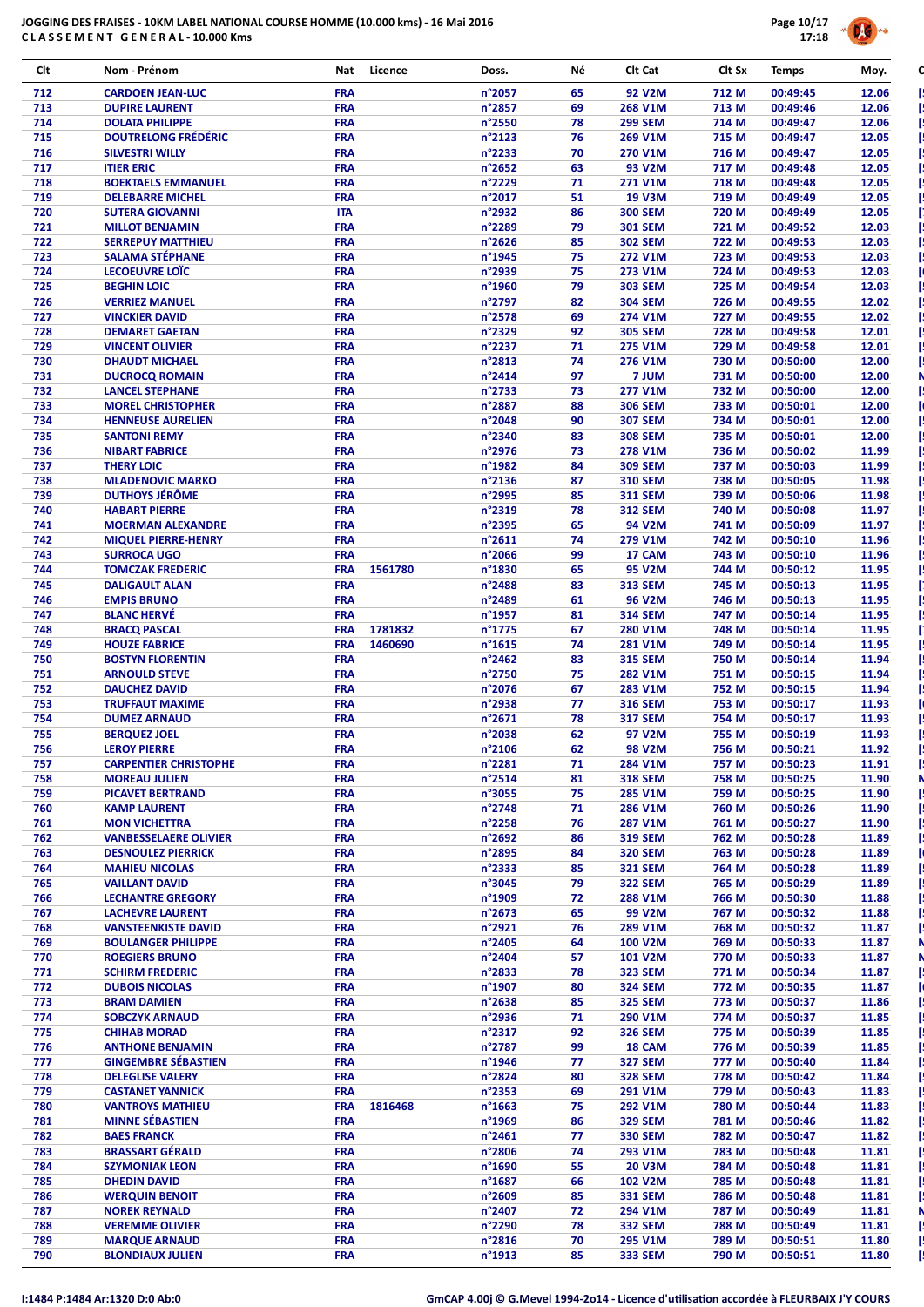# JOGGING DES FRAISES - 10KM LABEL NATIONAL COURSE HOMME (10.000 kms) - 16 Mai 2016

**CLASSEMENT GENERAL - 10.000 Kms**

| Clt | Nom - Prénom | Nat | Licence | Doss. | Né | Clt Cat | Clt Sx | Temps | Moy. |
|---|---|---|---|---|---|---|---|---|---|
| 712 | CARDOEN JEAN-LUC | FRA | | n°2057 | 65 | 92 V2M | 712 M | 00:49:45 | 12.06 |
| 713 | DUPIRE LAURENT | FRA | | n°2857 | 69 | 268 V1M | 713 M | 00:49:46 | 12.06 |
| 714 | DOLATA PHILIPPE | FRA | | n°2550 | 78 | 299 SEM | 714 M | 00:49:47 | 12.06 |
| 715 | DOUTRELONG FRÉDÉRIC | FRA | | n°2123 | 76 | 269 V1M | 715 M | 00:49:47 | 12.05 |
| 716 | SILVESTRI WILLY | FRA | | n°2233 | 70 | 270 V1M | 716 M | 00:49:47 | 12.05 |
| 717 | ITIER ERIC | FRA | | n°2652 | 63 | 93 V2M | 717 M | 00:49:48 | 12.05 |
| 718 | BOEKTAELS EMMANUEL | FRA | | n°2229 | 71 | 271 V1M | 718 M | 00:49:48 | 12.05 |
| 719 | DELEBARRE MICHEL | FRA | | n°2017 | 51 | 19 V3M | 719 M | 00:49:49 | 12.05 |
| 720 | SUTERA GIOVANNI | ITA | | n°2932 | 86 | 300 SEM | 720 M | 00:49:49 | 12.05 |
| 721 | MILLOT BENJAMIN | FRA | | n°2289 | 79 | 301 SEM | 721 M | 00:49:52 | 12.03 |
| 722 | SERREPUY MATTHIEU | FRA | | n°2626 | 85 | 302 SEM | 722 M | 00:49:53 | 12.03 |
| 723 | SALAMA STÉPHANE | FRA | | n°1945 | 75 | 272 V1M | 723 M | 00:49:53 | 12.03 |
| 724 | LECOEUVRE LOÏC | FRA | | n°2939 | 75 | 273 V1M | 724 M | 00:49:53 | 12.03 |
| 725 | BEGHIN LOIC | FRA | | n°1960 | 79 | 303 SEM | 725 M | 00:49:54 | 12.03 |
| 726 | VERRIEZ MANUEL | FRA | | n°2797 | 82 | 304 SEM | 726 M | 00:49:55 | 12.02 |
| 727 | VINCKIER DAVID | FRA | | n°2578 | 69 | 274 V1M | 727 M | 00:49:55 | 12.02 |
| 728 | DEMARET GAETAN | FRA | | n°2329 | 92 | 305 SEM | 728 M | 00:49:58 | 12.01 |
| 729 | VINCENT OLIVIER | FRA | | n°2237 | 71 | 275 V1M | 729 M | 00:49:58 | 12.01 |
| 730 | DHAUDT MICHAEL | FRA | | n°2813 | 74 | 276 V1M | 730 M | 00:50:00 | 12.00 |
| 731 | DUCROCQ ROMAIN | FRA | | n°2414 | 97 | 7 JUM | 731 M | 00:50:00 | 12.00 |
| 732 | LANCEL STEPHANE | FRA | | n°2733 | 73 | 277 V1M | 732 M | 00:50:00 | 12.00 |
| 733 | MOREL CHRISTOPHER | FRA | | n°2887 | 88 | 306 SEM | 733 M | 00:50:01 | 12.00 |
| 734 | HENNEUSE AURELIEN | FRA | | n°2048 | 90 | 307 SEM | 734 M | 00:50:01 | 12.00 |
| 735 | SANTONI REMY | FRA | | n°2340 | 83 | 308 SEM | 735 M | 00:50:01 | 12.00 |
| 736 | NIBART FABRICE | FRA | | n°2976 | 73 | 278 V1M | 736 M | 00:50:02 | 11.99 |
| 737 | THERY LOIC | FRA | | n°1982 | 84 | 309 SEM | 737 M | 00:50:03 | 11.99 |
| 738 | MLADENOVIC MARKO | FRA | | n°2136 | 87 | 310 SEM | 738 M | 00:50:05 | 11.98 |
| 739 | DUTHOYS JÉRÔME | FRA | | n°2995 | 85 | 311 SEM | 739 M | 00:50:06 | 11.98 |
| 740 | HABART PIERRE | FRA | | n°2319 | 78 | 312 SEM | 740 M | 00:50:08 | 11.97 |
| 741 | MOERMAN ALEXANDRE | FRA | | n°2395 | 65 | 94 V2M | 741 M | 00:50:09 | 11.97 |
| 742 | MIQUEL PIERRE-HENRY | FRA | | n°2611 | 74 | 279 V1M | 742 M | 00:50:10 | 11.96 |
| 743 | SURROCA UGO | FRA | | n°2066 | 99 | 17 CAM | 743 M | 00:50:10 | 11.96 |
| 744 | TOMCZAK FREDERIC | FRA | 1561780 | n°1830 | 65 | 95 V2M | 744 M | 00:50:12 | 11.95 |
| 745 | DALIGAULT ALAN | FRA | | n°2488 | 83 | 313 SEM | 745 M | 00:50:13 | 11.95 |
| 746 | EMPIS BRUNO | FRA | | n°2489 | 61 | 96 V2M | 746 M | 00:50:13 | 11.95 |
| 747 | BLANC HERVÉ | FRA | | n°1957 | 81 | 314 SEM | 747 M | 00:50:14 | 11.95 |
| 748 | BRACQ PASCAL | FRA | 1781832 | n°1775 | 67 | 280 V1M | 748 M | 00:50:14 | 11.95 |
| 749 | HOUZE FABRICE | FRA | 1460690 | n°1615 | 74 | 281 V1M | 749 M | 00:50:14 | 11.95 |
| 750 | BOSTYN FLORENTIN | FRA | | n°2462 | 83 | 315 SEM | 750 M | 00:50:14 | 11.94 |
| 751 | ARNOULD STEVE | FRA | | n°2750 | 75 | 282 V1M | 751 M | 00:50:15 | 11.94 |
| 752 | DAUCHEZ DAVID | FRA | | n°2076 | 67 | 283 V1M | 752 M | 00:50:15 | 11.94 |
| 753 | TRUFFAUT MAXIME | FRA | | n°2938 | 77 | 316 SEM | 753 M | 00:50:17 | 11.93 |
| 754 | DUMEZ ARNAUD | FRA | | n°2671 | 78 | 317 SEM | 754 M | 00:50:17 | 11.93 |
| 755 | BERQUEZ JOEL | FRA | | n°2038 | 62 | 97 V2M | 755 M | 00:50:19 | 11.93 |
| 756 | LEROY PIERRE | FRA | | n°2106 | 62 | 98 V2M | 756 M | 00:50:21 | 11.92 |
| 757 | CARPENTIER CHRISTOPHE | FRA | | n°2281 | 71 | 284 V1M | 757 M | 00:50:23 | 11.91 |
| 758 | MOREAU JULIEN | FRA | | n°2514 | 81 | 318 SEM | 758 M | 00:50:25 | 11.90 |
| 759 | PICAVET BERTRAND | FRA | | n°3055 | 75 | 285 V1M | 759 M | 00:50:25 | 11.90 |
| 760 | KAMP LAURENT | FRA | | n°2748 | 71 | 286 V1M | 760 M | 00:50:26 | 11.90 |
| 761 | MON VICHETTRA | FRA | | n°2258 | 76 | 287 V1M | 761 M | 00:50:27 | 11.90 |
| 762 | VANBESSELAERE OLIVIER | FRA | | n°2692 | 86 | 319 SEM | 762 M | 00:50:28 | 11.89 |
| 763 | DESNOULEZ PIERRICK | FRA | | n°2895 | 84 | 320 SEM | 763 M | 00:50:28 | 11.89 |
| 764 | MAHIEU NICOLAS | FRA | | n°2333 | 85 | 321 SEM | 764 M | 00:50:28 | 11.89 |
| 765 | VAILLANT DAVID | FRA | | n°3045 | 79 | 322 SEM | 765 M | 00:50:29 | 11.89 |
| 766 | LECHANTRE GREGORY | FRA | | n°1909 | 72 | 288 V1M | 766 M | 00:50:30 | 11.88 |
| 767 | LACHEVRE LAURENT | FRA | | n°2673 | 65 | 99 V2M | 767 M | 00:50:32 | 11.88 |
| 768 | VANSTEENKISTE DAVID | FRA | | n°2921 | 76 | 289 V1M | 768 M | 00:50:32 | 11.87 |
| 769 | BOULANGER PHILIPPE | FRA | | n°2405 | 64 | 100 V2M | 769 M | 00:50:33 | 11.87 |
| 770 | ROEGIERS BRUNO | FRA | | n°2404 | 57 | 101 V2M | 770 M | 00:50:33 | 11.87 |
| 771 | SCHIRM FREDERIC | FRA | | n°2833 | 78 | 323 SEM | 771 M | 00:50:34 | 11.87 |
| 772 | DUBOIS NICOLAS | FRA | | n°1907 | 80 | 324 SEM | 772 M | 00:50:35 | 11.87 |
| 773 | BRAM DAMIEN | FRA | | n°2638 | 85 | 325 SEM | 773 M | 00:50:37 | 11.86 |
| 774 | SOBCZYK ARNAUD | FRA | | n°2936 | 71 | 290 V1M | 774 M | 00:50:37 | 11.85 |
| 775 | CHIHAB MORAD | FRA | | n°2317 | 92 | 326 SEM | 775 M | 00:50:39 | 11.85 |
| 776 | ANTHONE BENJAMIN | FRA | | n°2787 | 99 | 18 CAM | 776 M | 00:50:39 | 11.85 |
| 777 | GINGEMBRE SÉBASTIEN | FRA | | n°1946 | 77 | 327 SEM | 777 M | 00:50:40 | 11.84 |
| 778 | DELEGLISE VALERY | FRA | | n°2824 | 80 | 328 SEM | 778 M | 00:50:42 | 11.84 |
| 779 | CASTANET YANNICK | FRA | | n°2353 | 69 | 291 V1M | 779 M | 00:50:43 | 11.83 |
| 780 | VANTROYS MATHIEU | FRA | 1816468 | n°1663 | 75 | 292 V1M | 780 M | 00:50:44 | 11.83 |
| 781 | MINNE SÉBASTIEN | FRA | | n°1969 | 86 | 329 SEM | 781 M | 00:50:46 | 11.82 |
| 782 | BAES FRANCK | FRA | | n°2461 | 77 | 330 SEM | 782 M | 00:50:47 | 11.82 |
| 783 | BRASSART GÉRALD | FRA | | n°2806 | 74 | 293 V1M | 783 M | 00:50:48 | 11.81 |
| 784 | SZYMONIAK LEON | FRA | | n°1690 | 55 | 20 V3M | 784 M | 00:50:48 | 11.81 |
| 785 | DHEDIN DAVID | FRA | | n°1687 | 66 | 102 V2M | 785 M | 00:50:48 | 11.81 |
| 786 | WERQUIN BENOIT | FRA | | n°2609 | 85 | 331 SEM | 786 M | 00:50:48 | 11.81 |
| 787 | NOREK REYNALD | FRA | | n°2407 | 72 | 294 V1M | 787 M | 00:50:49 | 11.81 |
| 788 | VEREMME OLIVIER | FRA | | n°2290 | 78 | 332 SEM | 788 M | 00:50:49 | 11.81 |
| 789 | MARQUE ARNAUD | FRA | | n°2816 | 70 | 295 V1M | 789 M | 00:50:51 | 11.80 |
| 790 | BLONDIAUX JULIEN | FRA | | n°1913 | 85 | 333 SEM | 790 M | 00:50:51 | 11.80 |

I:1484 P:1484 Ar:1320 D:0 Ab:0

GmCAP 4.00j © G.Mevel 1994-2014 - Licence d'utilisation accordée à FLEURBAIX J'Y COURS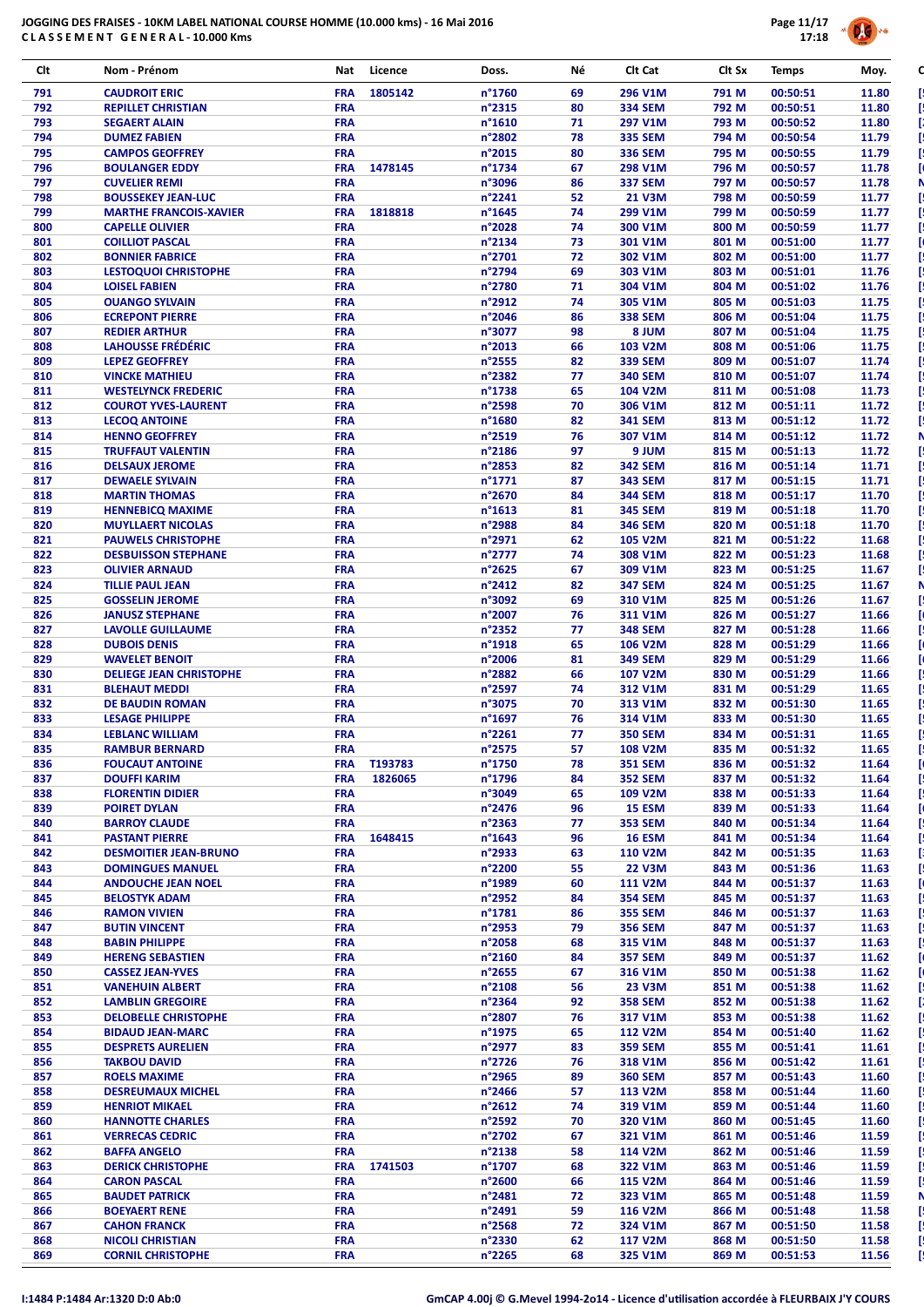# JOGGING DES FRAISES - 10KM LABEL NATIONAL COURSE HOMME (10.000 kms) - 16 Mai 2016

**C L A S S E M E N T   G E N E R A L - 10.000 Kms**

| Clt | Nom - Prénom | Nat | Licence | Doss. | Né | Clt Cat | Clt Sx | Temps | Moy. |
|---|---|---|---|---|---|---|---|---|---|
| 791 | CAUDROIT ERIC | FRA | 1805142 | n°1760 | 69 | 296 V1M | 791 M | 00:50:51 | 11.80 |
| 792 | REPILLET CHRISTIAN | FRA | | n°2315 | 80 | 334 SEM | 792 M | 00:50:51 | 11.80 |
| 793 | SEGAERT ALAIN | FRA | | n°1610 | 71 | 297 V1M | 793 M | 00:50:52 | 11.80 |
| 794 | DUMEZ FABIEN | FRA | | n°2802 | 78 | 335 SEM | 794 M | 00:50:54 | 11.79 |
| 795 | CAMPOS GEOFFREY | FRA | | n°2015 | 80 | 336 SEM | 795 M | 00:50:55 | 11.79 |
| 796 | BOULANGER EDDY | FRA | 1478145 | n°1734 | 67 | 298 V1M | 796 M | 00:50:57 | 11.78 |
| 797 | CUVELIER REMI | FRA | | n°3096 | 86 | 337 SEM | 797 M | 00:50:57 | 11.78 |
| 798 | BOUSSEKEY JEAN-LUC | FRA | | n°2241 | 52 | 21 V3M | 798 M | 00:50:59 | 11.77 |
| 799 | MARTHE FRANCOIS-XAVIER | FRA | 1818818 | n°1645 | 74 | 299 V1M | 799 M | 00:50:59 | 11.77 |
| 800 | CAPELLE OLIVIER | FRA | | n°2028 | 74 | 300 V1M | 800 M | 00:50:59 | 11.77 |
| 801 | COILLIOT PASCAL | FRA | | n°2134 | 73 | 301 V1M | 801 M | 00:51:00 | 11.77 |
| 802 | BONNIER FABRICE | FRA | | n°2701 | 72 | 302 V1M | 802 M | 00:51:00 | 11.77 |
| 803 | LESTOQUOI CHRISTOPHE | FRA | | n°2794 | 69 | 303 V1M | 803 M | 00:51:01 | 11.76 |
| 804 | LOISEL FABIEN | FRA | | n°2780 | 71 | 304 V1M | 804 M | 00:51:02 | 11.76 |
| 805 | OUANGO SYLVAIN | FRA | | n°2912 | 74 | 305 V1M | 805 M | 00:51:03 | 11.75 |
| 806 | ECREPONT PIERRE | FRA | | n°2046 | 86 | 338 SEM | 806 M | 00:51:04 | 11.75 |
| 807 | REDIER ARTHUR | FRA | | n°3077 | 98 | 8 JUM | 807 M | 00:51:04 | 11.75 |
| 808 | LAHOUSSE FRÉDÉRIC | FRA | | n°2013 | 66 | 103 V2M | 808 M | 00:51:06 | 11.75 |
| 809 | LEPEZ GEOFFREY | FRA | | n°2555 | 82 | 339 SEM | 809 M | 00:51:07 | 11.74 |
| 810 | VINCKE MATHIEU | FRA | | n°2382 | 77 | 340 SEM | 810 M | 00:51:07 | 11.74 |
| 811 | WESTELYNCK FREDERIC | FRA | | n°1738 | 65 | 104 V2M | 811 M | 00:51:08 | 11.73 |
| 812 | COUROT YVES-LAURENT | FRA | | n°2598 | 70 | 306 V1M | 812 M | 00:51:11 | 11.72 |
| 813 | LECOQ ANTOINE | FRA | | n°1680 | 82 | 341 SEM | 813 M | 00:51:12 | 11.72 |
| 814 | HENNO GEOFFREY | FRA | | n°2519 | 76 | 307 V1M | 814 M | 00:51:12 | 11.72 |
| 815 | TRUFFAUT VALENTIN | FRA | | n°2186 | 97 | 9 JUM | 815 M | 00:51:13 | 11.72 |
| 816 | DELSAUX JEROME | FRA | | n°2853 | 82 | 342 SEM | 816 M | 00:51:14 | 11.71 |
| 817 | DEWAELE SYLVAIN | FRA | | n°1771 | 87 | 343 SEM | 817 M | 00:51:15 | 11.71 |
| 818 | MARTIN THOMAS | FRA | | n°2670 | 84 | 344 SEM | 818 M | 00:51:17 | 11.70 |
| 819 | HENNEBICQ MAXIME | FRA | | n°1613 | 81 | 345 SEM | 819 M | 00:51:18 | 11.70 |
| 820 | MUYLLAERT NICOLAS | FRA | | n°2988 | 84 | 346 SEM | 820 M | 00:51:18 | 11.70 |
| 821 | PAUWELS CHRISTOPHE | FRA | | n°2971 | 62 | 105 V2M | 821 M | 00:51:22 | 11.68 |
| 822 | DESBUISSON STEPHANE | FRA | | n°2777 | 74 | 308 V1M | 822 M | 00:51:23 | 11.68 |
| 823 | OLIVIER ARNAUD | FRA | | n°2625 | 67 | 309 V1M | 823 M | 00:51:25 | 11.67 |
| 824 | TILLIE PAUL JEAN | FRA | | n°2412 | 82 | 347 SEM | 824 M | 00:51:25 | 11.67 |
| 825 | GOSSELIN JEROME | FRA | | n°3092 | 69 | 310 V1M | 825 M | 00:51:26 | 11.67 |
| 826 | JANUSZ STEPHANE | FRA | | n°2007 | 76 | 311 V1M | 826 M | 00:51:27 | 11.66 |
| 827 | LAVOLLE GUILLAUME | FRA | | n°2352 | 77 | 348 SEM | 827 M | 00:51:28 | 11.66 |
| 828 | DUBOIS DENIS | FRA | | n°1918 | 65 | 106 V2M | 828 M | 00:51:29 | 11.66 |
| 829 | WAVELET BENOIT | FRA | | n°2006 | 81 | 349 SEM | 829 M | 00:51:29 | 11.66 |
| 830 | DELIEGE JEAN CHRISTOPHE | FRA | | n°2882 | 66 | 107 V2M | 830 M | 00:51:29 | 11.66 |
| 831 | BLEHAUT MEDDI | FRA | | n°2597 | 74 | 312 V1M | 831 M | 00:51:29 | 11.65 |
| 832 | DE BAUDIN ROMAN | FRA | | n°3075 | 70 | 313 V1M | 832 M | 00:51:30 | 11.65 |
| 833 | LESAGE PHILIPPE | FRA | | n°1697 | 76 | 314 V1M | 833 M | 00:51:30 | 11.65 |
| 834 | LEBLANC WILLIAM | FRA | | n°2261 | 77 | 350 SEM | 834 M | 00:51:31 | 11.65 |
| 835 | RAMBUR BERNARD | FRA | | n°2575 | 57 | 108 V2M | 835 M | 00:51:32 | 11.65 |
| 836 | FOUCAUT ANTOINE | FRA | T193783 | n°1750 | 78 | 351 SEM | 836 M | 00:51:32 | 11.64 |
| 837 | DOUFFI KARIM | FRA | 1826065 | n°1796 | 84 | 352 SEM | 837 M | 00:51:32 | 11.64 |
| 838 | FLORENTIN DIDIER | FRA | | n°3049 | 65 | 109 V2M | 838 M | 00:51:33 | 11.64 |
| 839 | POIRET DYLAN | FRA | | n°2476 | 96 | 15 ESM | 839 M | 00:51:33 | 11.64 |
| 840 | BARROY CLAUDE | FRA | | n°2363 | 77 | 353 SEM | 840 M | 00:51:34 | 11.64 |
| 841 | PASTANT PIERRE | FRA | 1648415 | n°1643 | 96 | 16 ESM | 841 M | 00:51:34 | 11.64 |
| 842 | DESMOITIER JEAN-BRUNO | FRA | | n°2933 | 63 | 110 V2M | 842 M | 00:51:35 | 11.63 |
| 843 | DOMINGUES MANUEL | FRA | | n°2200 | 55 | 22 V3M | 843 M | 00:51:36 | 11.63 |
| 844 | ANDOUCHE JEAN NOEL | FRA | | n°1989 | 60 | 111 V2M | 844 M | 00:51:37 | 11.63 |
| 845 | BELOSTYK ADAM | FRA | | n°2952 | 84 | 354 SEM | 845 M | 00:51:37 | 11.63 |
| 846 | RAMON VIVIEN | FRA | | n°1781 | 86 | 355 SEM | 846 M | 00:51:37 | 11.63 |
| 847 | BUTIN VINCENT | FRA | | n°2953 | 79 | 356 SEM | 847 M | 00:51:37 | 11.63 |
| 848 | BABIN PHILIPPE | FRA | | n°2058 | 68 | 315 V1M | 848 M | 00:51:37 | 11.63 |
| 849 | HERENG SEBASTIEN | FRA | | n°2160 | 84 | 357 SEM | 849 M | 00:51:37 | 11.62 |
| 850 | CASSEZ JEAN-YVES | FRA | | n°2655 | 67 | 316 V1M | 850 M | 00:51:38 | 11.62 |
| 851 | VANEHUIN ALBERT | FRA | | n°2108 | 56 | 23 V3M | 851 M | 00:51:38 | 11.62 |
| 852 | LAMBLIN GREGOIRE | FRA | | n°2364 | 92 | 358 SEM | 852 M | 00:51:38 | 11.62 |
| 853 | DELOBELLE CHRISTOPHE | FRA | | n°2807 | 76 | 317 V1M | 853 M | 00:51:38 | 11.62 |
| 854 | BIDAUD JEAN-MARC | FRA | | n°1975 | 65 | 112 V2M | 854 M | 00:51:40 | 11.62 |
| 855 | DESPRETS AURELIEN | FRA | | n°2977 | 83 | 359 SEM | 855 M | 00:51:41 | 11.61 |
| 856 | TAKBOU DAVID | FRA | | n°2726 | 76 | 318 V1M | 856 M | 00:51:42 | 11.61 |
| 857 | ROELS MAXIME | FRA | | n°2965 | 89 | 360 SEM | 857 M | 00:51:43 | 11.60 |
| 858 | DESREUMAUX MICHEL | FRA | | n°2466 | 57 | 113 V2M | 858 M | 00:51:44 | 11.60 |
| 859 | HENRIOT MIKAEL | FRA | | n°2612 | 74 | 319 V1M | 859 M | 00:51:44 | 11.60 |
| 860 | HANNOTTE CHARLES | FRA | | n°2592 | 70 | 320 V1M | 860 M | 00:51:45 | 11.60 |
| 861 | VERRECAS CEDRIC | FRA | | n°2702 | 67 | 321 V1M | 861 M | 00:51:46 | 11.59 |
| 862 | BAFFA ANGELO | FRA | | n°2138 | 58 | 114 V2M | 862 M | 00:51:46 | 11.59 |
| 863 | DERICK CHRISTOPHE | FRA | 1741503 | n°1707 | 68 | 322 V1M | 863 M | 00:51:46 | 11.59 |
| 864 | CARON PASCAL | FRA | | n°2600 | 66 | 115 V2M | 864 M | 00:51:46 | 11.59 |
| 865 | BAUDET PATRICK | FRA | | n°2481 | 72 | 323 V1M | 865 M | 00:51:48 | 11.59 |
| 866 | BOEYAERT RENE | FRA | | n°2491 | 59 | 116 V2M | 866 M | 00:51:48 | 11.58 |
| 867 | CAHON FRANCK | FRA | | n°2568 | 72 | 324 V1M | 867 M | 00:51:50 | 11.58 |
| 868 | NICOLI CHRISTIAN | FRA | | n°2330 | 62 | 117 V2M | 868 M | 00:51:50 | 11.58 |
| 869 | CORNIL CHRISTOPHE | FRA | | n°2265 | 68 | 325 V1M | 869 M | 00:51:53 | 11.56 |

I:1484 P:1484 Ar:1320 D:0 Ab:0

GmCAP 4.00j © G.Mevel 1994-2014 - Licence d'utilisation accordée à FLEURBAIX J'Y COURS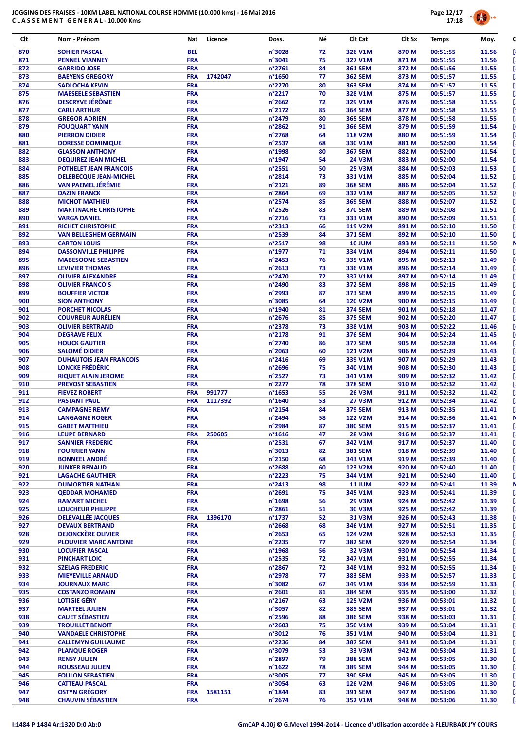JOGGING DES FRAISES - 10KM LABEL NATIONAL COURSE HOMME (10.000 kms) - 16 Mai 2016
CLASSEMENT GENERAL - 10.000 Kms

| Clt | Nom - Prénom | Nat | Licence | Doss. | Né | Clt Cat | Clt Sx | Temps | Moy. |
|---|---|---|---|---|---|---|---|---|---|
| 870 | SOHIER PASCAL | BEL | | n°3028 | 72 | 326 V1M | 870 M | 00:51:55 | 11.56 |
| 871 | PENNEL VIANNEY | FRA | | n°3041 | 75 | 327 V1M | 871 M | 00:51:55 | 11.56 |
| 872 | GARRIDO JOSE | FRA | | n°2761 | 84 | 361 SEM | 872 M | 00:51:56 | 11.55 |
| 873 | BAEYENS GREGORY | FRA | 1742047 | n°1650 | 77 | 362 SEM | 873 M | 00:51:57 | 11.55 |
| 874 | SADLOCHA KEVIN | FRA | | n°2270 | 80 | 363 SEM | 874 M | 00:51:57 | 11.55 |
| 875 | MAESEELE SEBASTIEN | FRA | | n°2217 | 70 | 328 V1M | 875 M | 00:51:57 | 11.55 |
| 876 | DESCRYVE JÉRÔME | FRA | | n°2662 | 72 | 329 V1M | 876 M | 00:51:58 | 11.55 |
| 877 | CARLI ARTHUR | FRA | | n°2172 | 85 | 364 SEM | 877 M | 00:51:58 | 11.55 |
| 878 | GREGOR ADRIEN | FRA | | n°2479 | 80 | 365 SEM | 878 M | 00:51:58 | 11.55 |
| 879 | FOUQUART YANN | FRA | | n°2862 | 91 | 366 SEM | 879 M | 00:51:59 | 11.54 |
| 880 | PIERRON DIDIER | FRA | | n°2768 | 64 | 118 V2M | 880 M | 00:51:59 | 11.54 |
| 881 | DORESSE DOMINIQUE | FRA | | n°2537 | 68 | 330 V1M | 881 M | 00:52:00 | 11.54 |
| 882 | GLASSON ANTHONY | FRA | | n°1998 | 80 | 367 SEM | 882 M | 00:52:00 | 11.54 |
| 883 | DEQUIREZ JEAN MICHEL | FRA | | n°1947 | 54 | 24 V3M | 883 M | 00:52:00 | 11.54 |
| 884 | POTHELET JEAN FRANCOIS | FRA | | n°2551 | 50 | 25 V3M | 884 M | 00:52:03 | 11.53 |
| 885 | DELEBECQUE JEAN-MICHEL | FRA | | n°2814 | 73 | 331 V1M | 885 M | 00:52:04 | 11.52 |
| 886 | VAN PAEMEL JÉRÉMIE | FRA | | n°2121 | 89 | 368 SEM | 886 M | 00:52:04 | 11.52 |
| 887 | DAZIN FRANCK | FRA | | n°2864 | 69 | 332 V1M | 887 M | 00:52:05 | 11.52 |
| 888 | MICHOT MATHIEU | FRA | | n°2574 | 85 | 369 SEM | 888 M | 00:52:07 | 11.52 |
| 889 | MARTINACHE CHRISTOPHE | FRA | | n°2526 | 83 | 370 SEM | 889 M | 00:52:08 | 11.51 |
| 890 | VARGA DANIEL | FRA | | n°2716 | 73 | 333 V1M | 890 M | 00:52:09 | 11.51 |
| 891 | RICHET CHRISTOPHE | FRA | | n°2313 | 66 | 119 V2M | 891 M | 00:52:10 | 11.50 |
| 892 | VAN BELLEGHEM GERMAIN | FRA | | n°2539 | 84 | 371 SEM | 892 M | 00:52:10 | 11.50 |
| 893 | CARTON LOUIS | FRA | | n°2517 | 98 | 10 JUM | 893 M | 00:52:11 | 11.50 |
| 894 | DASSONVILLE PHILIPPE | FRA | | n°1977 | 71 | 334 V1M | 894 M | 00:52:11 | 11.50 |
| 895 | MABESOONE SEBASTIEN | FRA | | n°2453 | 76 | 335 V1M | 895 M | 00:52:13 | 11.49 |
| 896 | LEVIVIER THOMAS | FRA | | n°2613 | 73 | 336 V1M | 896 M | 00:52:14 | 11.49 |
| 897 | OLIVIER ALEXANDRE | FRA | | n°2470 | 72 | 337 V1M | 897 M | 00:52:14 | 11.49 |
| 898 | OLIVIER FRANCOIS | FRA | | n°2490 | 83 | 372 SEM | 898 M | 00:52:15 | 11.49 |
| 899 | BOUFFIER VICTOR | FRA | | n°2993 | 87 | 373 SEM | 899 M | 00:52:15 | 11.49 |
| 900 | SION ANTHONY | FRA | | n°3085 | 64 | 120 V2M | 900 M | 00:52:15 | 11.49 |
| 901 | PORCHET NICOLAS | FRA | | n°1940 | 81 | 374 SEM | 901 M | 00:52:18 | 11.47 |
| 902 | COUVREUR AURÉLIEN | FRA | | n°2676 | 85 | 375 SEM | 902 M | 00:52:20 | 11.47 |
| 903 | OLIVIER BERTRAND | FRA | | n°2378 | 73 | 338 V1M | 903 M | 00:52:22 | 11.46 |
| 904 | DEGRAVE FELIX | FRA | | n°2178 | 91 | 376 SEM | 904 M | 00:52:24 | 11.45 |
| 905 | HOUCK GAUTIER | FRA | | n°2740 | 86 | 377 SEM | 905 M | 00:52:28 | 11.44 |
| 906 | SALOMÉ DIDIER | FRA | | n°2063 | 60 | 121 V2M | 906 M | 00:52:29 | 11.43 |
| 907 | DUHAUTOIS JEAN FRANCOIS | FRA | | n°2416 | 69 | 339 V1M | 907 M | 00:52:29 | 11.43 |
| 908 | LONCKE FRÉDÉRIC | FRA | | n°2696 | 75 | 340 V1M | 908 M | 00:52:30 | 11.43 |
| 909 | RIQUET ALAIN JEROME | FRA | | n°2527 | 73 | 341 V1M | 909 M | 00:52:32 | 11.42 |
| 910 | PREVOST SEBASTIEN | FRA | | n°2277 | 78 | 378 SEM | 910 M | 00:52:32 | 11.42 |
| 911 | FIEVEZ ROBERT | FRA | 991777 | n°1653 | 55 | 26 V3M | 911 M | 00:52:32 | 11.42 |
| 912 | PASTANT PAUL | FRA | 1117392 | n°1640 | 53 | 27 V3M | 912 M | 00:52:34 | 11.42 |
| 913 | CAMPAGNE REMY | FRA | | n°2154 | 84 | 379 SEM | 913 M | 00:52:35 | 11.41 |
| 914 | LANGAGNE ROGER | FRA | | n°2494 | 58 | 122 V2M | 914 M | 00:52:36 | 11.41 |
| 915 | GABET MATTHIEU | FRA | | n°2984 | 87 | 380 SEM | 915 M | 00:52:37 | 11.41 |
| 916 | LEUPE BERNARD | FRA | 250605 | n°1616 | 47 | 28 V3M | 916 M | 00:52:37 | 11.41 |
| 917 | SANNIER FREDERIC | FRA | | n°2531 | 67 | 342 V1M | 917 M | 00:52:37 | 11.40 |
| 918 | FOURRIER YANN | FRA | | n°3013 | 82 | 381 SEM | 918 M | 00:52:39 | 11.40 |
| 919 | BONNEEL ANDRÉ | FRA | | n°2150 | 68 | 343 V1M | 919 M | 00:52:39 | 11.40 |
| 920 | JUNKER RENAUD | FRA | | n°2688 | 60 | 123 V2M | 920 M | 00:52:40 | 11.40 |
| 921 | LAGACHE GAUTHIER | FRA | | n°2223 | 75 | 344 V1M | 921 M | 00:52:40 | 11.40 |
| 922 | DUMORTIER NATHAN | FRA | | n°2413 | 98 | 11 JUM | 922 M | 00:52:41 | 11.39 |
| 923 | QEDDAR MOHAMED | FRA | | n°2691 | 75 | 345 V1M | 923 M | 00:52:41 | 11.39 |
| 924 | RAMART MICHEL | FRA | | n°1698 | 56 | 29 V3M | 924 M | 00:52:42 | 11.39 |
| 925 | LOUCHEUR PHILIPPE | FRA | | n°2861 | 51 | 30 V3M | 925 M | 00:52:42 | 11.39 |
| 926 | DELEVALLÉE JACQUES | FRA | 1396170 | n°1737 | 52 | 31 V3M | 926 M | 00:52:43 | 11.38 |
| 927 | DEVAUX BERTRAND | FRA | | n°2668 | 68 | 346 V1M | 927 M | 00:52:51 | 11.35 |
| 928 | DEJONCKÈRE OLIVIER | FRA | | n°2653 | 65 | 124 V2M | 928 M | 00:52:53 | 11.35 |
| 929 | PLOUVIER MARC ANTOINE | FRA | | n°2235 | 77 | 382 SEM | 929 M | 00:52:54 | 11.34 |
| 930 | LOCUFIER PASCAL | FRA | | n°1968 | 56 | 32 V3M | 930 M | 00:52:54 | 11.34 |
| 931 | PINCHART LOIC | FRA | | n°2535 | 72 | 347 V1M | 931 M | 00:52:55 | 11.34 |
| 932 | SZELAG FREDERIC | FRA | | n°2867 | 72 | 348 V1M | 932 M | 00:52:55 | 11.34 |
| 933 | MIEYEVILLE ARNAUD | FRA | | n°2978 | 77 | 383 SEM | 933 M | 00:52:57 | 11.33 |
| 934 | JOURNAUX MARC | FRA | | n°3082 | 67 | 349 V1M | 934 M | 00:52:59 | 11.33 |
| 935 | COSTANZO ROMAIN | FRA | | n°2601 | 81 | 384 SEM | 935 M | 00:53:00 | 11.32 |
| 936 | LOTIGIE GÉRY | FRA | | n°2167 | 63 | 125 V2M | 936 M | 00:53:01 | 11.32 |
| 937 | MARTEEL JULIEN | FRA | | n°3057 | 82 | 385 SEM | 937 M | 00:53:01 | 11.32 |
| 938 | CAUET SÉBASTIEN | FRA | | n°2596 | 88 | 386 SEM | 938 M | 00:53:03 | 11.31 |
| 939 | TROUILLET BENOIT | FRA | | n°2603 | 75 | 350 V1M | 939 M | 00:53:04 | 11.31 |
| 940 | VANDAELE CHRISTOPHE | FRA | | n°3012 | 76 | 351 V1M | 940 M | 00:53:04 | 11.31 |
| 941 | CALLEMYN GUILLAUME | FRA | | n°2236 | 84 | 387 SEM | 941 M | 00:53:04 | 11.31 |
| 942 | PLANQUE ROGER | FRA | | n°3079 | 53 | 33 V3M | 942 M | 00:53:04 | 11.31 |
| 943 | RENSY JULIEN | FRA | | n°2897 | 79 | 388 SEM | 943 M | 00:53:05 | 11.30 |
| 944 | ROUSSEAU JULIEN | FRA | | n°1622 | 78 | 389 SEM | 944 M | 00:53:05 | 11.30 |
| 945 | FOULON SEBASTIEN | FRA | | n°3005 | 77 | 390 SEM | 945 M | 00:53:05 | 11.30 |
| 946 | CATTEAU PASCAL | FRA | | n°3054 | 63 | 126 V2M | 946 M | 00:53:05 | 11.30 |
| 947 | OSTYN GRÉGORY | FRA | 1581151 | n°1844 | 83 | 391 SEM | 947 M | 00:53:06 | 11.30 |
| 948 | CHAUVIN SÉBASTIEN | FRA | | n°2674 | 76 | 352 V1M | 948 M | 00:53:06 | 11.30 |

I:1484 P:1484 Ar:1320 D:0 Ab:0

GmCAP 4.00j © G.Mevel 1994-2014 - Licence d'utilisation accordée à FLEURBAIX J'Y COURS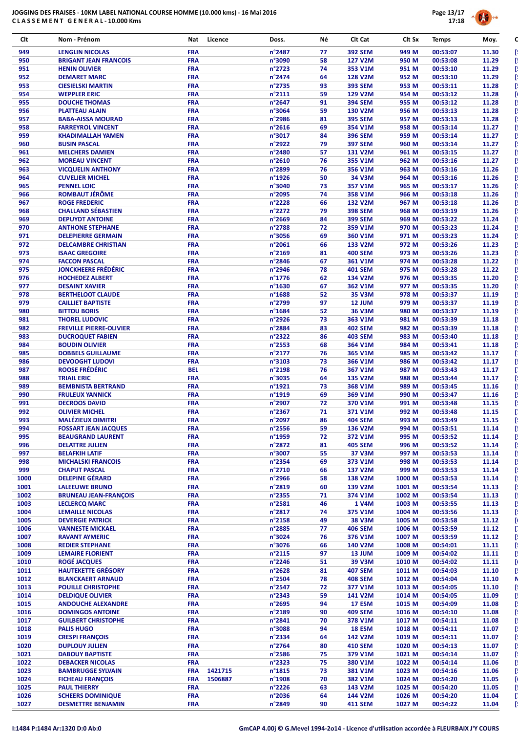JOGGING DES FRAISES - 10KM LABEL NATIONAL COURSE HOMME (10.000 kms) - 16 Mai 2016
CLASSEMENT GENERAL - 10.000 Kms

| Clt | Nom - Prénom | Nat | Licence | Doss. | Né | Clt Cat | Clt Sx | Temps | Moy. |
|---|---|---|---|---|---|---|---|---|---|
| 949 | LENGLIN NICOLAS | FRA | | n°2487 | 77 | 392 SEM | 949 M | 00:53:07 | 11.30 |
| 950 | BRIGANT JEAN FRANCOIS | FRA | | n°3090 | 58 | 127 V2M | 950 M | 00:53:08 | 11.29 |
| 951 | HENIN OLIVIER | FRA | | n°2723 | 74 | 353 V1M | 951 M | 00:53:10 | 11.29 |
| 952 | DEMARET MARC | FRA | | n°2474 | 64 | 128 V2M | 952 M | 00:53:10 | 11.29 |
| 953 | CIESIELSKI MARTIN | FRA | | n°2735 | 93 | 393 SEM | 953 M | 00:53:11 | 11.28 |
| 954 | WEPPLER ERIC | FRA | | n°2111 | 59 | 129 V2M | 954 M | 00:53:12 | 11.28 |
| 955 | DOUCHE THOMAS | FRA | | n°2647 | 91 | 394 SEM | 955 M | 00:53:12 | 11.28 |
| 956 | PLATTEAU ALAIN | FRA | | n°3064 | 59 | 130 V2M | 956 M | 00:53:13 | 11.28 |
| 957 | BABA-AISSA MOURAD | FRA | | n°2986 | 81 | 395 SEM | 957 M | 00:53:13 | 11.28 |
| 958 | FARREYROL VINCENT | FRA | | n°2616 | 69 | 354 V1M | 958 M | 00:53:14 | 11.27 |
| 959 | KHADIMALLAH YAMEN | FRA | | n°3017 | 84 | 396 SEM | 959 M | 00:53:14 | 11.27 |
| 960 | BUSIN PASCAL | FRA | | n°2922 | 79 | 397 SEM | 960 M | 00:53:14 | 11.27 |
| 961 | MELCHERS DAMIEN | FRA | | n°2480 | 57 | 131 V2M | 961 M | 00:53:15 | 11.27 |
| 962 | MOREAU VINCENT | FRA | | n°2610 | 76 | 355 V1M | 962 M | 00:53:16 | 11.27 |
| 963 | VICQUELIN ANTHONY | FRA | | n°2899 | 76 | 356 V1M | 963 M | 00:53:16 | 11.26 |
| 964 | CUVELIER MICHEL | FRA | | n°1926 | 50 | 34 V3M | 964 M | 00:53:16 | 11.26 |
| 965 | PENNEL LOIC | FRA | | n°3040 | 73 | 357 V1M | 965 M | 00:53:17 | 11.26 |
| 966 | ROMBAUT JÉRÔME | FRA | | n°2095 | 74 | 358 V1M | 966 M | 00:53:18 | 11.26 |
| 967 | ROGE FREDERIC | FRA | | n°2228 | 66 | 132 V2M | 967 M | 00:53:18 | 11.26 |
| 968 | CHALLAND SÉBASTIEN | FRA | | n°2272 | 79 | 398 SEM | 968 M | 00:53:19 | 11.26 |
| 969 | DEPUYDT ANTOINE | FRA | | n°2669 | 84 | 399 SEM | 969 M | 00:53:22 | 11.24 |
| 970 | ANTHONE STEPHANE | FRA | | n°2788 | 72 | 359 V1M | 970 M | 00:53:23 | 11.24 |
| 971 | DELEPIERRE GERMAIN | FRA | | n°3056 | 69 | 360 V1M | 971 M | 00:53:23 | 11.24 |
| 972 | DELCAMBRE CHRISTIAN | FRA | | n°2061 | 66 | 133 V2M | 972 M | 00:53:26 | 11.23 |
| 973 | ISAAC GREGOIRE | FRA | | n°2169 | 81 | 400 SEM | 973 M | 00:53:26 | 11.23 |
| 974 | FACCON PASCAL | FRA | | n°2846 | 67 | 361 V1M | 974 M | 00:53:28 | 11.22 |
| 975 | JONCKHEERE FRÉDÉRIC | FRA | | n°2946 | 78 | 401 SEM | 975 M | 00:53:28 | 11.22 |
| 976 | HOCHEDEZ ALBERT | FRA | | n°1776 | 62 | 134 V2M | 976 M | 00:53:35 | 11.20 |
| 977 | DESAINT XAVIER | FRA | | n°1630 | 67 | 362 V1M | 977 M | 00:53:35 | 11.20 |
| 978 | BERTHELOOT CLAUDE | FRA | | n°1688 | 52 | 35 V3M | 978 M | 00:53:37 | 11.19 |
| 979 | CAILLIET BAPTISTE | FRA | | n°2799 | 97 | 12 JUM | 979 M | 00:53:37 | 11.19 |
| 980 | BITTOU BORIS | FRA | | n°1684 | 52 | 36 V3M | 980 M | 00:53:37 | 11.19 |
| 981 | THOREL LUDOVIC | FRA | | n°2926 | 73 | 363 V1M | 981 M | 00:53:39 | 11.18 |
| 982 | FREVILLE PIERRE-OLIVIER | FRA | | n°2884 | 83 | 402 SEM | 982 M | 00:53:39 | 11.18 |
| 983 | DUCROQUET FABIEN | FRA | | n°2322 | 86 | 403 SEM | 983 M | 00:53:40 | 11.18 |
| 984 | BOUDIN OLIVIER | FRA | | n°2553 | 68 | 364 V1M | 984 M | 00:53:41 | 11.18 |
| 985 | DOBBELS GUILLAUME | FRA | | n°2177 | 76 | 365 V1M | 985 M | 00:53:42 | 11.17 |
| 986 | DEVOOGHT LUDOVI | FRA | | n°3103 | 73 | 366 V1M | 986 M | 00:53:42 | 11.17 |
| 987 | ROOSE FRÉDÉRIC | BEL | | n°2198 | 76 | 367 V1M | 987 M | 00:53:43 | 11.17 |
| 988 | TRIAIL ERIC | FRA | | n°3035 | 64 | 135 V2M | 988 M | 00:53:44 | 11.17 |
| 989 | BEMBNISTA BERTRAND | FRA | | n°1921 | 73 | 368 V1M | 989 M | 00:53:45 | 11.16 |
| 990 | FRULEUX YANNICK | FRA | | n°1919 | 69 | 369 V1M | 990 M | 00:53:47 | 11.16 |
| 991 | DECROOS DAVID | FRA | | n°2907 | 72 | 370 V1M | 991 M | 00:53:48 | 11.15 |
| 992 | OLIVIER MICHEL | FRA | | n°2367 | 71 | 371 V1M | 992 M | 00:53:48 | 11.15 |
| 993 | MALÉZIEUX DIMITRI | FRA | | n°2097 | 86 | 404 SEM | 993 M | 00:53:49 | 11.15 |
| 994 | FOSSART JEAN JACQUES | FRA | | n°2556 | 59 | 136 V2M | 994 M | 00:53:51 | 11.14 |
| 995 | BEAUGRAND LAURENT | FRA | | n°1959 | 72 | 372 V1M | 995 M | 00:53:52 | 11.14 |
| 996 | DELATTRE JULIEN | FRA | | n°2872 | 81 | 405 SEM | 996 M | 00:53:52 | 11.14 |
| 997 | BELAFKIH LATIF | FRA | | n°3007 | 55 | 37 V3M | 997 M | 00:53:53 | 11.14 |
| 998 | MICHALSKI FRANCOIS | FRA | | n°2354 | 69 | 373 V1M | 998 M | 00:53:53 | 11.14 |
| 999 | CHAPUT PASCAL | FRA | | n°2710 | 66 | 137 V2M | 999 M | 00:53:53 | 11.14 |
| 1000 | DELEPINE GÉRARD | FRA | | n°2966 | 58 | 138 V2M | 1000 M | 00:53:53 | 11.14 |
| 1001 | LALEEUWE BRUNO | FRA | | n°2819 | 60 | 139 V2M | 1001 M | 00:53:54 | 11.13 |
| 1002 | BRUNEAU JEAN-FRANÇOIS | FRA | | n°2355 | 71 | 374 V1M | 1002 M | 00:53:54 | 11.13 |
| 1003 | LECLERCQ MARC | FRA | | n°2581 | 46 | 1 V4M | 1003 M | 00:53:55 | 11.13 |
| 1004 | LEMAILLE NICOLAS | FRA | | n°2817 | 74 | 375 V1M | 1004 M | 00:53:56 | 11.13 |
| 1005 | DEVERGIE PATRICK | FRA | | n°2158 | 49 | 38 V3M | 1005 M | 00:53:58 | 11.12 |
| 1006 | VANNESTE MICKAEL | FRA | | n°2885 | 77 | 406 SEM | 1006 M | 00:53:59 | 11.12 |
| 1007 | RAVANT AYMERIC | FRA | | n°3024 | 76 | 376 V1M | 1007 M | 00:53:59 | 11.12 |
| 1008 | REDIER STEPHANE | FRA | | n°3076 | 66 | 140 V2M | 1008 M | 00:54:01 | 11.11 |
| 1009 | LEMAIRE FLORIENT | FRA | | n°2115 | 97 | 13 JUM | 1009 M | 00:54:02 | 11.11 |
| 1010 | ROGÉ JACQUES | FRA | | n°2246 | 51 | 39 V3M | 1010 M | 00:54:02 | 11.11 |
| 1011 | HAUTEKETTE GRÉGORY | FRA | | n°2628 | 81 | 407 SEM | 1011 M | 00:54:03 | 11.10 |
| 1012 | BLANCKAERT ARNAUD | FRA | | n°2504 | 78 | 408 SEM | 1012 M | 00:54:04 | 11.10 |
| 1013 | POUILLE CHRISTOPHE | FRA | | n°2547 | 72 | 377 V1M | 1013 M | 00:54:05 | 11.10 |
| 1014 | DELDIQUE OLIVIER | FRA | | n°2343 | 59 | 141 V2M | 1014 M | 00:54:05 | 11.09 |
| 1015 | ANDOUCHE ALEXANDRE | FRA | | n°2695 | 94 | 17 ESM | 1015 M | 00:54:09 | 11.08 |
| 1016 | DOMINGOS ANTOINE | FRA | | n°2189 | 90 | 409 SEM | 1016 M | 00:54:10 | 11.08 |
| 1017 | GUILBERT CHRISTOPHE | FRA | | n°2841 | 70 | 378 V1M | 1017 M | 00:54:11 | 11.08 |
| 1018 | PALIS HUGO | FRA | | n°3088 | 94 | 18 ESM | 1018 M | 00:54:11 | 11.07 |
| 1019 | CRESPI FRANÇOIS | FRA | | n°2334 | 64 | 142 V2M | 1019 M | 00:54:11 | 11.07 |
| 1020 | DUPLOUY JULIEN | FRA | | n°2764 | 80 | 410 SEM | 1020 M | 00:54:13 | 11.07 |
| 1021 | DABOUY BAPTISTE | FRA | | n°2586 | 75 | 379 V1M | 1021 M | 00:54:14 | 11.07 |
| 1022 | DEBACKER NICOLAS | FRA | | n°2323 | 75 | 380 V1M | 1022 M | 00:54:14 | 11.06 |
| 1023 | BAMBRUGGE SYLVAIN | FRA | 1421715 | n°1815 | 73 | 381 V1M | 1023 M | 00:54:16 | 11.06 |
| 1024 | FICHEAU FRANÇOIS | FRA | 1506887 | n°1908 | 70 | 382 V1M | 1024 M | 00:54:20 | 11.05 |
| 1025 | PAUL THIERRY | FRA | | n°2226 | 63 | 143 V2M | 1025 M | 00:54:20 | 11.05 |
| 1026 | SCHEERS DOMINIQUE | FRA | | n°2036 | 64 | 144 V2M | 1026 M | 00:54:20 | 11.04 |
| 1027 | DESMETTRE BENJAMIN | FRA | | n°2849 | 90 | 411 SEM | 1027 M | 00:54:22 | 11.04 |

I:1484 P:1484 Ar:1320 D:0 Ab:0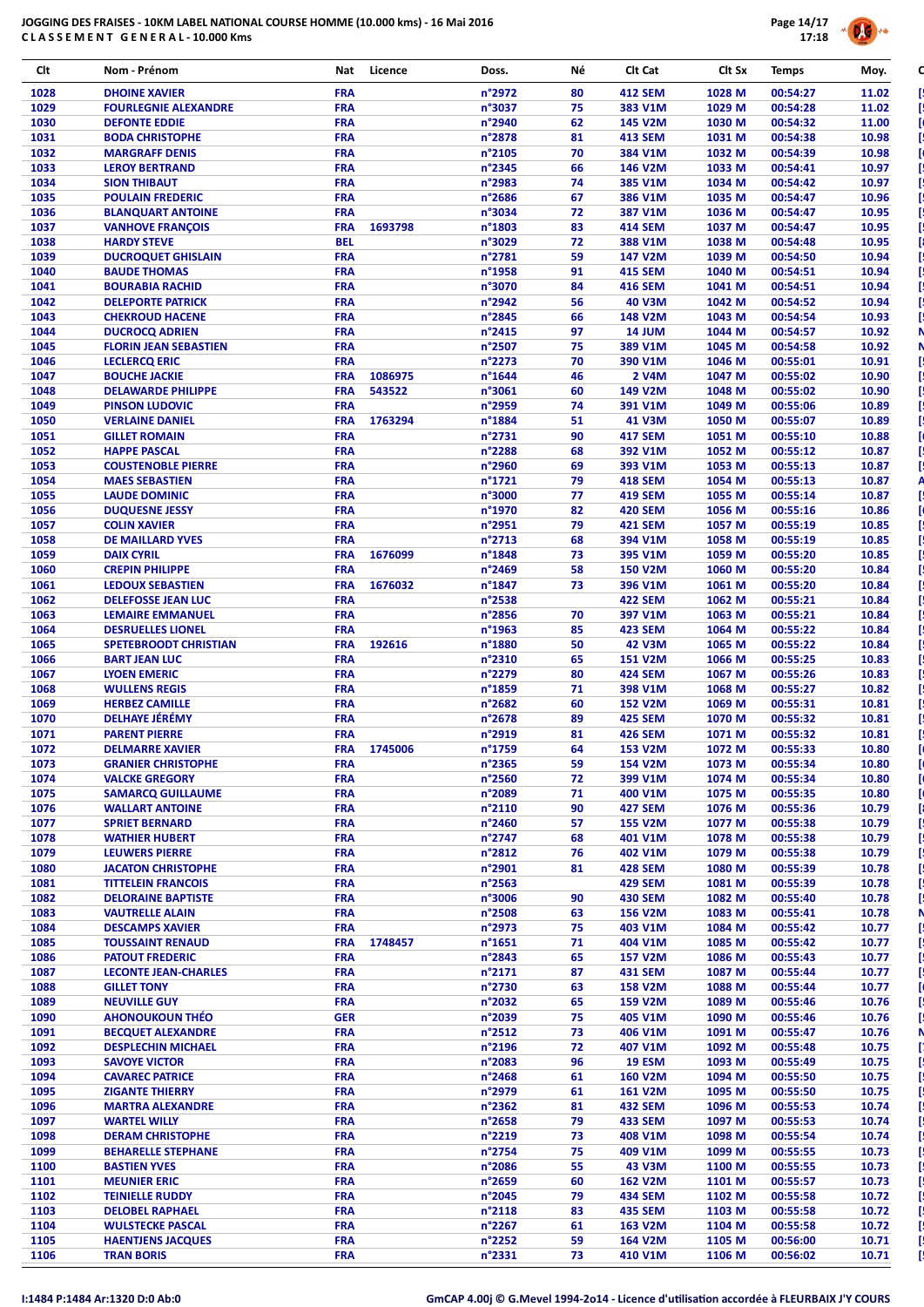# JOGGING DES FRAISES - 10KM LABEL NATIONAL COURSE HOMME (10.000 kms) - 16 Mai 2016

**C L A S S E M E N T   G E N E R A L - 10.000 Kms**

| Clt | Nom - Prénom | Nat | Licence | Doss. | Né | Clt Cat | Clt Sx | Temps | Moy. |
|---|---|---|---|---|---|---|---|---|---|
| 1028 | DHOINE XAVIER | FRA | | n°2972 | 80 | 412 SEM | 1028 M | 00:54:27 | 11.02 |
| 1029 | FOURLEGNIE ALEXANDRE | FRA | | n°3037 | 75 | 383 V1M | 1029 M | 00:54:28 | 11.02 |
| 1030 | DEFONTE EDDIE | FRA | | n°2940 | 62 | 145 V2M | 1030 M | 00:54:32 | 11.00 |
| 1031 | BODA CHRISTOPHE | FRA | | n°2878 | 81 | 413 SEM | 1031 M | 00:54:38 | 10.98 |
| 1032 | MARGRAFF DENIS | FRA | | n°2105 | 70 | 384 V1M | 1032 M | 00:54:39 | 10.98 |
| 1033 | LEROY BERTRAND | FRA | | n°2345 | 66 | 146 V2M | 1033 M | 00:54:41 | 10.97 |
| 1034 | SION THIBAUT | FRA | | n°2983 | 74 | 385 V1M | 1034 M | 00:54:42 | 10.97 |
| 1035 | POULAIN FREDERIC | FRA | | n°2686 | 67 | 386 V1M | 1035 M | 00:54:47 | 10.96 |
| 1036 | BLANQUART ANTOINE | FRA | | n°3034 | 72 | 387 V1M | 1036 M | 00:54:47 | 10.95 |
| 1037 | VANHOVE FRANÇOIS | FRA | 1693798 | n°1803 | 83 | 414 SEM | 1037 M | 00:54:47 | 10.95 |
| 1038 | HARDY STEVE | BEL | | n°3029 | 72 | 388 V1M | 1038 M | 00:54:48 | 10.95 |
| 1039 | DUCROQUET GHISLAIN | FRA | | n°2781 | 59 | 147 V2M | 1039 M | 00:54:50 | 10.94 |
| 1040 | BAUDE THOMAS | FRA | | n°1958 | 91 | 415 SEM | 1040 M | 00:54:51 | 10.94 |
| 1041 | BOURABIA RACHID | FRA | | n°3070 | 84 | 416 SEM | 1041 M | 00:54:51 | 10.94 |
| 1042 | DELEPORTE PATRICK | FRA | | n°2942 | 56 | 40 V3M | 1042 M | 00:54:52 | 10.94 |
| 1043 | CHEKROUD HACENE | FRA | | n°2845 | 66 | 148 V2M | 1043 M | 00:54:54 | 10.93 |
| 1044 | DUCROCQ ADRIEN | FRA | | n°2415 | 97 | 14 JUM | 1044 M | 00:54:57 | 10.92 |
| 1045 | FLORIN JEAN SEBASTIEN | FRA | | n°2507 | 75 | 389 V1M | 1045 M | 00:54:58 | 10.92 |
| 1046 | LECLERCQ ERIC | FRA | | n°2273 | 70 | 390 V1M | 1046 M | 00:55:01 | 10.91 |
| 1047 | BOUCHE JACKIE | FRA | 1086975 | n°1644 | 46 | 2 V4M | 1047 M | 00:55:02 | 10.90 |
| 1048 | DELAWARDE PHILIPPE | FRA | 543522 | n°3061 | 60 | 149 V2M | 1048 M | 00:55:02 | 10.90 |
| 1049 | PINSON LUDOVIC | FRA | | n°2959 | 74 | 391 V1M | 1049 M | 00:55:06 | 10.89 |
| 1050 | VERLAINE DANIEL | FRA | 1763294 | n°1884 | 51 | 41 V3M | 1050 M | 00:55:07 | 10.89 |
| 1051 | GILLET ROMAIN | FRA | | n°2731 | 90 | 417 SEM | 1051 M | 00:55:10 | 10.88 |
| 1052 | HAPPE PASCAL | FRA | | n°2288 | 68 | 392 V1M | 1052 M | 00:55:12 | 10.87 |
| 1053 | COUSTENOBLE PIERRE | FRA | | n°2960 | 69 | 393 V1M | 1053 M | 00:55:13 | 10.87 |
| 1054 | MAES SEBASTIEN | FRA | | n°1721 | 79 | 418 SEM | 1054 M | 00:55:13 | 10.87 |
| 1055 | LAUDE DOMINIC | FRA | | n°3000 | 77 | 419 SEM | 1055 M | 00:55:14 | 10.87 |
| 1056 | DUQUESNE JESSY | FRA | | n°1970 | 82 | 420 SEM | 1056 M | 00:55:16 | 10.86 |
| 1057 | COLIN XAVIER | FRA | | n°2951 | 79 | 421 SEM | 1057 M | 00:55:19 | 10.85 |
| 1058 | DE MAILLARD YVES | FRA | | n°2713 | 68 | 394 V1M | 1058 M | 00:55:19 | 10.85 |
| 1059 | DAIX CYRIL | FRA | 1676099 | n°1848 | 73 | 395 V1M | 1059 M | 00:55:20 | 10.85 |
| 1060 | CREPIN PHILIPPE | FRA | | n°2469 | 58 | 150 V2M | 1060 M | 00:55:20 | 10.84 |
| 1061 | LEDOUX SEBASTIEN | FRA | 1676032 | n°1847 | 73 | 396 V1M | 1061 M | 00:55:20 | 10.84 |
| 1062 | DELEFOSSE JEAN LUC | FRA | | n°2538 | | 422 SEM | 1062 M | 00:55:21 | 10.84 |
| 1063 | LEMAIRE EMMANUEL | FRA | | n°2856 | 70 | 397 V1M | 1063 M | 00:55:21 | 10.84 |
| 1064 | DESRUELLES LIONEL | FRA | | n°1963 | 85 | 423 SEM | 1064 M | 00:55:22 | 10.84 |
| 1065 | SPETEBROODT CHRISTIAN | FRA | 192616 | n°1880 | 50 | 42 V3M | 1065 M | 00:55:22 | 10.84 |
| 1066 | BART JEAN LUC | FRA | | n°2310 | 65 | 151 V2M | 1066 M | 00:55:25 | 10.83 |
| 1067 | LYOEN EMERIC | FRA | | n°2279 | 80 | 424 SEM | 1067 M | 00:55:26 | 10.83 |
| 1068 | WULLENS REGIS | FRA | | n°1859 | 71 | 398 V1M | 1068 M | 00:55:27 | 10.82 |
| 1069 | HERBEZ CAMILLE | FRA | | n°2682 | 60 | 152 V2M | 1069 M | 00:55:31 | 10.81 |
| 1070 | DELHAYE JÉRÉMY | FRA | | n°2678 | 89 | 425 SEM | 1070 M | 00:55:32 | 10.81 |
| 1071 | PARENT PIERRE | FRA | | n°2919 | 81 | 426 SEM | 1071 M | 00:55:32 | 10.81 |
| 1072 | DELMARRE XAVIER | FRA | 1745006 | n°1759 | 64 | 153 V2M | 1072 M | 00:55:33 | 10.80 |
| 1073 | GRANIER CHRISTOPHE | FRA | | n°2365 | 59 | 154 V2M | 1073 M | 00:55:34 | 10.80 |
| 1074 | VALCKE GREGORY | FRA | | n°2560 | 72 | 399 V1M | 1074 M | 00:55:34 | 10.80 |
| 1075 | SAMARCQ GUILLAUME | FRA | | n°2089 | 71 | 400 V1M | 1075 M | 00:55:35 | 10.80 |
| 1076 | WALLART ANTOINE | FRA | | n°2110 | 90 | 427 SEM | 1076 M | 00:55:36 | 10.79 |
| 1077 | SPRIET BERNARD | FRA | | n°2460 | 57 | 155 V2M | 1077 M | 00:55:38 | 10.79 |
| 1078 | WATHIER HUBERT | FRA | | n°2747 | 68 | 401 V1M | 1078 M | 00:55:38 | 10.79 |
| 1079 | LEUWERS PIERRE | FRA | | n°2812 | 76 | 402 V1M | 1079 M | 00:55:38 | 10.79 |
| 1080 | JACATON CHRISTOPHE | FRA | | n°2901 | 81 | 428 SEM | 1080 M | 00:55:39 | 10.78 |
| 1081 | TITTELEIN FRANCOIS | FRA | | n°2563 | | 429 SEM | 1081 M | 00:55:39 | 10.78 |
| 1082 | DELORAINE BAPTISTE | FRA | | n°3006 | 90 | 430 SEM | 1082 M | 00:55:40 | 10.78 |
| 1083 | VAUTRELLE ALAIN | FRA | | n°2508 | 63 | 156 V2M | 1083 M | 00:55:41 | 10.78 |
| 1084 | DESCAMPS XAVIER | FRA | | n°2973 | 75 | 403 V1M | 1084 M | 00:55:42 | 10.77 |
| 1085 | TOUSSAINT RENAUD | FRA | 1748457 | n°1651 | 71 | 404 V1M | 1085 M | 00:55:42 | 10.77 |
| 1086 | PATOUT FREDERIC | FRA | | n°2843 | 65 | 157 V2M | 1086 M | 00:55:43 | 10.77 |
| 1087 | LECONTE JEAN-CHARLES | FRA | | n°2171 | 87 | 431 SEM | 1087 M | 00:55:44 | 10.77 |
| 1088 | GILLET TONY | FRA | | n°2730 | 63 | 158 V2M | 1088 M | 00:55:44 | 10.77 |
| 1089 | NEUVILLE GUY | FRA | | n°2032 | 65 | 159 V2M | 1089 M | 00:55:46 | 10.76 |
| 1090 | AHONOUKOUN THÉO | GER | | n°2039 | 75 | 405 V1M | 1090 M | 00:55:46 | 10.76 |
| 1091 | BECQUET ALEXANDRE | FRA | | n°2512 | 73 | 406 V1M | 1091 M | 00:55:47 | 10.76 |
| 1092 | DESPLECHIN MICHAEL | FRA | | n°2196 | 72 | 407 V1M | 1092 M | 00:55:48 | 10.75 |
| 1093 | SAVOYE VICTOR | FRA | | n°2083 | 96 | 19 ESM | 1093 M | 00:55:49 | 10.75 |
| 1094 | CAVAREC PATRICE | FRA | | n°2468 | 61 | 160 V2M | 1094 M | 00:55:50 | 10.75 |
| 1095 | ZIGANTE THIERRY | FRA | | n°2979 | 61 | 161 V2M | 1095 M | 00:55:50 | 10.75 |
| 1096 | MARTRA ALEXANDRE | FRA | | n°2362 | 81 | 432 SEM | 1096 M | 00:55:53 | 10.74 |
| 1097 | WARTEL WILLY | FRA | | n°2658 | 79 | 433 SEM | 1097 M | 00:55:53 | 10.74 |
| 1098 | DERAM CHRISTOPHE | FRA | | n°2219 | 73 | 408 V1M | 1098 M | 00:55:54 | 10.74 |
| 1099 | BEHARELLE STEPHANE | FRA | | n°2754 | 75 | 409 V1M | 1099 M | 00:55:55 | 10.73 |
| 1100 | BASTIEN YVES | FRA | | n°2086 | 55 | 43 V3M | 1100 M | 00:55:55 | 10.73 |
| 1101 | MEUNIER ERIC | FRA | | n°2659 | 60 | 162 V2M | 1101 M | 00:55:57 | 10.73 |
| 1102 | TEINIELLE RUDDY | FRA | | n°2045 | 79 | 434 SEM | 1102 M | 00:55:58 | 10.72 |
| 1103 | DELOBEL RAPHAEL | FRA | | n°2118 | 83 | 435 SEM | 1103 M | 00:55:58 | 10.72 |
| 1104 | WULSTECKE PASCAL | FRA | | n°2267 | 61 | 163 V2M | 1104 M | 00:55:58 | 10.72 |
| 1105 | HAENTJENS JACQUES | FRA | | n°2252 | 59 | 164 V2M | 1105 M | 00:56:00 | 10.71 |
| 1106 | TRAN BORIS | FRA | | n°2331 | 73 | 410 V1M | 1106 M | 00:56:02 | 10.71 |

I:1484 P:1484 Ar:1320 D:0 Ab:0

GmCAP 4.00j © G.Mevel 1994-2014 - Licence d'utilisation accordée à FLEURBAIX J'Y COURS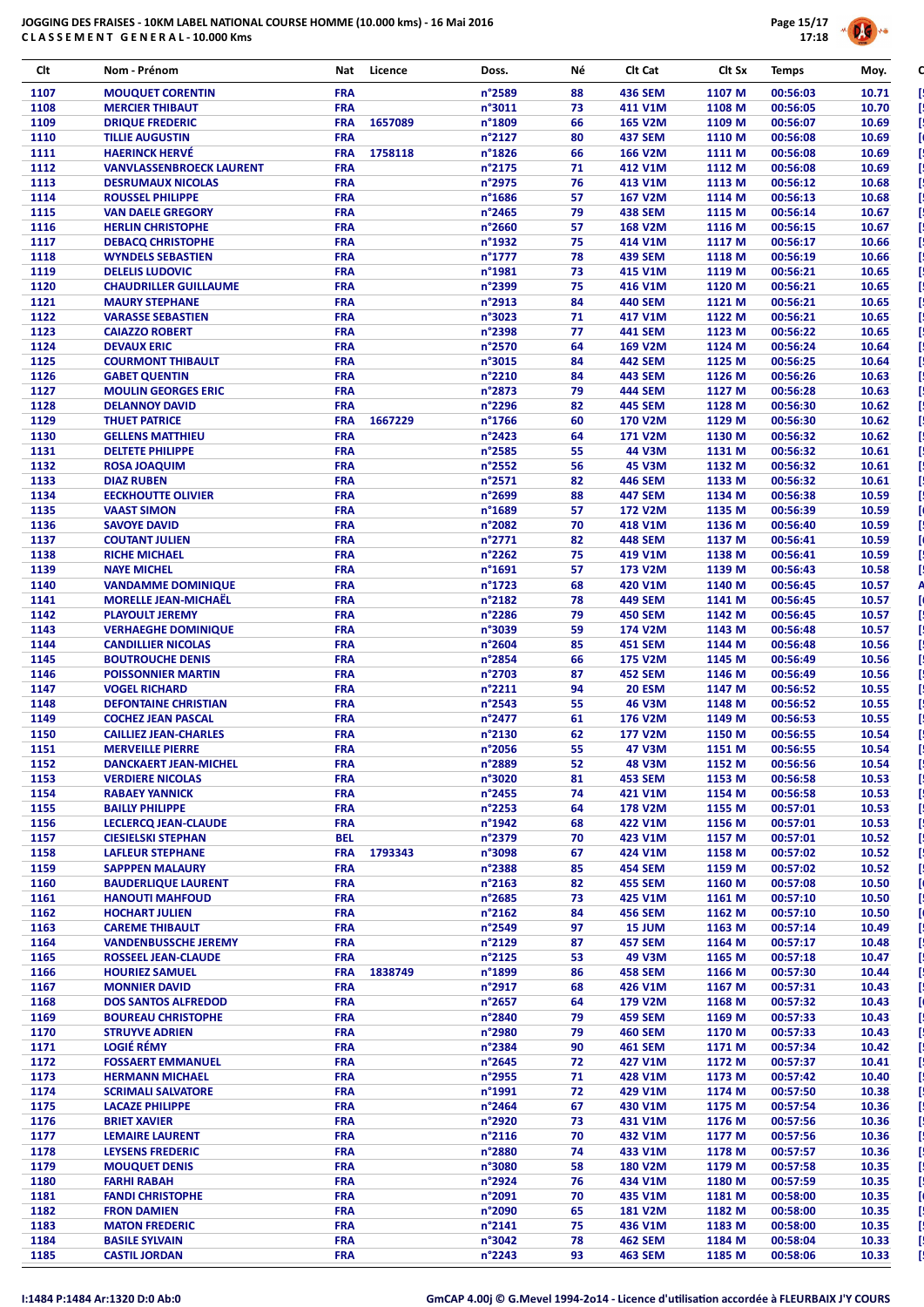JOGGING DES FRAISES - 10KM LABEL NATIONAL COURSE HOMME (10.000 kms) - 16 Mai 2016
CLASSEMENT GENERAL - 10.000 Kms

| Clt | Nom - Prénom | Nat | Licence | Doss. | Né | Clt Cat | Clt Sx | Temps | Moy. |
|---|---|---|---|---|---|---|---|---|---|
| 1107 | MOUQUET CORENTIN | FRA | | n°2589 | 88 | 436 SEM | 1107 M | 00:56:03 | 10.71 |
| 1108 | MERCIER THIBAUT | FRA | | n°3011 | 73 | 411 V1M | 1108 M | 00:56:05 | 10.70 |
| 1109 | DRIQUE FREDERIC | FRA | 1657089 | n°1809 | 66 | 165 V2M | 1109 M | 00:56:07 | 10.69 |
| 1110 | TILLIE AUGUSTIN | FRA | | n°2127 | 80 | 437 SEM | 1110 M | 00:56:08 | 10.69 |
| 1111 | HAERINCK HERVÉ | FRA | 1758118 | n°1826 | 66 | 166 V2M | 1111 M | 00:56:08 | 10.69 |
| 1112 | VANVLASSENBROECK LAURENT | FRA | | n°2175 | 71 | 412 V1M | 1112 M | 00:56:08 | 10.69 |
| 1113 | DESRUMAUX NICOLAS | FRA | | n°2975 | 76 | 413 V1M | 1113 M | 00:56:12 | 10.68 |
| 1114 | ROUSSEL PHILIPPE | FRA | | n°1686 | 57 | 167 V2M | 1114 M | 00:56:13 | 10.68 |
| 1115 | VAN DAELE GREGORY | FRA | | n°2465 | 79 | 438 SEM | 1115 M | 00:56:14 | 10.67 |
| 1116 | HERLIN CHRISTOPHE | FRA | | n°2660 | 57 | 168 V2M | 1116 M | 00:56:15 | 10.67 |
| 1117 | DEBACQ CHRISTOPHE | FRA | | n°1932 | 75 | 414 V1M | 1117 M | 00:56:17 | 10.66 |
| 1118 | WYNDELS SEBASTIEN | FRA | | n°1777 | 78 | 439 SEM | 1118 M | 00:56:19 | 10.66 |
| 1119 | DELELIS LUDOVIC | FRA | | n°1981 | 73 | 415 V1M | 1119 M | 00:56:21 | 10.65 |
| 1120 | CHAUDRILLER GUILLAUME | FRA | | n°2399 | 75 | 416 V1M | 1120 M | 00:56:21 | 10.65 |
| 1121 | MAURY STEPHANE | FRA | | n°2913 | 84 | 440 SEM | 1121 M | 00:56:21 | 10.65 |
| 1122 | VARASSE SEBASTIEN | FRA | | n°3023 | 71 | 417 V1M | 1122 M | 00:56:21 | 10.65 |
| 1123 | CAIAZZO ROBERT | FRA | | n°2398 | 77 | 441 SEM | 1123 M | 00:56:22 | 10.65 |
| 1124 | DEVAUX ERIC | FRA | | n°2570 | 64 | 169 V2M | 1124 M | 00:56:24 | 10.64 |
| 1125 | COURMONT THIBAULT | FRA | | n°3015 | 84 | 442 SEM | 1125 M | 00:56:25 | 10.64 |
| 1126 | GABET QUENTIN | FRA | | n°2210 | 84 | 443 SEM | 1126 M | 00:56:26 | 10.63 |
| 1127 | MOULIN GEORGES ERIC | FRA | | n°2873 | 79 | 444 SEM | 1127 M | 00:56:28 | 10.63 |
| 1128 | DELANNOY DAVID | FRA | | n°2296 | 82 | 445 SEM | 1128 M | 00:56:30 | 10.62 |
| 1129 | THUET PATRICE | FRA | 1667229 | n°1766 | 60 | 170 V2M | 1129 M | 00:56:30 | 10.62 |
| 1130 | GELLENS MATTHIEU | FRA | | n°2423 | 64 | 171 V2M | 1130 M | 00:56:32 | 10.62 |
| 1131 | DELTETE PHILIPPE | FRA | | n°2585 | 55 | 44 V3M | 1131 M | 00:56:32 | 10.61 |
| 1132 | ROSA JOAQUIM | FRA | | n°2552 | 56 | 45 V3M | 1132 M | 00:56:32 | 10.61 |
| 1133 | DIAZ RUBEN | FRA | | n°2571 | 82 | 446 SEM | 1133 M | 00:56:32 | 10.61 |
| 1134 | EECKHOUTTE OLIVIER | FRA | | n°2699 | 88 | 447 SEM | 1134 M | 00:56:38 | 10.59 |
| 1135 | VAAST SIMON | FRA | | n°1689 | 57 | 172 V2M | 1135 M | 00:56:39 | 10.59 |
| 1136 | SAVOYE DAVID | FRA | | n°2082 | 70 | 418 V1M | 1136 M | 00:56:40 | 10.59 |
| 1137 | COUTANT JULIEN | FRA | | n°2771 | 82 | 448 SEM | 1137 M | 00:56:41 | 10.59 |
| 1138 | RICHE MICHAEL | FRA | | n°2262 | 75 | 419 V1M | 1138 M | 00:56:41 | 10.59 |
| 1139 | NAYE MICHEL | FRA | | n°1691 | 57 | 173 V2M | 1139 M | 00:56:43 | 10.58 |
| 1140 | VANDAMME DOMINIQUE | FRA | | n°1723 | 68 | 420 V1M | 1140 M | 00:56:45 | 10.57 |
| 1141 | MORELLE JEAN-MICHAËL | FRA | | n°2182 | 78 | 449 SEM | 1141 M | 00:56:45 | 10.57 |
| 1142 | PLAYOULT JEREMY | FRA | | n°2286 | 79 | 450 SEM | 1142 M | 00:56:45 | 10.57 |
| 1143 | VERHAEGHE DOMINIQUE | FRA | | n°3039 | 59 | 174 V2M | 1143 M | 00:56:48 | 10.57 |
| 1144 | CANDILLIER NICOLAS | FRA | | n°2604 | 85 | 451 SEM | 1144 M | 00:56:48 | 10.56 |
| 1145 | BOUTROUCHE DENIS | FRA | | n°2854 | 66 | 175 V2M | 1145 M | 00:56:49 | 10.56 |
| 1146 | POISSONNIER MARTIN | FRA | | n°2703 | 87 | 452 SEM | 1146 M | 00:56:49 | 10.56 |
| 1147 | VOGEL RICHARD | FRA | | n°2211 | 94 | 20 ESM | 1147 M | 00:56:52 | 10.55 |
| 1148 | DEFONTAINE CHRISTIAN | FRA | | n°2543 | 55 | 46 V3M | 1148 M | 00:56:52 | 10.55 |
| 1149 | COCHEZ JEAN PASCAL | FRA | | n°2477 | 61 | 176 V2M | 1149 M | 00:56:53 | 10.55 |
| 1150 | CAILLIEZ JEAN-CHARLES | FRA | | n°2130 | 62 | 177 V2M | 1150 M | 00:56:55 | 10.54 |
| 1151 | MERVEILLE PIERRE | FRA | | n°2056 | 55 | 47 V3M | 1151 M | 00:56:55 | 10.54 |
| 1152 | DANCKAERT JEAN-MICHEL | FRA | | n°2889 | 52 | 48 V3M | 1152 M | 00:56:56 | 10.54 |
| 1153 | VERDIERE NICOLAS | FRA | | n°3020 | 81 | 453 SEM | 1153 M | 00:56:58 | 10.53 |
| 1154 | RABAEY YANNICK | FRA | | n°2455 | 74 | 421 V1M | 1154 M | 00:56:58 | 10.53 |
| 1155 | BAILLY PHILIPPE | FRA | | n°2253 | 64 | 178 V2M | 1155 M | 00:57:01 | 10.53 |
| 1156 | LECLERCQ JEAN-CLAUDE | FRA | | n°1942 | 68 | 422 V1M | 1156 M | 00:57:01 | 10.53 |
| 1157 | CIESIELSKI STEPHAN | BEL | | n°2379 | 70 | 423 V1M | 1157 M | 00:57:01 | 10.52 |
| 1158 | LAFLEUR STEPHANE | FRA | 1793343 | n°3098 | 67 | 424 V1M | 1158 M | 00:57:02 | 10.52 |
| 1159 | SAPPPEN MALAURY | FRA | | n°2388 | 85 | 454 SEM | 1159 M | 00:57:02 | 10.52 |
| 1160 | BAUDERLIQUE LAURENT | FRA | | n°2163 | 82 | 455 SEM | 1160 M | 00:57:08 | 10.50 |
| 1161 | HANOUTI MAHFOUD | FRA | | n°2685 | 73 | 425 V1M | 1161 M | 00:57:10 | 10.50 |
| 1162 | HOCHART JULIEN | FRA | | n°2162 | 84 | 456 SEM | 1162 M | 00:57:10 | 10.50 |
| 1163 | CAREME THIBAULT | FRA | | n°2549 | 97 | 15 JUM | 1163 M | 00:57:14 | 10.49 |
| 1164 | VANDENBUSSCHE JEREMY | FRA | | n°2129 | 87 | 457 SEM | 1164 M | 00:57:17 | 10.48 |
| 1165 | ROSSEEL JEAN-CLAUDE | FRA | | n°2125 | 53 | 49 V3M | 1165 M | 00:57:18 | 10.47 |
| 1166 | HOURIEZ SAMUEL | FRA | 1838749 | n°1899 | 86 | 458 SEM | 1166 M | 00:57:30 | 10.44 |
| 1167 | MONNIER DAVID | FRA | | n°2917 | 68 | 426 V1M | 1167 M | 00:57:31 | 10.43 |
| 1168 | DOS SANTOS ALFREDOD | FRA | | n°2657 | 64 | 179 V2M | 1168 M | 00:57:32 | 10.43 |
| 1169 | BOUREAU CHRISTOPHE | FRA | | n°2840 | 79 | 459 SEM | 1169 M | 00:57:33 | 10.43 |
| 1170 | STRUYVE ADRIEN | FRA | | n°2980 | 79 | 460 SEM | 1170 M | 00:57:33 | 10.43 |
| 1171 | LOGIÉ RÉMY | FRA | | n°2384 | 90 | 461 SEM | 1171 M | 00:57:34 | 10.42 |
| 1172 | FOSSAERT EMMANUEL | FRA | | n°2645 | 72 | 427 V1M | 1172 M | 00:57:37 | 10.41 |
| 1173 | HERMANN MICHAEL | FRA | | n°2955 | 71 | 428 V1M | 1173 M | 00:57:42 | 10.40 |
| 1174 | SCRIMALI SALVATORE | FRA | | n°1991 | 72 | 429 V1M | 1174 M | 00:57:50 | 10.38 |
| 1175 | LACAZE PHILIPPE | FRA | | n°2464 | 67 | 430 V1M | 1175 M | 00:57:54 | 10.36 |
| 1176 | BRIET XAVIER | FRA | | n°2920 | 73 | 431 V1M | 1176 M | 00:57:56 | 10.36 |
| 1177 | LEMAIRE LAURENT | FRA | | n°2116 | 70 | 432 V1M | 1177 M | 00:57:56 | 10.36 |
| 1178 | LEYSENS FREDERIC | FRA | | n°2880 | 74 | 433 V1M | 1178 M | 00:57:57 | 10.36 |
| 1179 | MOUQUET DENIS | FRA | | n°3080 | 58 | 180 V2M | 1179 M | 00:57:58 | 10.35 |
| 1180 | FARHI RABAH | FRA | | n°2924 | 76 | 434 V1M | 1180 M | 00:57:59 | 10.35 |
| 1181 | FANDI CHRISTOPHE | FRA | | n°2091 | 70 | 435 V1M | 1181 M | 00:58:00 | 10.35 |
| 1182 | FRON DAMIEN | FRA | | n°2090 | 65 | 181 V2M | 1182 M | 00:58:00 | 10.35 |
| 1183 | MATON FREDERIC | FRA | | n°2141 | 75 | 436 V1M | 1183 M | 00:58:00 | 10.35 |
| 1184 | BASILE SYLVAIN | FRA | | n°3042 | 78 | 462 SEM | 1184 M | 00:58:04 | 10.33 |
| 1185 | CASTIL JORDAN | FRA | | n°2243 | 93 | 463 SEM | 1185 M | 00:58:06 | 10.33 |

I:1484 P:1484 Ar:1320 D:0 Ab:0

GmCAP 4.00j © G.Mevel 1994-2014 - Licence d'utilisation accordée à FLEURBAIX J'Y COURS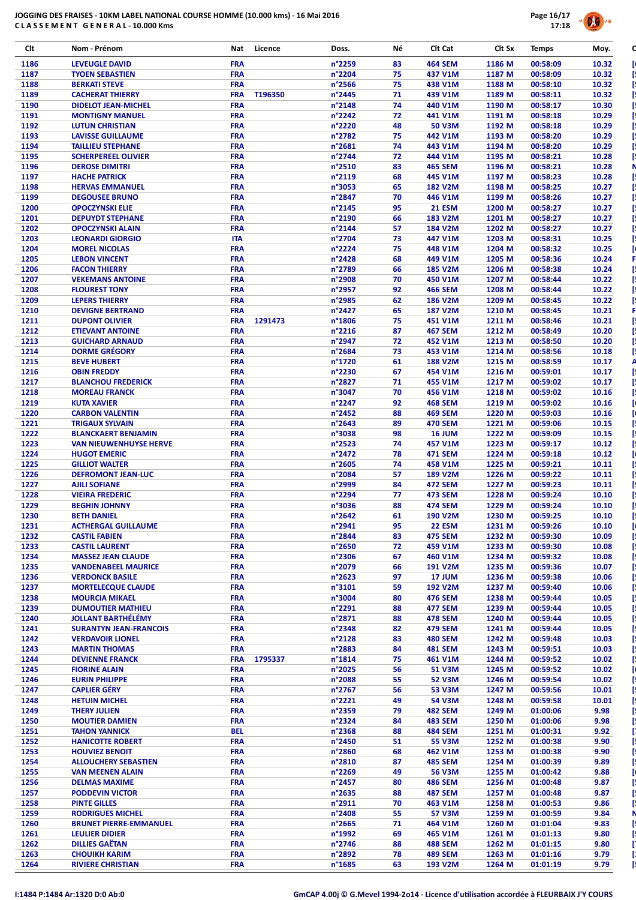**JOGGING DES FRAISES - 10KM LABEL NATIONAL COURSE HOMME (10.000 kms) - 16 Mai 2016**
**CLASSEMENT GENERAL - 10.000 Kms**

| Clt | Nom - Prénom | Nat | Licence | Doss. | Né | Clt Cat | Clt Sx | Temps | Moy. |
|---|---|---|---|---|---|---|---|---|---|
| 1186 | LEVEUGLE DAVID | FRA | | n°2259 | 83 | 464 SEM | 1186 M | 00:58:09 | 10.32 |
| 1187 | TYOEN SEBASTIEN | FRA | | n°2204 | 75 | 437 V1M | 1187 M | 00:58:09 | 10.32 |
| 1188 | BERKATI STEVE | FRA | | n°2566 | 75 | 438 V1M | 1188 M | 00:58:10 | 10.32 |
| 1189 | CACHERAT THIERRY | FRA | T196350 | n°2445 | 71 | 439 V1M | 1189 M | 00:58:11 | 10.32 |
| 1190 | DIDELOT JEAN-MICHEL | FRA | | n°2148 | 74 | 440 V1M | 1190 M | 00:58:17 | 10.30 |
| 1191 | MONTIGNY MANUEL | FRA | | n°2242 | 72 | 441 V1M | 1191 M | 00:58:18 | 10.29 |
| 1192 | LUTUN CHRISTIAN | FRA | | n°2220 | 48 | 50 V3M | 1192 M | 00:58:18 | 10.29 |
| 1193 | LAVISSE GUILLAUME | FRA | | n°2782 | 75 | 442 V1M | 1193 M | 00:58:20 | 10.29 |
| 1194 | TAILLIEU STEPHANE | FRA | | n°2681 | 74 | 443 V1M | 1194 M | 00:58:20 | 10.29 |
| 1195 | SCHERPEREEL OLIVIER | FRA | | n°2744 | 72 | 444 V1M | 1195 M | 00:58:21 | 10.28 |
| 1196 | DEROSE DIMITRI | FRA | | n°2510 | 83 | 465 SEM | 1196 M | 00:58:21 | 10.28 |
| 1197 | HACHE PATRICK | FRA | | n°2119 | 68 | 445 V1M | 1197 M | 00:58:23 | 10.28 |
| 1198 | HERVAS EMMANUEL | FRA | | n°3053 | 65 | 182 V2M | 1198 M | 00:58:25 | 10.27 |
| 1199 | DEGOUSEE BRUNO | FRA | | n°2847 | 70 | 446 V1M | 1199 M | 00:58:26 | 10.27 |
| 1200 | OPOCZYNSKI ELIE | FRA | | n°2145 | 95 | 21 ESM | 1200 M | 00:58:27 | 10.27 |
| 1201 | DEPUYDT STEPHANE | FRA | | n°2190 | 66 | 183 V2M | 1201 M | 00:58:27 | 10.27 |
| 1202 | OPOCZYNSKI ALAIN | FRA | | n°2144 | 57 | 184 V2M | 1202 M | 00:58:27 | 10.27 |
| 1203 | LEONARDI GIORGIO | ITA | | n°2704 | 73 | 447 V1M | 1203 M | 00:58:31 | 10.25 |
| 1204 | MOREL NICOLAS | FRA | | n°2224 | 75 | 448 V1M | 1204 M | 00:58:32 | 10.25 |
| 1205 | LEBON VINCENT | FRA | | n°2428 | 68 | 449 V1M | 1205 M | 00:58:36 | 10.24 |
| 1206 | FACON THIERRY | FRA | | n°2789 | 66 | 185 V2M | 1206 M | 00:58:38 | 10.24 |
| 1207 | VEKEMANS ANTOINE | FRA | | n°2908 | 70 | 450 V1M | 1207 M | 00:58:44 | 10.22 |
| 1208 | FLOUREST TONY | FRA | | n°2957 | 92 | 466 SEM | 1208 M | 00:58:44 | 10.22 |
| 1209 | LEPERS THIERRY | FRA | | n°2985 | 62 | 186 V2M | 1209 M | 00:58:45 | 10.22 |
| 1210 | DEVIGNE BERTRAND | FRA | | n°2427 | 65 | 187 V2M | 1210 M | 00:58:45 | 10.21 |
| 1211 | DUPONT OLIVIER | FRA | 1291473 | n°1806 | 75 | 451 V1M | 1211 M | 00:58:46 | 10.21 |
| 1212 | ETIEVANT ANTOINE | FRA | | n°2216 | 87 | 467 SEM | 1212 M | 00:58:49 | 10.20 |
| 1213 | GUICHARD ARNAUD | FRA | | n°2947 | 72 | 452 V1M | 1213 M | 00:58:50 | 10.20 |
| 1214 | DORME GRÉGORY | FRA | | n°2684 | 73 | 453 V1M | 1214 M | 00:58:56 | 10.18 |
| 1215 | BEVE HUBERT | FRA | | n°1720 | 61 | 188 V2M | 1215 M | 00:58:59 | 10.17 |
| 1216 | OBIN FREDDY | FRA | | n°2230 | 67 | 454 V1M | 1216 M | 00:59:01 | 10.17 |
| 1217 | BLANCHOU FREDERICK | FRA | | n°2827 | 71 | 455 V1M | 1217 M | 00:59:02 | 10.17 |
| 1218 | MOREAU FRANCK | FRA | | n°3047 | 70 | 456 V1M | 1218 M | 00:59:02 | 10.16 |
| 1219 | KUTA XAVIER | FRA | | n°2247 | 92 | 468 SEM | 1219 M | 00:59:02 | 10.16 |
| 1220 | CARBON VALENTIN | FRA | | n°2452 | 88 | 469 SEM | 1220 M | 00:59:03 | 10.16 |
| 1221 | TRIGAUX SYLVAIN | FRA | | n°2643 | 89 | 470 SEM | 1221 M | 00:59:06 | 10.15 |
| 1222 | BLANCKAERT BENJAMIN | FRA | | n°3038 | 98 | 16 JUM | 1222 M | 00:59:09 | 10.15 |
| 1223 | VAN NIEUWENHUYSE HERVE | FRA | | n°2523 | 74 | 457 V1M | 1223 M | 00:59:17 | 10.12 |
| 1224 | HUGOT EMERIC | FRA | | n°2472 | 78 | 471 SEM | 1224 M | 00:59:18 | 10.12 |
| 1225 | GILLIOT WALTER | FRA | | n°2605 | 74 | 458 V1M | 1225 M | 00:59:21 | 10.11 |
| 1226 | DEFROMONT JEAN-LUC | FRA | | n°2084 | 57 | 189 V2M | 1226 M | 00:59:22 | 10.11 |
| 1227 | AJILI SOFIANE | FRA | | n°2999 | 84 | 472 SEM | 1227 M | 00:59:23 | 10.11 |
| 1228 | VIEIRA FREDERIC | FRA | | n°2294 | 77 | 473 SEM | 1228 M | 00:59:24 | 10.10 |
| 1229 | BEGHIN JOHNNY | FRA | | n°3036 | 88 | 474 SEM | 1229 M | 00:59:24 | 10.10 |
| 1230 | BETH DANIEL | FRA | | n°2642 | 61 | 190 V2M | 1230 M | 00:59:25 | 10.10 |
| 1231 | ACTHERGAL GUILLAUME | FRA | | n°2941 | 95 | 22 ESM | 1231 M | 00:59:26 | 10.10 |
| 1232 | CASTIL FABIEN | FRA | | n°2844 | 83 | 475 SEM | 1232 M | 00:59:30 | 10.09 |
| 1233 | CASTIL LAURENT | FRA | | n°2650 | 72 | 459 V1M | 1233 M | 00:59:30 | 10.08 |
| 1234 | MASSEZ JEAN CLAUDE | FRA | | n°2306 | 67 | 460 V1M | 1234 M | 00:59:32 | 10.08 |
| 1235 | VANDENABEEL MAURICE | FRA | | n°2079 | 66 | 191 V2M | 1235 M | 00:59:36 | 10.07 |
| 1236 | VERDONCK BASILE | FRA | | n°2623 | 97 | 17 JUM | 1236 M | 00:59:38 | 10.06 |
| 1237 | MORTELECQUE CLAUDE | FRA | | n°3101 | 59 | 192 V2M | 1237 M | 00:59:40 | 10.06 |
| 1238 | MOURCIA MIKAEL | FRA | | n°3004 | 80 | 476 SEM | 1238 M | 00:59:44 | 10.05 |
| 1239 | DUMOUTIER MATHIEU | FRA | | n°2291 | 88 | 477 SEM | 1239 M | 00:59:44 | 10.05 |
| 1240 | JOLLANT BARTHÉLÉMY | FRA | | n°2871 | 88 | 478 SEM | 1240 M | 00:59:44 | 10.05 |
| 1241 | SURANTYN JEAN-FRANCOIS | FRA | | n°2348 | 82 | 479 SEM | 1241 M | 00:59:44 | 10.05 |
| 1242 | VERDAVOIR LIONEL | FRA | | n°2128 | 83 | 480 SEM | 1242 M | 00:59:48 | 10.03 |
| 1243 | MARTIN THOMAS | FRA | | n°2883 | 84 | 481 SEM | 1243 M | 00:59:51 | 10.03 |
| 1244 | DEVIENNE FRANCK | FRA | 1795337 | n°1814 | 75 | 461 V1M | 1244 M | 00:59:52 | 10.02 |
| 1245 | FIORINE ALAIN | FRA | | n°2025 | 56 | 51 V3M | 1245 M | 00:59:52 | 10.02 |
| 1246 | EURIN PHILIPPE | FRA | | n°2088 | 55 | 52 V3M | 1246 M | 00:59:54 | 10.02 |
| 1247 | CAPLIER GÉRY | FRA | | n°2767 | 56 | 53 V3M | 1247 M | 00:59:56 | 10.01 |
| 1248 | HETUIN MICHEL | FRA | | n°2221 | 49 | 54 V3M | 1248 M | 00:59:58 | 10.01 |
| 1249 | THERY JULIEN | FRA | | n°2359 | 79 | 482 SEM | 1249 M | 01:00:06 | 9.98 |
| 1250 | MOUTIER DAMIEN | FRA | | n°2324 | 84 | 483 SEM | 1250 M | 01:00:06 | 9.98 |
| 1251 | TAHON YANNICK | BEL | | n°2368 | 88 | 484 SEM | 1251 M | 01:00:31 | 9.92 |
| 1252 | HANICOTTE ROBERT | FRA | | n°2450 | 51 | 55 V3M | 1252 M | 01:00:38 | 9.90 |
| 1253 | HOUVIEZ BENOIT | FRA | | n°2860 | 68 | 462 V1M | 1253 M | 01:00:38 | 9.90 |
| 1254 | ALLOUCHER SEBASTIEN | FRA | | n°2810 | 87 | 485 SEM | 1254 M | 01:00:39 | 9.89 |
| 1255 | VAN MEENEN ALAIN | FRA | | n°2269 | 49 | 56 V3M | 1255 M | 01:00:42 | 9.88 |
| 1256 | DELMAS MAXIME | FRA | | n°2457 | 80 | 486 SEM | 1256 M | 01:00:48 | 9.87 |
| 1257 | PODDEVIN VICTOR | FRA | | n°2635 | 88 | 487 SEM | 1257 M | 01:00:48 | 9.87 |
| 1258 | PINTE GILLES | FRA | | n°2911 | 70 | 463 V1M | 1258 M | 01:00:53 | 9.86 |
| 1259 | RODRIGUES MICHEL | FRA | | n°2408 | 55 | 57 V3M | 1259 M | 01:00:59 | 9.84 |
| 1260 | BRUNET PIERRE-EMMANUEL | FRA | | n°2665 | 71 | 464 V1M | 1260 M | 01:01:04 | 9.83 |
| 1261 | LEULIER DIDIER | FRA | | n°1992 | 69 | 465 V1M | 1261 M | 01:01:13 | 9.80 |
| 1262 | DILLIES GAËTAN | FRA | | n°2746 | 88 | 488 SEM | 1262 M | 01:01:15 | 9.80 |
| 1263 | CHOUIKH KARIM | FRA | | n°2892 | 78 | 489 SEM | 1263 M | 01:01:16 | 9.79 |
| 1264 | RIVIERE CHRISTIAN | FRA | | n°1685 | 63 | 193 V2M | 1264 M | 01:01:19 | 9.79 |

I:1484 P:1484 Ar:1320 D:0 Ab:0

GmCAP 4.00j © G.Mevel 1994-2014 - Licence d'utilisation accordée à FLEURBAIX J'Y COURS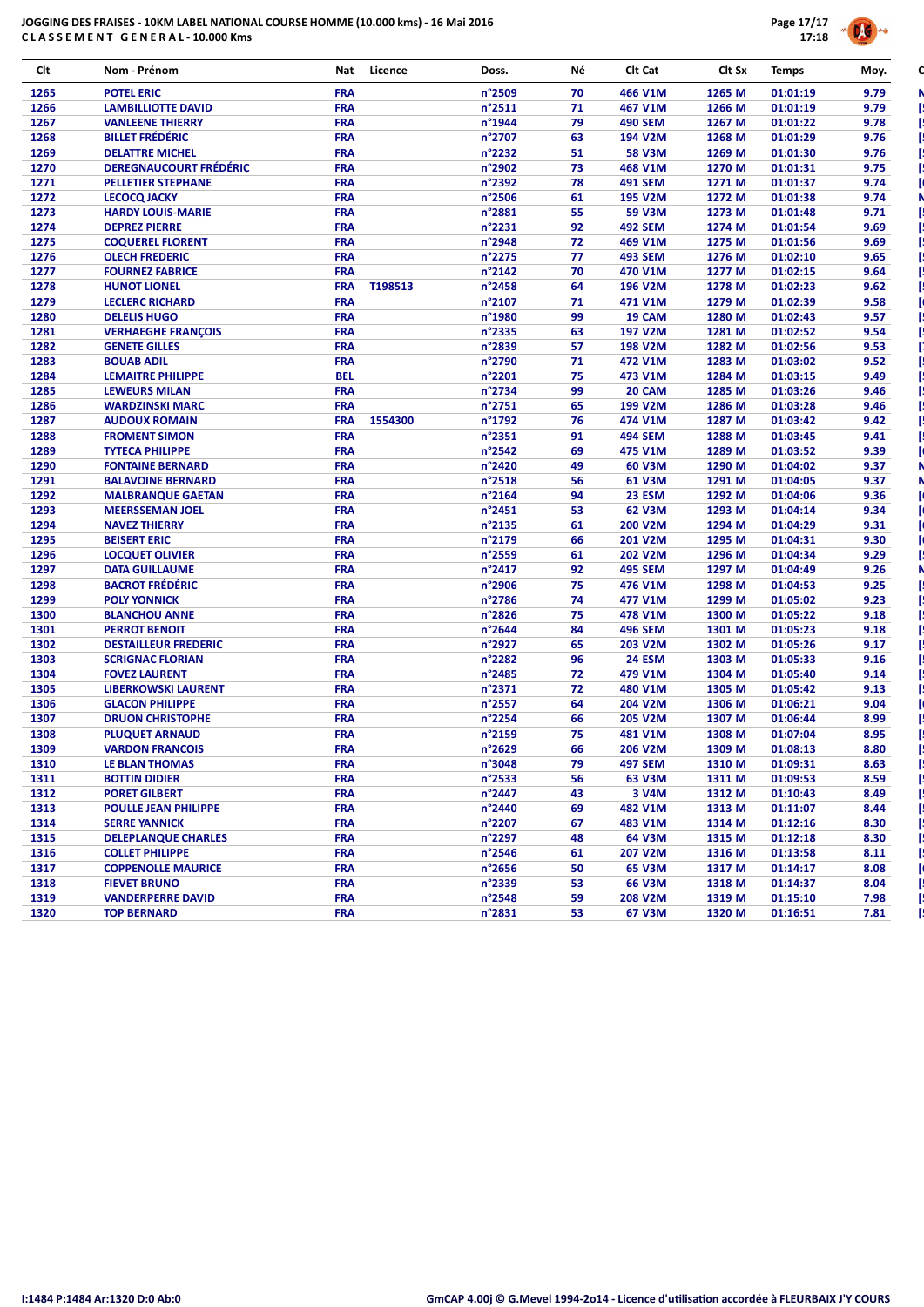JOGGING DES FRAISES - 10KM LABEL NATIONAL COURSE HOMME (10.000 kms) - 16 Mai 2016
C L A S S E M E N T   G E N E R A L - 10.000 Kms

| Clt | Nom - Prénom | Nat | Licence | Doss. | Né | Clt Cat | Clt Sx | Temps | Moy. |
|---|---|---|---|---|---|---|---|---|---|
| 1265 | POTEL ERIC | FRA | | n°2509 | 70 | 466 V1M | 1265 M | 01:01:19 | 9.79 |
| 1266 | LAMBILLIOTTE DAVID | FRA | | n°2511 | 71 | 467 V1M | 1266 M | 01:01:19 | 9.79 |
| 1267 | VANLEENE THIERRY | FRA | | n°1944 | 79 | 490 SEM | 1267 M | 01:01:22 | 9.78 |
| 1268 | BILLET FRÉDÉRIC | FRA | | n°2707 | 63 | 194 V2M | 1268 M | 01:01:29 | 9.76 |
| 1269 | DELATTRE MICHEL | FRA | | n°2232 | 51 | 58 V3M | 1269 M | 01:01:30 | 9.76 |
| 1270 | DEREGNAUCOURT FRÉDÉRIC | FRA | | n°2902 | 73 | 468 V1M | 1270 M | 01:01:31 | 9.75 |
| 1271 | PELLETIER STEPHANE | FRA | | n°2392 | 78 | 491 SEM | 1271 M | 01:01:37 | 9.74 |
| 1272 | LECOCQ JACKY | FRA | | n°2506 | 61 | 195 V2M | 1272 M | 01:01:38 | 9.74 |
| 1273 | HARDY LOUIS-MARIE | FRA | | n°2881 | 55 | 59 V3M | 1273 M | 01:01:48 | 9.71 |
| 1274 | DEPREZ PIERRE | FRA | | n°2231 | 92 | 492 SEM | 1274 M | 01:01:54 | 9.69 |
| 1275 | COQUEREL FLORENT | FRA | | n°2948 | 72 | 469 V1M | 1275 M | 01:01:56 | 9.69 |
| 1276 | OLECH FREDERIC | FRA | | n°2275 | 77 | 493 SEM | 1276 M | 01:02:10 | 9.65 |
| 1277 | FOURNEZ FABRICE | FRA | | n°2142 | 70 | 470 V1M | 1277 M | 01:02:15 | 9.64 |
| 1278 | HUNOT LIONEL | FRA | T198513 | n°2458 | 64 | 196 V2M | 1278 M | 01:02:23 | 9.62 |
| 1279 | LECLERC RICHARD | FRA | | n°2107 | 71 | 471 V1M | 1279 M | 01:02:39 | 9.58 |
| 1280 | DELELIS HUGO | FRA | | n°1980 | 99 | 19 CAM | 1280 M | 01:02:43 | 9.57 |
| 1281 | VERHAEGHE FRANÇOIS | FRA | | n°2335 | 63 | 197 V2M | 1281 M | 01:02:52 | 9.54 |
| 1282 | GENETE GILLES | FRA | | n°2839 | 57 | 198 V2M | 1282 M | 01:02:56 | 9.53 |
| 1283 | BOUAB ADIL | FRA | | n°2790 | 71 | 472 V1M | 1283 M | 01:03:02 | 9.52 |
| 1284 | LEMAITRE PHILIPPE | BEL | | n°2201 | 75 | 473 V1M | 1284 M | 01:03:15 | 9.49 |
| 1285 | LEWEURS MILAN | FRA | | n°2734 | 99 | 20 CAM | 1285 M | 01:03:26 | 9.46 |
| 1286 | WARDZINSKI MARC | FRA | | n°2751 | 65 | 199 V2M | 1286 M | 01:03:28 | 9.46 |
| 1287 | AUDOUX ROMAIN | FRA | 1554300 | n°1792 | 76 | 474 V1M | 1287 M | 01:03:42 | 9.42 |
| 1288 | FROMENT SIMON | FRA | | n°2351 | 91 | 494 SEM | 1288 M | 01:03:45 | 9.41 |
| 1289 | TYTECA PHILIPPE | FRA | | n°2542 | 69 | 475 V1M | 1289 M | 01:03:52 | 9.39 |
| 1290 | FONTAINE BERNARD | FRA | | n°2420 | 49 | 60 V3M | 1290 M | 01:04:02 | 9.37 |
| 1291 | BALAVOINE BERNARD | FRA | | n°2518 | 56 | 61 V3M | 1291 M | 01:04:05 | 9.37 |
| 1292 | MALBRANQUE GAETAN | FRA | | n°2164 | 94 | 23 ESM | 1292 M | 01:04:06 | 9.36 |
| 1293 | MEERSSEMAN JOEL | FRA | | n°2451 | 53 | 62 V3M | 1293 M | 01:04:14 | 9.34 |
| 1294 | NAVEZ THIERRY | FRA | | n°2135 | 61 | 200 V2M | 1294 M | 01:04:29 | 9.31 |
| 1295 | BEISERT ERIC | FRA | | n°2179 | 66 | 201 V2M | 1295 M | 01:04:31 | 9.30 |
| 1296 | LOCQUET OLIVIER | FRA | | n°2559 | 61 | 202 V2M | 1296 M | 01:04:34 | 9.29 |
| 1297 | DATA GUILLAUME | FRA | | n°2417 | 92 | 495 SEM | 1297 M | 01:04:49 | 9.26 |
| 1298 | BACROT FRÉDÉRIC | FRA | | n°2906 | 75 | 476 V1M | 1298 M | 01:04:53 | 9.25 |
| 1299 | POLY YONNICK | FRA | | n°2786 | 74 | 477 V1M | 1299 M | 01:05:02 | 9.23 |
| 1300 | BLANCHOU ANNE | FRA | | n°2826 | 75 | 478 V1M | 1300 M | 01:05:22 | 9.18 |
| 1301 | PERROT BENOIT | FRA | | n°2644 | 84 | 496 SEM | 1301 M | 01:05:23 | 9.18 |
| 1302 | DESTAILLEUR FREDERIC | FRA | | n°2927 | 65 | 203 V2M | 1302 M | 01:05:26 | 9.17 |
| 1303 | SCRIGNAC FLORIAN | FRA | | n°2282 | 96 | 24 ESM | 1303 M | 01:05:33 | 9.16 |
| 1304 | FOVEZ LAURENT | FRA | | n°2485 | 72 | 479 V1M | 1304 M | 01:05:40 | 9.14 |
| 1305 | LIBERKOWSKI LAURENT | FRA | | n°2371 | 72 | 480 V1M | 1305 M | 01:05:42 | 9.13 |
| 1306 | GLACON PHILIPPE | FRA | | n°2557 | 64 | 204 V2M | 1306 M | 01:06:21 | 9.04 |
| 1307 | DRUON CHRISTOPHE | FRA | | n°2254 | 66 | 205 V2M | 1307 M | 01:06:44 | 8.99 |
| 1308 | PLUQUET ARNAUD | FRA | | n°2159 | 75 | 481 V1M | 1308 M | 01:07:04 | 8.95 |
| 1309 | VARDON FRANCOIS | FRA | | n°2629 | 66 | 206 V2M | 1309 M | 01:08:13 | 8.80 |
| 1310 | LE BLAN THOMAS | FRA | | n°3048 | 79 | 497 SEM | 1310 M | 01:09:31 | 8.63 |
| 1311 | BOTTIN DIDIER | FRA | | n°2533 | 56 | 63 V3M | 1311 M | 01:09:53 | 8.59 |
| 1312 | PORET GILBERT | FRA | | n°2447 | 43 | 3 V4M | 1312 M | 01:10:43 | 8.49 |
| 1313 | POULLE JEAN PHILIPPE | FRA | | n°2440 | 69 | 482 V1M | 1313 M | 01:11:07 | 8.44 |
| 1314 | SERRE YANNICK | FRA | | n°2207 | 67 | 483 V1M | 1314 M | 01:12:16 | 8.30 |
| 1315 | DELEPLANQUE CHARLES | FRA | | n°2297 | 48 | 64 V3M | 1315 M | 01:12:18 | 8.30 |
| 1316 | COLLET PHILIPPE | FRA | | n°2546 | 61 | 207 V2M | 1316 M | 01:13:58 | 8.11 |
| 1317 | COPPENOLLE MAURICE | FRA | | n°2656 | 50 | 65 V3M | 1317 M | 01:14:17 | 8.08 |
| 1318 | FIEVET BRUNO | FRA | | n°2339 | 53 | 66 V3M | 1318 M | 01:14:37 | 8.04 |
| 1319 | VANDERPERRE DAVID | FRA | | n°2548 | 59 | 208 V2M | 1319 M | 01:15:10 | 7.98 |
| 1320 | TOP BERNARD | FRA | | n°2831 | 53 | 67 V3M | 1320 M | 01:16:51 | 7.81 |

I:1484 P:1484 Ar:1320 D:0 Ab:0

GmCAP 4.00j © G.Mevel 1994-2014 - Licence d'utilisation accordée à FLEURBAIX J'Y COURS